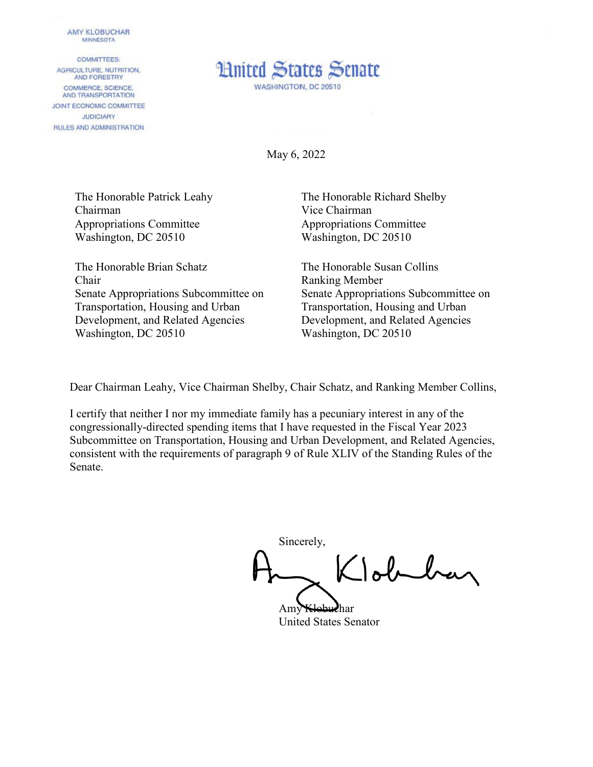AMY KLOBUCHAR
MINNESOTA

COMMITTEES:
AGRICULTURE, NUTRITION, AND FORESTRY
COMMERCE, SCIENCE, AND TRANSPORTATION
JOINT ECONOMIC COMMITTEE
JUDICIARY
RULES AND ADMINISTRATION

# United States Senate

WASHINGTON, DC 20510

May 6, 2022

The Honorable Patrick Leahy
Chairman
Appropriations Committee
Washington, DC 20510

The Honorable Richard Shelby
Vice Chairman
Appropriations Committee
Washington, DC 20510

The Honorable Brian Schatz
Chair
Senate Appropriations Subcommittee on Transportation, Housing and Urban Development, and Related Agencies
Washington, DC 20510

The Honorable Susan Collins
Ranking Member
Senate Appropriations Subcommittee on Transportation, Housing and Urban Development, and Related Agencies
Washington, DC 20510

Dear Chairman Leahy, Vice Chairman Shelby, Chair Schatz, and Ranking Member Collins,

I certify that neither I nor my immediate family has a pecuniary interest in any of the congressionally-directed spending items that I have requested in the Fiscal Year 2023 Subcommittee on Transportation, Housing and Urban Development, and Related Agencies, consistent with the requirements of paragraph 9 of Rule XLIV of the Standing Rules of the Senate.

Sincerely,

Amy Klobuchar
United States Senator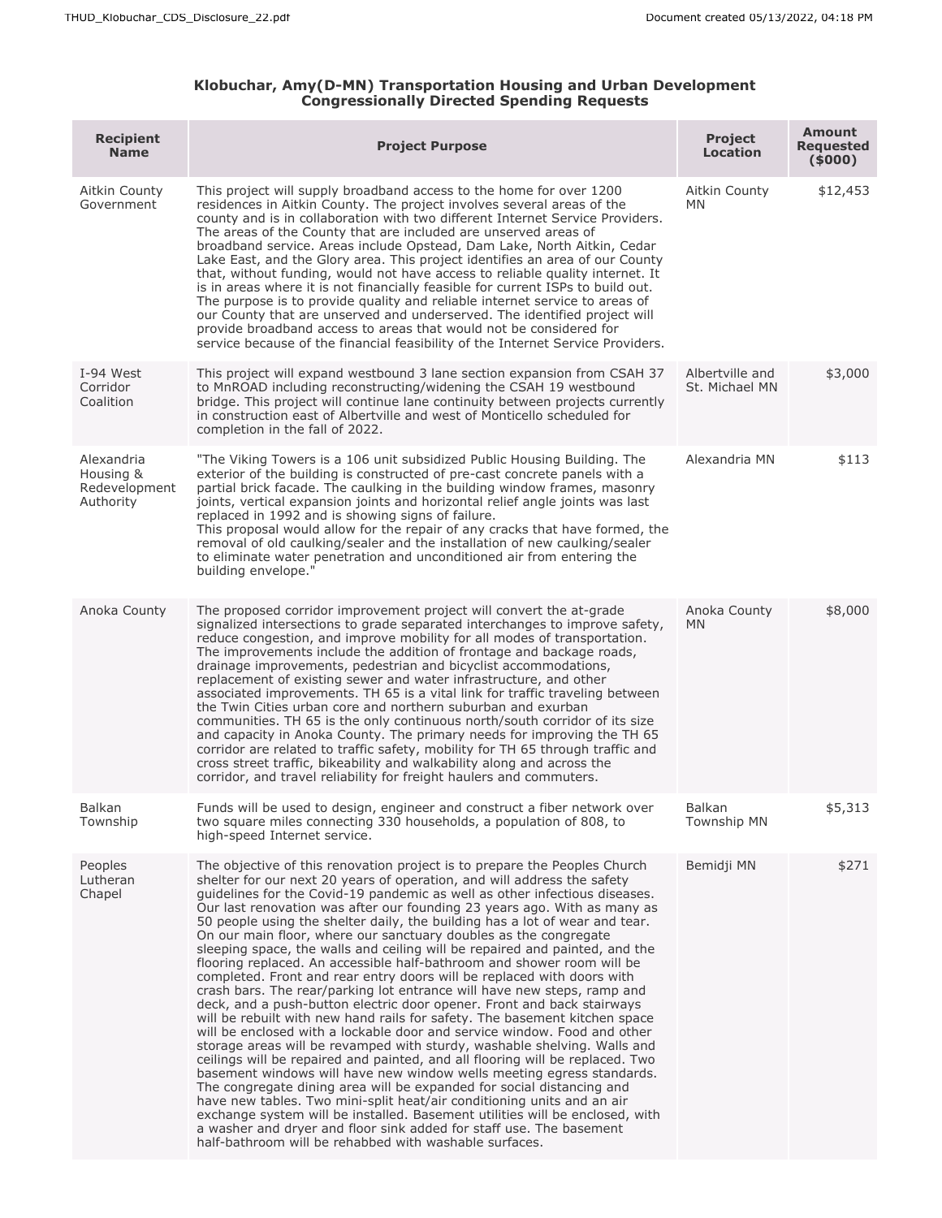## Klobuchar, Amy(D-MN) Transportation Housing and Urban Development Congressionally Directed Spending Requests

| Recipient Name | Project Purpose | Project Location | Amount Requested ($000) |
|---|---|---|---|
| Aitkin County Government | This project will supply broadband access to the home for over 1200 residences in Aitkin County. The project involves several areas of the county and is in collaboration with two different Internet Service Providers. The areas of the County that are included are unserved areas of broadband service. Areas include Opstead, Dam Lake, North Aitkin, Cedar Lake East, and the Glory area. This project identifies an area of our County that, without funding, would not have access to reliable quality internet. It is in areas where it is not financially feasible for current ISPs to build out. The purpose is to provide quality and reliable internet service to areas of our County that are unserved and underserved. The identified project will provide broadband access to areas that would not be considered for service because of the financial feasibility of the Internet Service Providers. | Aitkin County MN | $12,453 |
| I-94 West Corridor Coalition | This project will expand westbound 3 lane section expansion from CSAH 37 to MnROAD including reconstructing/widening the CSAH 19 westbound bridge. This project will continue lane continuity between projects currently in construction east of Albertville and west of Monticello scheduled for completion in the fall of 2022. | Albertville and St. Michael MN | $3,000 |
| Alexandria Housing & Redevelopment Authority | "The Viking Towers is a 106 unit subsidized Public Housing Building. The exterior of the building is constructed of pre-cast concrete panels with a partial brick facade. The caulking in the building window frames, masonry joints, vertical expansion joints and horizontal relief angle joints was last replaced in 1992 and is showing signs of failure.<br>This proposal would allow for the repair of any cracks that have formed, the removal of old caulking/sealer and the installation of new caulking/sealer to eliminate water penetration and unconditioned air from entering the building envelope." | Alexandria MN | $113 |
| Anoka County | The proposed corridor improvement project will convert the at-grade signalized intersections to grade separated interchanges to improve safety, reduce congestion, and improve mobility for all modes of transportation. The improvements include the addition of frontage and backage roads, drainage improvements, pedestrian and bicyclist accommodations, replacement of existing sewer and water infrastructure, and other associated improvements. TH 65 is a vital link for traffic traveling between the Twin Cities urban core and northern suburban and exurban communities. TH 65 is the only continuous north/south corridor of its size and capacity in Anoka County. The primary needs for improving the TH 65 corridor are related to traffic safety, mobility for TH 65 through traffic and cross street traffic, bikeability and walkability along and across the corridor, and travel reliability for freight haulers and commuters. | Anoka County MN | $8,000 |
| Balkan Township | Funds will be used to design, engineer and construct a fiber network over two square miles connecting 330 households, a population of 808, to high-speed Internet service. | Balkan Township MN | $5,313 |
| Peoples Lutheran Chapel | The objective of this renovation project is to prepare the Peoples Church shelter for our next 20 years of operation, and will address the safety guidelines for the Covid-19 pandemic as well as other infectious diseases. Our last renovation was after our founding 23 years ago. With as many as 50 people using the shelter daily, the building has a lot of wear and tear. On our main floor, where our sanctuary doubles as the congregate sleeping space, the walls and ceiling will be repaired and painted, and the flooring replaced. An accessible half-bathroom and shower room will be completed. Front and rear entry doors will be replaced with doors with crash bars. The rear/parking lot entrance will have new steps, ramp and deck, and a push-button electric door opener. Front and back stairways will be rebuilt with new hand rails for safety. The basement kitchen space will be enclosed with a lockable door and service window. Food and other storage areas will be revamped with sturdy, washable shelving. Walls and ceilings will be repaired and painted, and all flooring will be replaced. Two basement windows will have new window wells meeting egress standards. The congregate dining area will be expanded for social distancing and have new tables. Two mini-split heat/air conditioning units and an air exchange system will be installed. Basement utilities will be enclosed, with a washer and dryer and floor sink added for staff use. The basement half-bathroom will be rehabbed with washable surfaces. | Bemidji MN | $271 |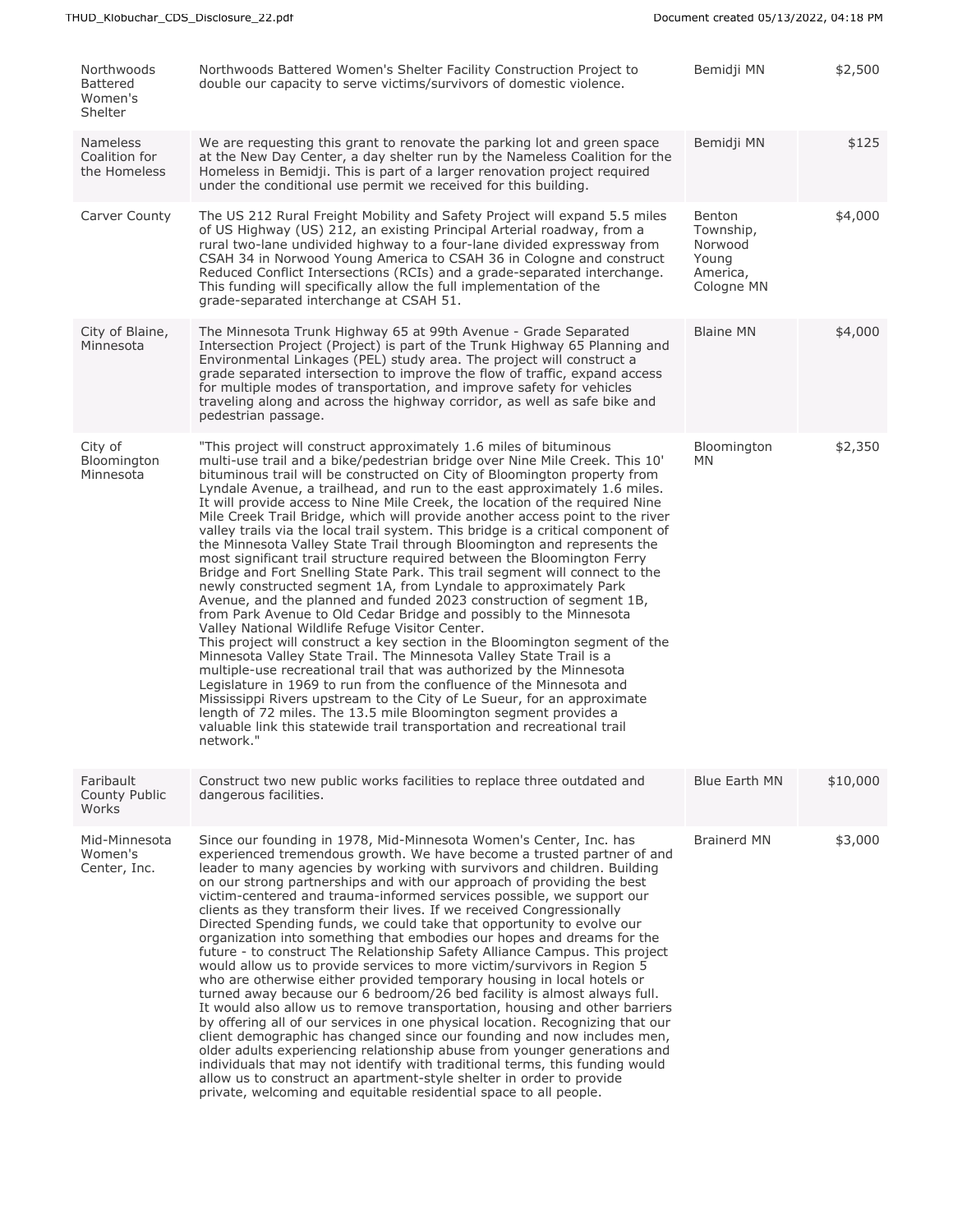| | | | |
|---|---|---|---|
| Northwoods Battered Women's Shelter | Northwoods Battered Women's Shelter Facility Construction Project to double our capacity to serve victims/survivors of domestic violence. | Bemidji MN | $2,500 |
| Nameless Coalition for the Homeless | We are requesting this grant to renovate the parking lot and green space at the New Day Center, a day shelter run by the Nameless Coalition for the Homeless in Bemidji. This is part of a larger renovation project required under the conditional use permit we received for this building. | Bemidji MN | $125 |
| Carver County | The US 212 Rural Freight Mobility and Safety Project will expand 5.5 miles of US Highway (US) 212, an existing Principal Arterial roadway, from a rural two-lane undivided highway to a four-lane divided expressway from CSAH 34 in Norwood Young America to CSAH 36 in Cologne and construct Reduced Conflict Intersections (RCIs) and a grade-separated interchange. This funding will specifically allow the full implementation of the grade-separated interchange at CSAH 51. | Benton Township, Norwood Young America, Cologne MN | $4,000 |
| City of Blaine, Minnesota | The Minnesota Trunk Highway 65 at 99th Avenue - Grade Separated Intersection Project (Project) is part of the Trunk Highway 65 Planning and Environmental Linkages (PEL) study area. The project will construct a grade separated intersection to improve the flow of traffic, expand access for multiple modes of transportation, and improve safety for vehicles traveling along and across the highway corridor, as well as safe bike and pedestrian passage. | Blaine MN | $4,000 |
| City of Bloomington Minnesota | "This project will construct approximately 1.6 miles of bituminous multi-use trail and a bike/pedestrian bridge over Nine Mile Creek. This 10' bituminous trail will be constructed on City of Bloomington property from Lyndale Avenue, a trailhead, and run to the east approximately 1.6 miles. It will provide access to Nine Mile Creek, the location of the required Nine Mile Creek Trail Bridge, which will provide another access point to the river valley trails via the local trail system. This bridge is a critical component of the Minnesota Valley State Trail through Bloomington and represents the most significant trail structure required between the Bloomington Ferry Bridge and Fort Snelling State Park. This trail segment will connect to the newly constructed segment 1A, from Lyndale to approximately Park Avenue, and the planned and funded 2023 construction of segment 1B, from Park Avenue to Old Cedar Bridge and possibly to the Minnesota Valley National Wildlife Refuge Visitor Center.<br>This project will construct a key section in the Bloomington segment of the Minnesota Valley State Trail. The Minnesota Valley State Trail is a multiple-use recreational trail that was authorized by the Minnesota Legislature in 1969 to run from the confluence of the Minnesota and Mississippi Rivers upstream to the City of Le Sueur, for an approximate length of 72 miles. The 13.5 mile Bloomington segment provides a valuable link this statewide trail transportation and recreational trail network." | Bloomington MN | $2,350 |
| Faribault County Public Works | Construct two new public works facilities to replace three outdated and dangerous facilities. | Blue Earth MN | $10,000 |
| Mid-Minnesota Women's Center, Inc. | Since our founding in 1978, Mid-Minnesota Women's Center, Inc. has experienced tremendous growth. We have become a trusted partner of and leader to many agencies by working with survivors and children. Building on our strong partnerships and with our approach of providing the best victim-centered and trauma-informed services possible, we support our clients as they transform their lives. If we received Congressionally Directed Spending funds, we could take that opportunity to evolve our organization into something that embodies our hopes and dreams for the future - to construct The Relationship Safety Alliance Campus. This project would allow us to provide services to more victim/survivors in Region 5 who are otherwise either provided temporary housing in local hotels or turned away because our 6 bedroom/26 bed facility is almost always full. It would also allow us to remove transportation, housing and other barriers by offering all of our services in one physical location. Recognizing that our client demographic has changed since our founding and now includes men, older adults experiencing relationship abuse from younger generations and individuals that may not identify with traditional terms, this funding would allow us to construct an apartment-style shelter in order to provide private, welcoming and equitable residential space to all people. | Brainerd MN | $3,000 |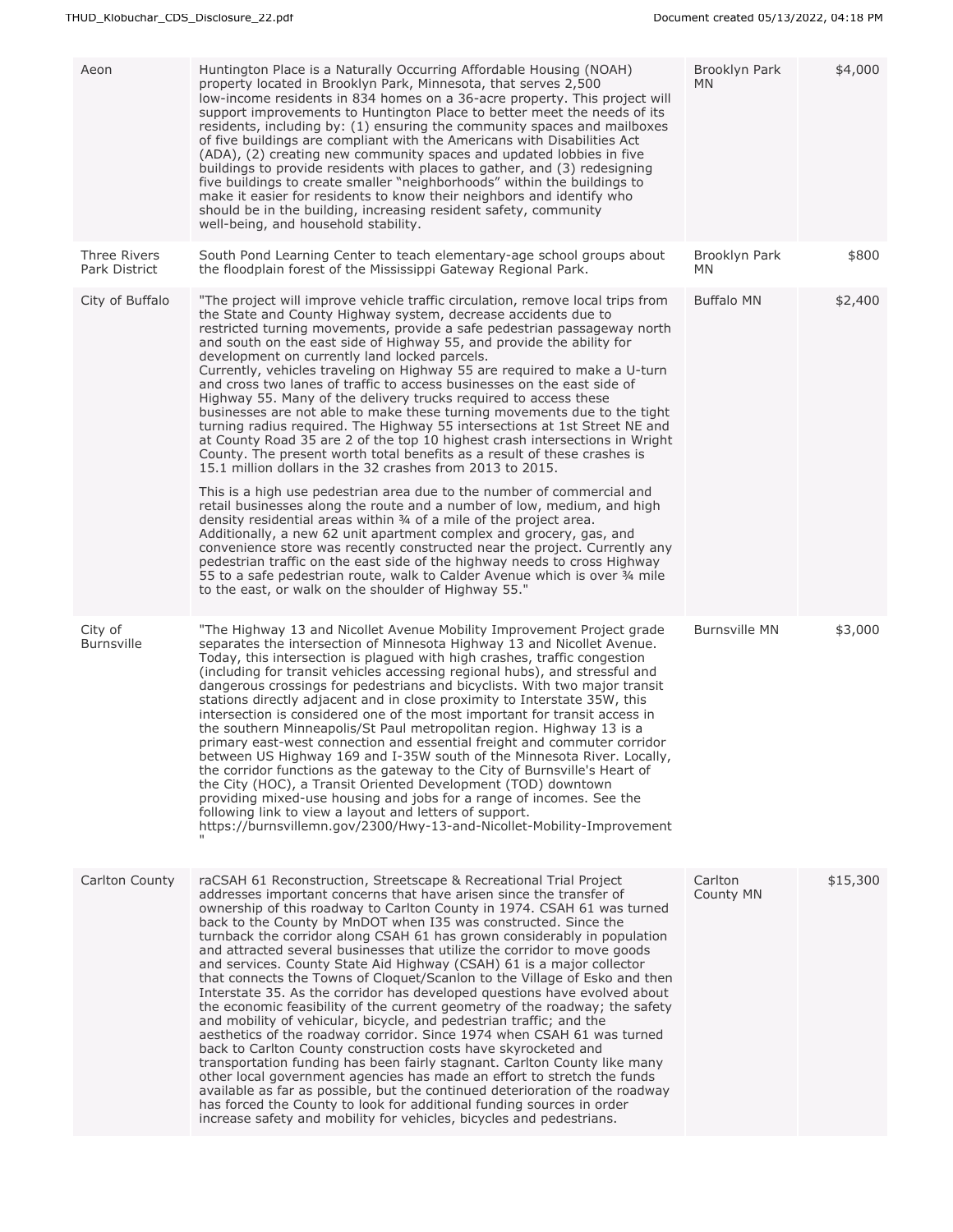| | | | |
|---|---|---|---|
| Aeon | Huntington Place is a Naturally Occurring Affordable Housing (NOAH) property located in Brooklyn Park, Minnesota, that serves 2,500 low-income residents in 834 homes on a 36-acre property. This project will support improvements to Huntington Place to better meet the needs of its residents, including by: (1) ensuring the community spaces and mailboxes of five buildings are compliant with the Americans with Disabilities Act (ADA), (2) creating new community spaces and updated lobbies in five buildings to provide residents with places to gather, and (3) redesigning five buildings to create smaller "neighborhoods" within the buildings to make it easier for residents to know their neighbors and identify who should be in the building, increasing resident safety, community well-being, and household stability. | Brooklyn Park MN | $4,000 |
| Three Rivers Park District | South Pond Learning Center to teach elementary-age school groups about the floodplain forest of the Mississippi Gateway Regional Park. | Brooklyn Park MN | $800 |
| City of Buffalo | "The project will improve vehicle traffic circulation, remove local trips from the State and County Highway system, decrease accidents due to restricted turning movements, provide a safe pedestrian passageway north and south on the east side of Highway 55, and provide the ability for development on currently land locked parcels. Currently, vehicles traveling on Highway 55 are required to make a U-turn and cross two lanes of traffic to access businesses on the east side of Highway 55. Many of the delivery trucks required to access these businesses are not able to make these turning movements due to the tight turning radius required. The Highway 55 intersections at 1st Street NE and at County Road 35 are 2 of the top 10 highest crash intersections in Wright County. The present worth total benefits as a result of these crashes is 15.1 million dollars in the 32 crashes from 2013 to 2015.<br><br>This is a high use pedestrian area due to the number of commercial and retail businesses along the route and a number of low, medium, and high density residential areas within ¾ of a mile of the project area. Additionally, a new 62 unit apartment complex and grocery, gas, and convenience store was recently constructed near the project. Currently any pedestrian traffic on the east side of the highway needs to cross Highway 55 to a safe pedestrian route, walk to Calder Avenue which is over ¾ mile to the east, or walk on the shoulder of Highway 55." | Buffalo MN | $2,400 |
| City of Burnsville | "The Highway 13 and Nicollet Avenue Mobility Improvement Project grade separates the intersection of Minnesota Highway 13 and Nicollet Avenue. Today, this intersection is plagued with high crashes, traffic congestion (including for transit vehicles accessing regional hubs), and stressful and dangerous crossings for pedestrians and bicyclists. With two major transit stations directly adjacent and in close proximity to Interstate 35W, this intersection is considered one of the most important for transit access in the southern Minneapolis/St Paul metropolitan region. Highway 13 is a primary east-west connection and essential freight and commuter corridor between US Highway 169 and I-35W south of the Minnesota River. Locally, the corridor functions as the gateway to the City of Burnsville's Heart of the City (HOC), a Transit Oriented Development (TOD) downtown providing mixed-use housing and jobs for a range of incomes. See the following link to view a layout and letters of support. https://burnsvillemn.gov/2300/Hwy-13-and-Nicollet-Mobility-Improvement" | Burnsville MN | $3,000 |
| Carlton County | raCSAH 61 Reconstruction, Streetscape & Recreational Trial Project addresses important concerns that have arisen since the transfer of ownership of this roadway to Carlton County in 1974. CSAH 61 was turned back to the County by MnDOT when I35 was constructed. Since the turnback the corridor along CSAH 61 has grown considerably in population and attracted several businesses that utilize the corridor to move goods and services. County State Aid Highway (CSAH) 61 is a major collector that connects the Towns of Cloquet/Scanlon to the Village of Esko and then Interstate 35. As the corridor has developed questions have evolved about the economic feasibility of the current geometry of the roadway; the safety and mobility of vehicular, bicycle, and pedestrian traffic; and the aesthetics of the roadway corridor. Since 1974 when CSAH 61 was turned back to Carlton County construction costs have skyrocketed and transportation funding has been fairly stagnant. Carlton County like many other local government agencies has made an effort to stretch the funds available as far as possible, but the continued deterioration of the roadway has forced the County to look for additional funding sources in order increase safety and mobility for vehicles, bicycles and pedestrians. | Carlton County MN | $15,300 |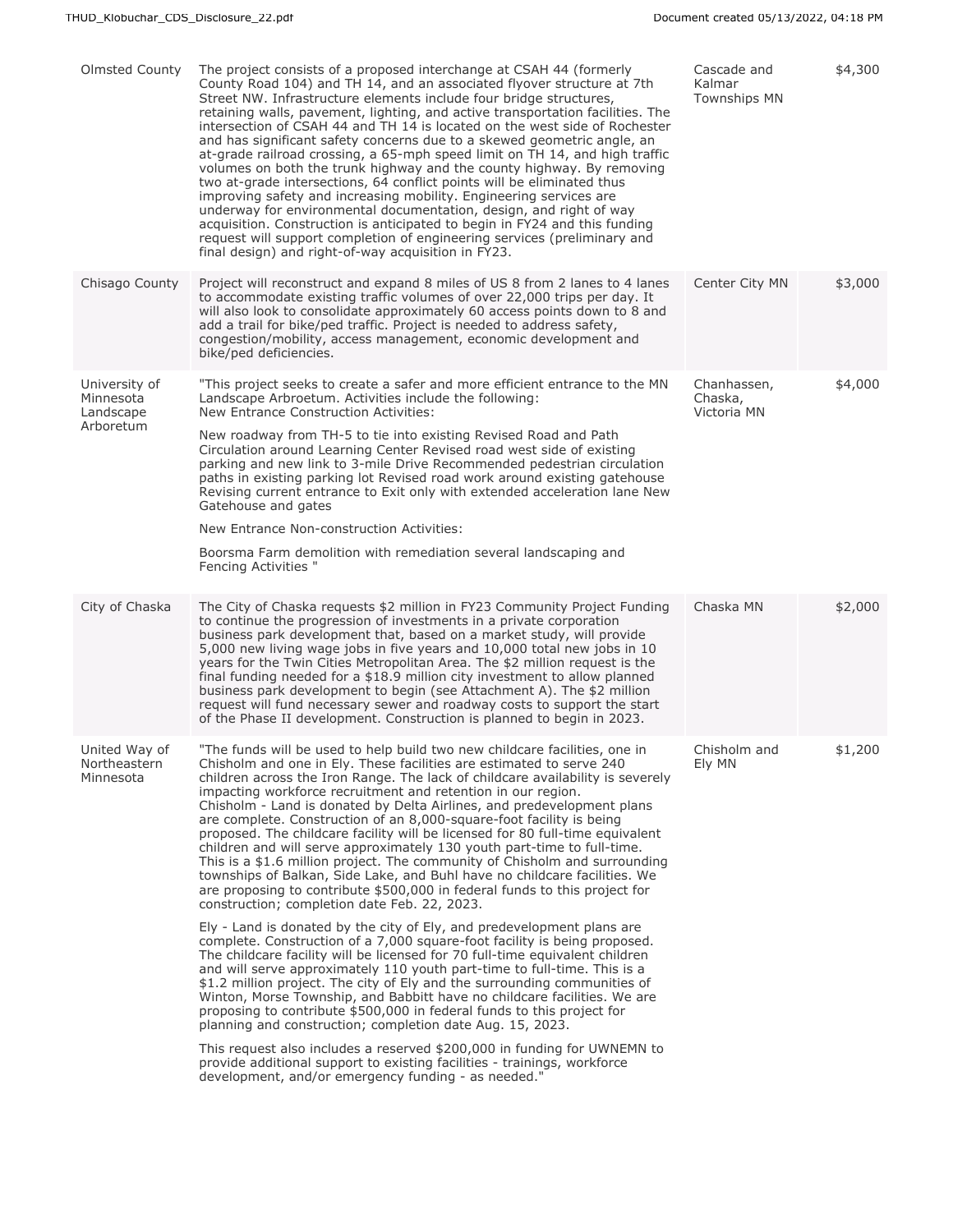| | | | |
|---|---|---|---|
| Olmsted County | The project consists of a proposed interchange at CSAH 44 (formerly County Road 104) and TH 14, and an associated flyover structure at 7th Street NW. Infrastructure elements include four bridge structures, retaining walls, pavement, lighting, and active transportation facilities. The intersection of CSAH 44 and TH 14 is located on the west side of Rochester and has significant safety concerns due to a skewed geometric angle, an at-grade railroad crossing, a 65-mph speed limit on TH 14, and high traffic volumes on both the trunk highway and the county highway. By removing two at-grade intersections, 64 conflict points will be eliminated thus improving safety and increasing mobility. Engineering services are underway for environmental documentation, design, and right of way acquisition. Construction is anticipated to begin in FY24 and this funding request will support completion of engineering services (preliminary and final design) and right-of-way acquisition in FY23. | Cascade and Kalmar Townships MN | $4,300 |
| Chisago County | Project will reconstruct and expand 8 miles of US 8 from 2 lanes to 4 lanes to accommodate existing traffic volumes of over 22,000 trips per day. It will also look to consolidate approximately 60 access points down to 8 and add a trail for bike/ped traffic. Project is needed to address safety, congestion/mobility, access management, economic development and bike/ped deficiencies. | Center City MN | $3,000 |
| University of Minnesota Landscape Arboretum | "This project seeks to create a safer and more efficient entrance to the MN Landscape Arbroetum. Activities include the following: New Entrance Construction Activities:<br><br>New roadway from TH-5 to tie into existing Revised Road and Path Circulation around Learning Center Revised road west side of existing parking and new link to 3-mile Drive Recommended pedestrian circulation paths in existing parking lot Revised road work around existing gatehouse Revising current entrance to Exit only with extended acceleration lane New Gatehouse and gates<br><br>New Entrance Non-construction Activities:<br><br>Boorsma Farm demolition with remediation several landscaping and Fencing Activities " | Chanhassen, Chaska, Victoria MN | $4,000 |
| City of Chaska | The City of Chaska requests $2 million in FY23 Community Project Funding to continue the progression of investments in a private corporation business park development that, based on a market study, will provide 5,000 new living wage jobs in five years and 10,000 total new jobs in 10 years for the Twin Cities Metropolitan Area. The $2 million request is the final funding needed for a $18.9 million city investment to allow planned business park development to begin (see Attachment A). The $2 million request will fund necessary sewer and roadway costs to support the start of the Phase II development. Construction is planned to begin in 2023. | Chaska MN | $2,000 |
| United Way of Northeastern Minnesota | "The funds will be used to help build two new childcare facilities, one in Chisholm and one in Ely. These facilities are estimated to serve 240 children across the Iron Range. The lack of childcare availability is severely impacting workforce recruitment and retention in our region. Chisholm - Land is donated by Delta Airlines, and predevelopment plans are complete. Construction of an 8,000-square-foot facility is being proposed. The childcare facility will be licensed for 80 full-time equivalent children and will serve approximately 130 youth part-time to full-time. This is a $1.6 million project. The community of Chisholm and surrounding townships of Balkan, Side Lake, and Buhl have no childcare facilities. We are proposing to contribute $500,000 in federal funds to this project for construction; completion date Feb. 22, 2023.<br><br>Ely - Land is donated by the city of Ely, and predevelopment plans are complete. Construction of a 7,000 square-foot facility is being proposed. The childcare facility will be licensed for 70 full-time equivalent children and will serve approximately 110 youth part-time to full-time. This is a $1.2 million project. The city of Ely and the surrounding communities of Winton, Morse Township, and Babbitt have no childcare facilities. We are proposing to contribute $500,000 in federal funds to this project for planning and construction; completion date Aug. 15, 2023.<br><br>This request also includes a reserved $200,000 in funding for UWNEMN to provide additional support to existing facilities - trainings, workforce development, and/or emergency funding - as needed." | Chisholm and Ely MN | $1,200 |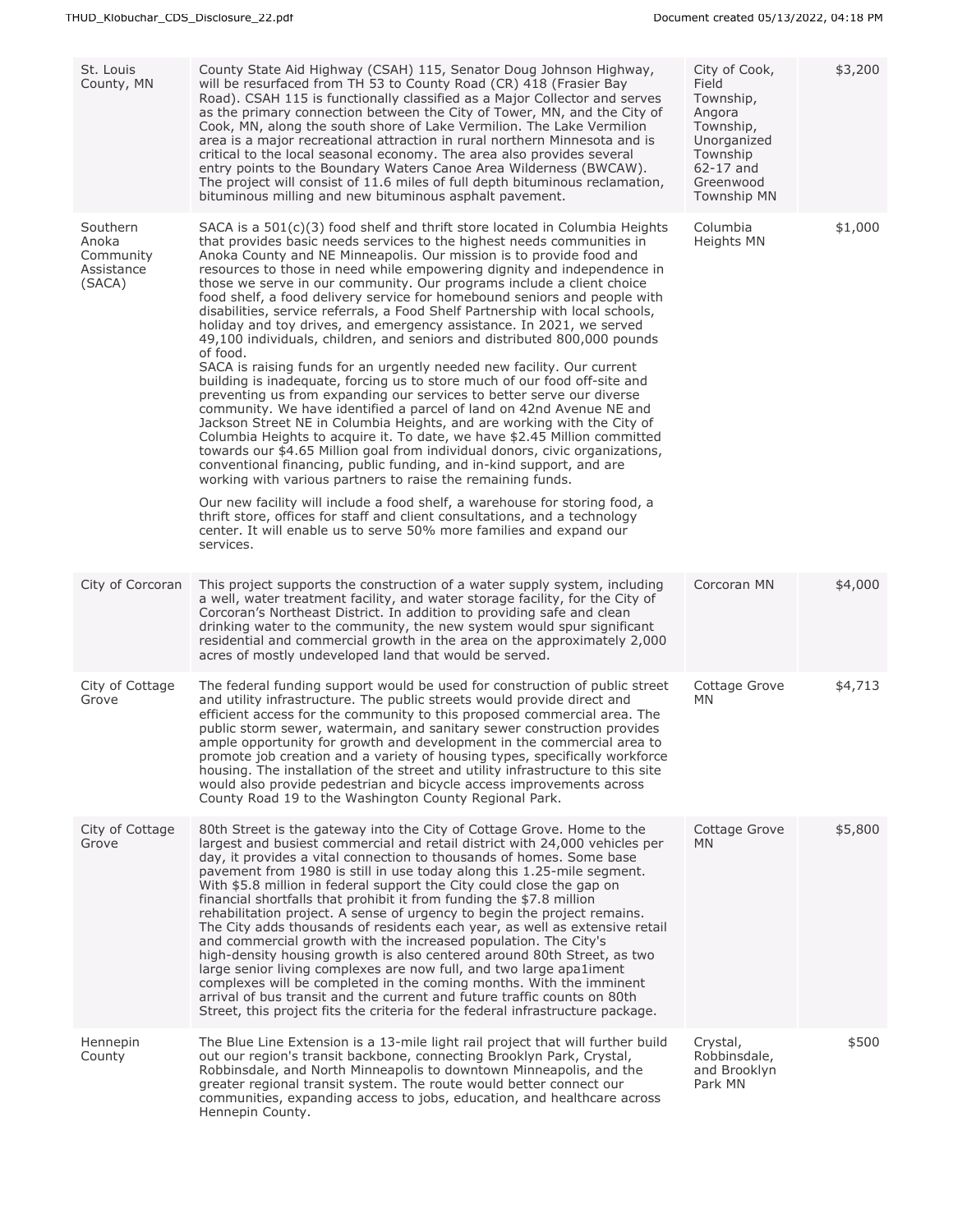| St. Louis County, MN | County State Aid Highway (CSAH) 115, Senator Doug Johnson Highway, will be resurfaced from TH 53 to County Road (CR) 418 (Frasier Bay Road). CSAH 115 is functionally classified as a Major Collector and serves as the primary connection between the City of Tower, MN, and the City of Cook, MN, along the south shore of Lake Vermilion. The Lake Vermilion area is a major recreational attraction in rural northern Minnesota and is critical to the local seasonal economy. The area also provides several entry points to the Boundary Waters Canoe Area Wilderness (BWCAW). The project will consist of 11.6 miles of full depth bituminous reclamation, bituminous milling and new bituminous asphalt pavement. | City of Cook, Field Township, Angora Township, Unorganized Township 62-17 and Greenwood Township MN | $3,200 |
|---|---|---|---|
| Southern Anoka Community Assistance (SACA) | SACA is a 501(c)(3) food shelf and thrift store located in Columbia Heights that provides basic needs services to the highest needs communities in Anoka County and NE Minneapolis. Our mission is to provide food and resources to those in need while empowering dignity and independence in those we serve in our community. Our programs include a client choice food shelf, a food delivery service for homebound seniors and people with disabilities, service referrals, a Food Shelf Partnership with local schools, holiday and toy drives, and emergency assistance. In 2021, we served 49,100 individuals, children, and seniors and distributed 800,000 pounds of food.<br>SACA is raising funds for an urgently needed new facility. Our current building is inadequate, forcing us to store much of our food off-site and preventing us from expanding our services to better serve our diverse community. We have identified a parcel of land on 42nd Avenue NE and Jackson Street NE in Columbia Heights, and are working with the City of Columbia Heights to acquire it. To date, we have $2.45 Million committed towards our $4.65 Million goal from individual donors, civic organizations, conventional financing, public funding, and in-kind support, and are working with various partners to raise the remaining funds.<br><br>Our new facility will include a food shelf, a warehouse for storing food, a thrift store, offices for staff and client consultations, and a technology center. It will enable us to serve 50% more families and expand our services. | Columbia Heights MN | $1,000 |
| City of Corcoran | This project supports the construction of a water supply system, including a well, water treatment facility, and water storage facility, for the City of Corcoran's Northeast District. In addition to providing safe and clean drinking water to the community, the new system would spur significant residential and commercial growth in the area on the approximately 2,000 acres of mostly undeveloped land that would be served. | Corcoran MN | $4,000 |
| City of Cottage Grove | The federal funding support would be used for construction of public street and utility infrastructure. The public streets would provide direct and efficient access for the community to this proposed commercial area. The public storm sewer, watermain, and sanitary sewer construction provides ample opportunity for growth and development in the commercial area to promote job creation and a variety of housing types, specifically workforce housing. The installation of the street and utility infrastructure to this site would also provide pedestrian and bicycle access improvements across County Road 19 to the Washington County Regional Park. | Cottage Grove MN | $4,713 |
| City of Cottage Grove | 80th Street is the gateway into the City of Cottage Grove. Home to the largest and busiest commercial and retail district with 24,000 vehicles per day, it provides a vital connection to thousands of homes. Some base pavement from 1980 is still in use today along this 1.25-mile segment. With $5.8 million in federal support the City could close the gap on financial shortfalls that prohibit it from funding the $7.8 million rehabilitation project. A sense of urgency to begin the project remains. The City adds thousands of residents each year, as well as extensive retail and commercial growth with the increased population. The City's high-density housing growth is also centered around 80th Street, as two large senior living complexes are now full, and two large apa1iment complexes will be completed in the coming months. With the imminent arrival of bus transit and the current and future traffic counts on 80th Street, this project fits the criteria for the federal infrastructure package. | Cottage Grove MN | $5,800 |
| Hennepin County | The Blue Line Extension is a 13-mile light rail project that will further build out our region's transit backbone, connecting Brooklyn Park, Crystal, Robbinsdale, and North Minneapolis to downtown Minneapolis, and the greater regional transit system. The route would better connect our communities, expanding access to jobs, education, and healthcare across Hennepin County. | Crystal, Robbinsdale, and Brooklyn Park MN | $500 |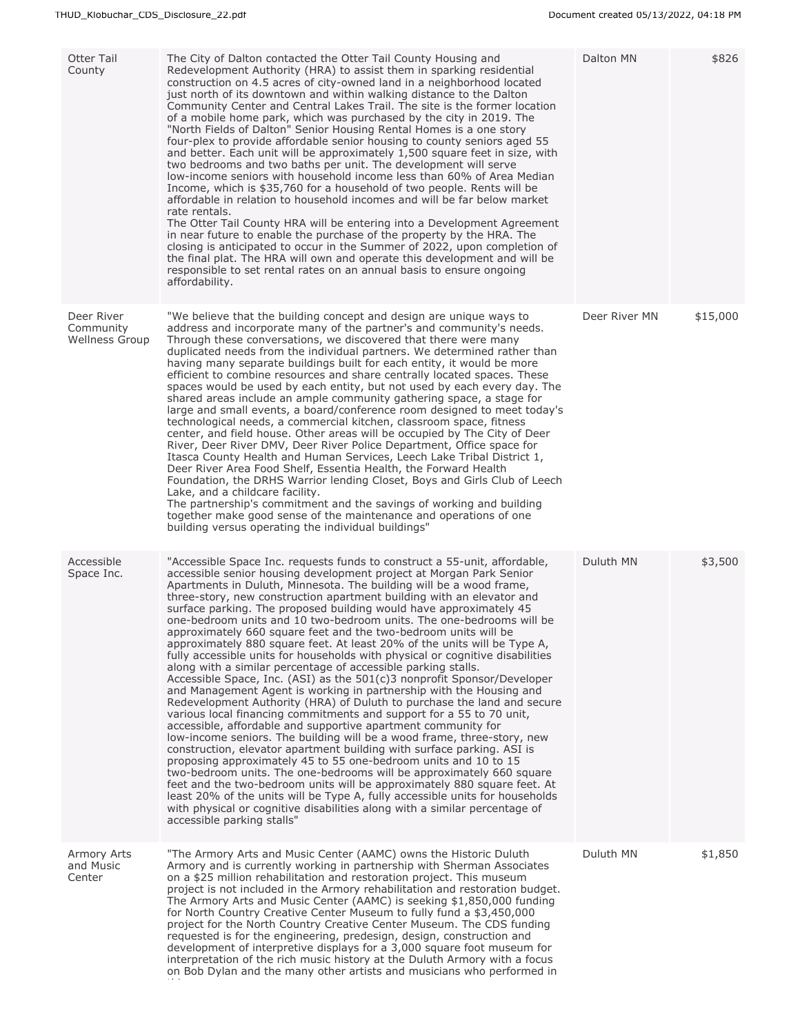| | | | |
|---|---|---|---|
| Otter Tail County | The City of Dalton contacted the Otter Tail County Housing and Redevelopment Authority (HRA) to assist them in sparking residential construction on 4.5 acres of city-owned land in a neighborhood located just north of its downtown and within walking distance to the Dalton Community Center and Central Lakes Trail. The site is the former location of a mobile home park, which was purchased by the city in 2019. The "North Fields of Dalton" Senior Housing Rental Homes is a one story four-plex to provide affordable senior housing to county seniors aged 55 and better. Each unit will be approximately 1,500 square feet in size, with two bedrooms and two baths per unit. The development will serve low-income seniors with household income less than 60% of Area Median Income, which is $35,760 for a household of two people. Rents will be affordable in relation to household incomes and will be far below market rate rentals.<br>The Otter Tail County HRA will be entering into a Development Agreement in near future to enable the purchase of the property by the HRA. The closing is anticipated to occur in the Summer of 2022, upon completion of the final plat. The HRA will own and operate this development and will be responsible to set rental rates on an annual basis to ensure ongoing affordability. | Dalton MN | $826 |
| Deer River Community Wellness Group | "We believe that the building concept and design are unique ways to address and incorporate many of the partner's and community's needs. Through these conversations, we discovered that there were many duplicated needs from the individual partners. We determined rather than having many separate buildings built for each entity, it would be more efficient to combine resources and share centrally located spaces. These spaces would be used by each entity, but not used by each every day. The shared areas include an ample community gathering space, a stage for large and small events, a board/conference room designed to meet today's technological needs, a commercial kitchen, classroom space, fitness center, and field house. Other areas will be occupied by The City of Deer River, Deer River DMV, Deer River Police Department, Office space for Itasca County Health and Human Services, Leech Lake Tribal District 1, Deer River Area Food Shelf, Essentia Health, the Forward Health Foundation, the DRHS Warrior lending Closet, Boys and Girls Club of Leech Lake, and a childcare facility.<br>The partnership's commitment and the savings of working and building together make good sense of the maintenance and operations of one building versus operating the individual buildings" | Deer River MN | $15,000 |
| Accessible Space Inc. | "Accessible Space Inc. requests funds to construct a 55-unit, affordable, accessible senior housing development project at Morgan Park Senior Apartments in Duluth, Minnesota. The building will be a wood frame, three-story, new construction apartment building with an elevator and surface parking. The proposed building would have approximately 45 one-bedroom units and 10 two-bedroom units. The one-bedrooms will be approximately 660 square feet and the two-bedroom units will be approximately 880 square feet. At least 20% of the units will be Type A, fully accessible units for households with physical or cognitive disabilities along with a similar percentage of accessible parking stalls.<br>Accessible Space, Inc. (ASI) as the 501(c)3 nonprofit Sponsor/Developer and Management Agent is working in partnership with the Housing and Redevelopment Authority (HRA) of Duluth to purchase the land and secure various local financing commitments and support for a 55 to 70 unit, accessible, affordable and supportive apartment community for low-income seniors. The building will be a wood frame, three-story, new construction, elevator apartment building with surface parking. ASI is proposing approximately 45 to 55 one-bedroom units and 10 to 15 two-bedroom units. The one-bedrooms will be approximately 660 square feet and the two-bedroom units will be approximately 880 square feet. At least 20% of the units will be Type A, fully accessible units for households with physical or cognitive disabilities along with a similar percentage of accessible parking stalls" | Duluth MN | $3,500 |
| Armory Arts and Music Center | "The Armory Arts and Music Center (AAMC) owns the Historic Duluth Armory and is currently working in partnership with Sherman Associates on a $25 million rehabilitation and restoration project. This museum project is not included in the Armory rehabilitation and restoration budget. The Armory Arts and Music Center (AAMC) is seeking $1,850,000 funding for North Country Creative Center Museum to fully fund a $3,450,000 project for the North Country Creative Center Museum. The CDS funding requested is for the engineering, predesign, design, construction and development of interpretive displays for a 3,000 square foot museum for interpretation of the rich music history at the Duluth Armory with a focus on Bob Dylan and the many other artists and musicians who performed in | Duluth MN | $1,850 |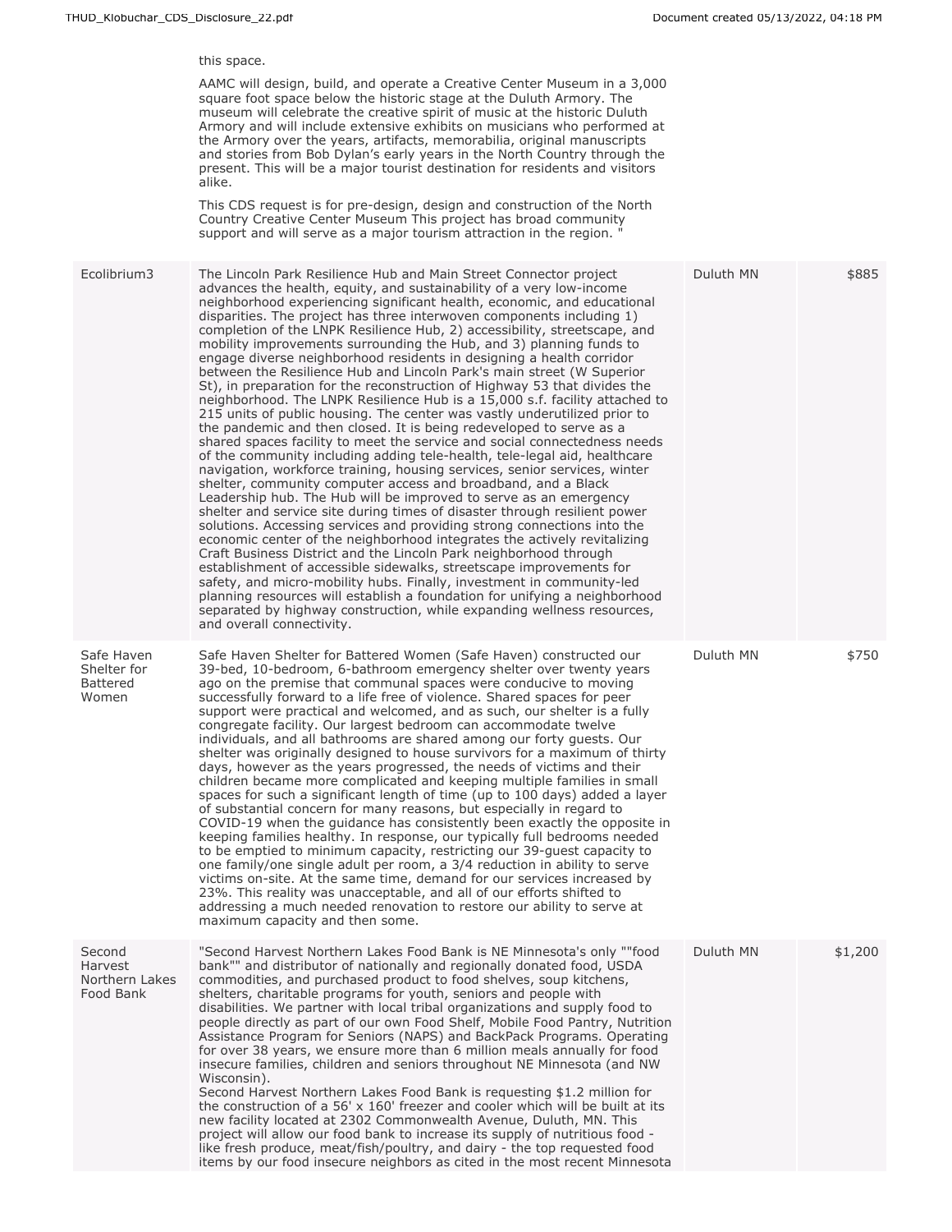| | | | |
|---|---|---|---|
| | this space.<br><br>AAMC will design, build, and operate a Creative Center Museum in a 3,000 square foot space below the historic stage at the Duluth Armory. The museum will celebrate the creative spirit of music at the historic Duluth Armory and will include extensive exhibits on musicians who performed at the Armory over the years, artifacts, memorabilia, original manuscripts and stories from Bob Dylan's early years in the North Country through the present. This will be a major tourist destination for residents and visitors alike.<br><br>This CDS request is for pre-design, design and construction of the North Country Creative Center Museum This project has broad community support and will serve as a major tourism attraction in the region. " | | |
| Ecolibrium3 | The Lincoln Park Resilience Hub and Main Street Connector project advances the health, equity, and sustainability of a very low-income neighborhood experiencing significant health, economic, and educational disparities. The project has three interwoven components including 1) completion of the LNPK Resilience Hub, 2) accessibility, streetscape, and mobility improvements surrounding the Hub, and 3) planning funds to engage diverse neighborhood residents in designing a health corridor between the Resilience Hub and Lincoln Park's main street (W Superior St), in preparation for the reconstruction of Highway 53 that divides the neighborhood. The LNPK Resilience Hub is a 15,000 s.f. facility attached to 215 units of public housing. The center was vastly underutilized prior to the pandemic and then closed. It is being redeveloped to serve as a shared spaces facility to meet the service and social connectedness needs of the community including adding tele-health, tele-legal aid, healthcare navigation, workforce training, housing services, senior services, winter shelter, community computer access and broadband, and a Black Leadership hub. The Hub will be improved to serve as an emergency shelter and service site during times of disaster through resilient power solutions. Accessing services and providing strong connections into the economic center of the neighborhood integrates the actively revitalizing Craft Business District and the Lincoln Park neighborhood through establishment of accessible sidewalks, streetscape improvements for safety, and micro-mobility hubs. Finally, investment in community-led planning resources will establish a foundation for unifying a neighborhood separated by highway construction, while expanding wellness resources, and overall connectivity. | Duluth MN | $885 |
| Safe Haven Shelter for Battered Women | Safe Haven Shelter for Battered Women (Safe Haven) constructed our 39-bed, 10-bedroom, 6-bathroom emergency shelter over twenty years ago on the premise that communal spaces were conducive to moving successfully forward to a life free of violence. Shared spaces for peer support were practical and welcomed, and as such, our shelter is a fully congregate facility. Our largest bedroom can accommodate twelve individuals, and all bathrooms are shared among our forty guests. Our shelter was originally designed to house survivors for a maximum of thirty days, however as the years progressed, the needs of victims and their children became more complicated and keeping multiple families in small spaces for such a significant length of time (up to 100 days) added a layer of substantial concern for many reasons, but especially in regard to COVID-19 when the guidance has consistently been exactly the opposite in keeping families healthy. In response, our typically full bedrooms needed to be emptied to minimum capacity, restricting our 39-guest capacity to one family/one single adult per room, a 3/4 reduction in ability to serve victims on-site. At the same time, demand for our services increased by 23%. This reality was unacceptable, and all of our efforts shifted to addressing a much needed renovation to restore our ability to serve at maximum capacity and then some. | Duluth MN | $750 |
| Second Harvest Northern Lakes Food Bank | "Second Harvest Northern Lakes Food Bank is NE Minnesota's only ""food bank"" and distributor of nationally and regionally donated food, USDA commodities, and purchased product to food shelves, soup kitchens, shelters, charitable programs for youth, seniors and people with disabilities. We partner with local tribal organizations and supply food to people directly as part of our own Food Shelf, Mobile Food Pantry, Nutrition Assistance Program for Seniors (NAPS) and BackPack Programs. Operating for over 38 years, we ensure more than 6 million meals annually for food insecure families, children and seniors throughout NE Minnesota (and NW Wisconsin).<br>Second Harvest Northern Lakes Food Bank is requesting $1.2 million for the construction of a 56' x 160' freezer and cooler which will be built at its new facility located at 2302 Commonwealth Avenue, Duluth, MN. This project will allow our food bank to increase its supply of nutritious food - like fresh produce, meat/fish/poultry, and dairy - the top requested food items by our food insecure neighbors as cited in the most recent Minnesota | Duluth MN | $1,200 |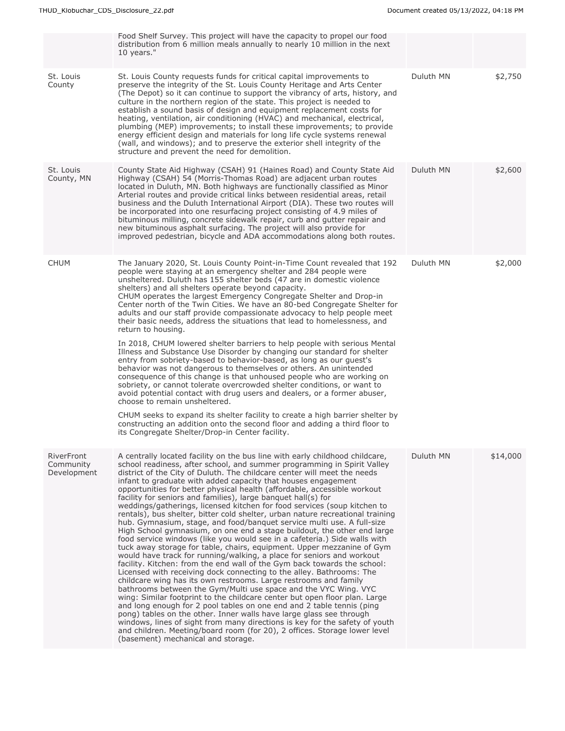| | | | |
|---|---|---|---|
| | Food Shelf Survey. This project will have the capacity to propel our food distribution from 6 million meals annually to nearly 10 million in the next 10 years." | | |
| St. Louis County | St. Louis County requests funds for critical capital improvements to preserve the integrity of the St. Louis County Heritage and Arts Center (The Depot) so it can continue to support the vibrancy of arts, history, and culture in the northern region of the state. This project is needed to establish a sound basis of design and equipment replacement costs for heating, ventilation, air conditioning (HVAC) and mechanical, electrical, plumbing (MEP) improvements; to install these improvements; to provide energy efficient design and materials for long life cycle systems renewal (wall, and windows); and to preserve the exterior shell integrity of the structure and prevent the need for demolition. | Duluth MN | $2,750 |
| St. Louis County, MN | County State Aid Highway (CSAH) 91 (Haines Road) and County State Aid Highway (CSAH) 54 (Morris-Thomas Road) are adjacent urban routes located in Duluth, MN. Both highways are functionally classified as Minor Arterial routes and provide critical links between residential areas, retail business and the Duluth International Airport (DIA). These two routes will be incorporated into one resurfacing project consisting of 4.9 miles of bituminous milling, concrete sidewalk repair, curb and gutter repair and new bituminous asphalt surfacing. The project will also provide for improved pedestrian, bicycle and ADA accommodations along both routes. | Duluth MN | $2,600 |
| CHUM | The January 2020, St. Louis County Point-in-Time Count revealed that 192 people were staying at an emergency shelter and 284 people were unsheltered. Duluth has 155 shelter beds (47 are in domestic violence shelters) and all shelters operate beyond capacity.<br>CHUM operates the largest Emergency Congregate Shelter and Drop-in Center north of the Twin Cities. We have an 80-bed Congregate Shelter for adults and our staff provide compassionate advocacy to help people meet their basic needs, address the situations that lead to homelessness, and return to housing.<br><br>In 2018, CHUM lowered shelter barriers to help people with serious Mental Illness and Substance Use Disorder by changing our standard for shelter entry from sobriety-based to behavior-based, as long as our guest's behavior was not dangerous to themselves or others. An unintended consequence of this change is that unhoused people who are working on sobriety, or cannot tolerate overcrowded shelter conditions, or want to avoid potential contact with drug users and dealers, or a former abuser, choose to remain unsheltered.<br><br>CHUM seeks to expand its shelter facility to create a high barrier shelter by constructing an addition onto the second floor and adding a third floor to its Congregate Shelter/Drop-in Center facility. | Duluth MN | $2,000 |
| RiverFront Community Development | A centrally located facility on the bus line with early childhood childcare, school readiness, after school, and summer programming in Spirit Valley district of the City of Duluth. The childcare center will meet the needs infant to graduate with added capacity that houses engagement opportunities for better physical health (affordable, accessible workout facility for seniors and families), large banquet hall(s) for weddings/gatherings, licensed kitchen for food services (soup kitchen to rentals), bus shelter, bitter cold shelter, urban nature recreational training hub. Gymnasium, stage, and food/banquet service multi use. A full-size High School gymnasium, on one end a stage buildout, the other end large food service windows (like you would see in a cafeteria.) Side walls with tuck away storage for table, chairs, equipment. Upper mezzanine of Gym would have track for running/walking, a place for seniors and workout facility. Kitchen: from the end wall of the Gym back towards the school: Licensed with receiving dock connecting to the alley. Bathrooms: The childcare wing has its own restrooms. Large restrooms and family bathrooms between the Gym/Multi use space and the VYC Wing. VYC wing: Similar footprint to the childcare center but open floor plan. Large and long enough for 2 pool tables on one end and 2 table tennis (ping pong) tables on the other. Inner walls have large glass see through windows, lines of sight from many directions is key for the safety of youth and children. Meeting/board room (for 20), 2 offices. Storage lower level (basement) mechanical and storage. | Duluth MN | $14,000 |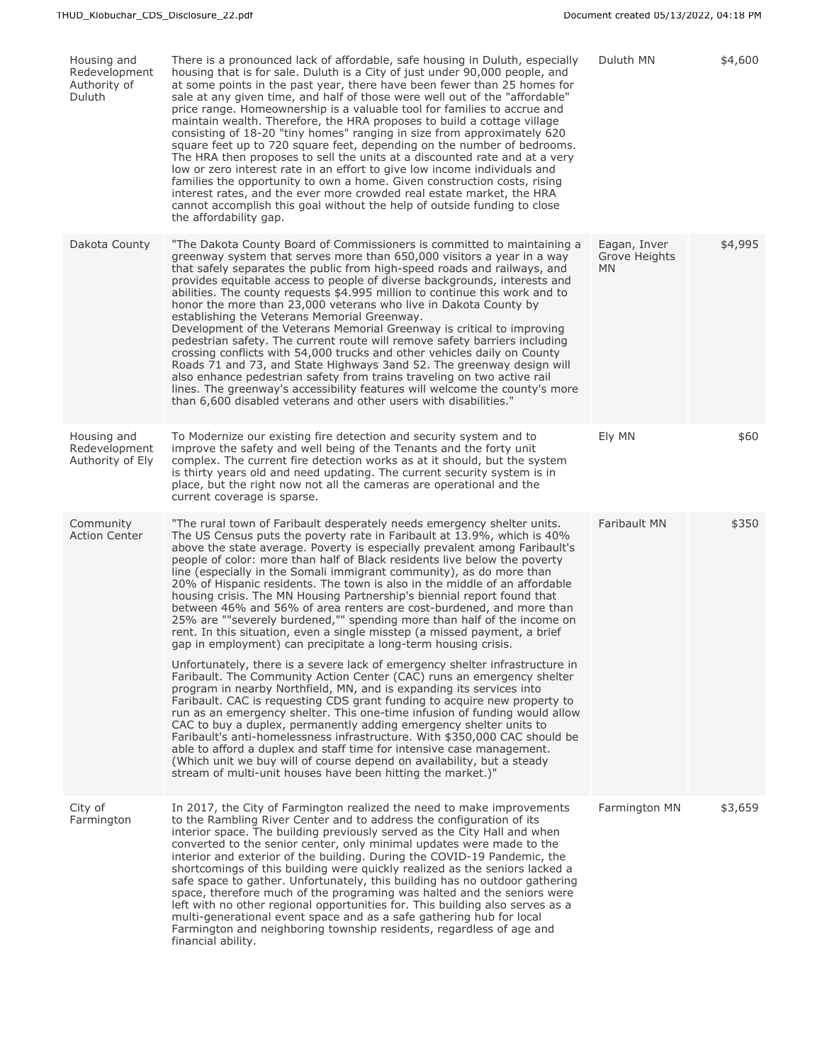| | | | |
|---|---|---|---|
| Housing and Redevelopment Authority of Duluth | There is a pronounced lack of affordable, safe housing in Duluth, especially housing that is for sale. Duluth is a City of just under 90,000 people, and at some points in the past year, there have been fewer than 25 homes for sale at any given time, and half of those were well out of the "affordable" price range. Homeownership is a valuable tool for families to accrue and maintain wealth. Therefore, the HRA proposes to build a cottage village consisting of 18-20 "tiny homes" ranging in size from approximately 620 square feet up to 720 square feet, depending on the number of bedrooms. The HRA then proposes to sell the units at a discounted rate and at a very low or zero interest rate in an effort to give low income individuals and families the opportunity to own a home. Given construction costs, rising interest rates, and the ever more crowded real estate market, the HRA cannot accomplish this goal without the help of outside funding to close the affordability gap. | Duluth MN | $4,600 |
| Dakota County | "The Dakota County Board of Commissioners is committed to maintaining a greenway system that serves more than 650,000 visitors a year in a way that safely separates the public from high-speed roads and railways, and provides equitable access to people of diverse backgrounds, interests and abilities. The county requests $4.995 million to continue this work and to honor the more than 23,000 veterans who live in Dakota County by establishing the Veterans Memorial Greenway.<br>Development of the Veterans Memorial Greenway is critical to improving pedestrian safety. The current route will remove safety barriers including crossing conflicts with 54,000 trucks and other vehicles daily on County Roads 71 and 73, and State Highways 3and 52. The greenway design will also enhance pedestrian safety from trains traveling on two active rail lines. The greenway's accessibility features will welcome the county's more than 6,600 disabled veterans and other users with disabilities." | Eagan, Inver Grove Heights MN | $4,995 |
| Housing and Redevelopment Authority of Ely | To Modernize our existing fire detection and security system and to improve the safety and well being of the Tenants and the forty unit complex. The current fire detection works as at it should, but the system is thirty years old and need updating. The current security system is in place, but the right now not all the cameras are operational and the current coverage is sparse. | Ely MN | $60 |
| Community Action Center | "The rural town of Faribault desperately needs emergency shelter units. The US Census puts the poverty rate in Faribault at 13.9%, which is 40% above the state average. Poverty is especially prevalent among Faribault's people of color: more than half of Black residents live below the poverty line (especially in the Somali immigrant community), as do more than 20% of Hispanic residents. The town is also in the middle of an affordable housing crisis. The MN Housing Partnership's biennial report found that between 46% and 56% of area renters are cost-burdened, and more than 25% are ""severely burdened,"" spending more than half of the income on rent. In this situation, even a single misstep (a missed payment, a brief gap in employment) can precipitate a long-term housing crisis.<br><br>Unfortunately, there is a severe lack of emergency shelter infrastructure in Faribault. The Community Action Center (CAC) runs an emergency shelter program in nearby Northfield, MN, and is expanding its services into Faribault. CAC is requesting CDS grant funding to acquire new property to run as an emergency shelter. This one-time infusion of funding would allow CAC to buy a duplex, permanently adding emergency shelter units to Faribault's anti-homelessness infrastructure. With $350,000 CAC should be able to afford a duplex and staff time for intensive case management. (Which unit we buy will of course depend on availability, but a steady stream of multi-unit houses have been hitting the market.)" | Faribault MN | $350 |
| City of Farmington | In 2017, the City of Farmington realized the need to make improvements to the Rambling River Center and to address the configuration of its interior space. The building previously served as the City Hall and when converted to the senior center, only minimal updates were made to the interior and exterior of the building. During the COVID-19 Pandemic, the shortcomings of this building were quickly realized as the seniors lacked a safe space to gather. Unfortunately, this building has no outdoor gathering space, therefore much of the programing was halted and the seniors were left with no other regional opportunities for. This building also serves as a multi-generational event space and as a safe gathering hub for local Farmington and neighboring township residents, regardless of age and financial ability. | Farmington MN | $3,659 |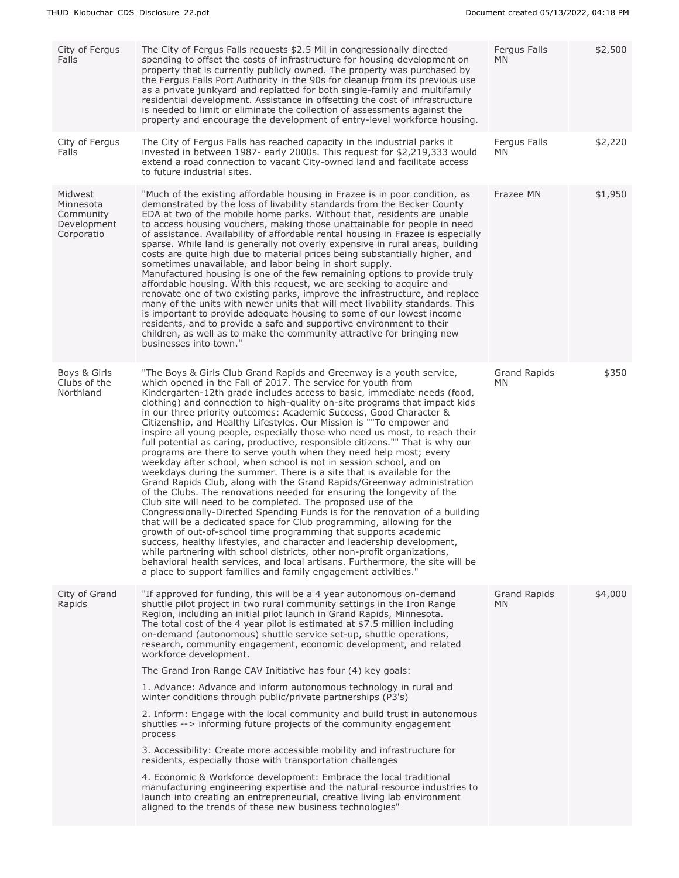| | | | |
|---|---|---|---|
| City of Fergus Falls | The City of Fergus Falls requests $2.5 Mil in congressionally directed spending to offset the costs of infrastructure for housing development on property that is currently publicly owned. The property was purchased by the Fergus Falls Port Authority in the 90s for cleanup from its previous use as a private junkyard and replatted for both single-family and multifamily residential development. Assistance in offsetting the cost of infrastructure is needed to limit or eliminate the collection of assessments against the property and encourage the development of entry-level workforce housing. | Fergus Falls MN | $2,500 |
| City of Fergus Falls | The City of Fergus Falls has reached capacity in the industrial parks it invested in between 1987- early 2000s. This request for $2,219,333 would extend a road connection to vacant City-owned land and facilitate access to future industrial sites. | Fergus Falls MN | $2,220 |
| Midwest Minnesota Community Development Corporatio | "Much of the existing affordable housing in Frazee is in poor condition, as demonstrated by the loss of livability standards from the Becker County EDA at two of the mobile home parks. Without that, residents are unable to access housing vouchers, making those unattainable for people in need of assistance. Availability of affordable rental housing in Frazee is especially sparse. While land is generally not overly expensive in rural areas, building costs are quite high due to material prices being substantially higher, and sometimes unavailable, and labor being in short supply.<br>Manufactured housing is one of the few remaining options to provide truly affordable housing. With this request, we are seeking to acquire and renovate one of two existing parks, improve the infrastructure, and replace many of the units with newer units that will meet livability standards. This is important to provide adequate housing to some of our lowest income residents, and to provide a safe and supportive environment to their children, as well as to make the community attractive for bringing new businesses into town." | Frazee MN | $1,950 |
| Boys & Girls Clubs of the Northland | "The Boys & Girls Club Grand Rapids and Greenway is a youth service, which opened in the Fall of 2017. The service for youth from Kindergarten-12th grade includes access to basic, immediate needs (food, clothing) and connection to high-quality on-site programs that impact kids in our three priority outcomes: Academic Success, Good Character & Citizenship, and Healthy Lifestyles. Our Mission is ""To empower and inspire all young people, especially those who need us most, to reach their full potential as caring, productive, responsible citizens."" That is why our programs are there to serve youth when they need help most; every weekday after school, when school is not in session school, and on weekdays during the summer. There is a site that is available for the Grand Rapids Club, along with the Grand Rapids/Greenway administration of the Clubs. The renovations needed for ensuring the longevity of the Club site will need to be completed. The proposed use of the Congressionally-Directed Spending Funds is for the renovation of a building that will be a dedicated space for Club programming, allowing for the growth of out-of-school time programming that supports academic success, healthy lifestyles, and character and leadership development, while partnering with school districts, other non-profit organizations, behavioral health services, and local artisans. Furthermore, the site will be a place to support families and family engagement activities." | Grand Rapids MN | $350 |
| City of Grand Rapids | "If approved for funding, this will be a 4 year autonomous on-demand shuttle pilot project in two rural community settings in the Iron Range Region, including an initial pilot launch in Grand Rapids, Minnesota. The total cost of the 4 year pilot is estimated at $7.5 million including on-demand (autonomous) shuttle service set-up, shuttle operations, research, community engagement, economic development, and related workforce development.<br>The Grand Iron Range CAV Initiative has four (4) key goals:<br>1. Advance: Advance and inform autonomous technology in rural and winter conditions through public/private partnerships (P3's)<br>2. Inform: Engage with the local community and build trust in autonomous shuttles --> informing future projects of the community engagement process<br>3. Accessibility: Create more accessible mobility and infrastructure for residents, especially those with transportation challenges<br>4. Economic & Workforce development: Embrace the local traditional manufacturing engineering expertise and the natural resource industries to launch into creating an entrepreneurial, creative living lab environment aligned to the trends of these new business technologies" | Grand Rapids MN | $4,000 |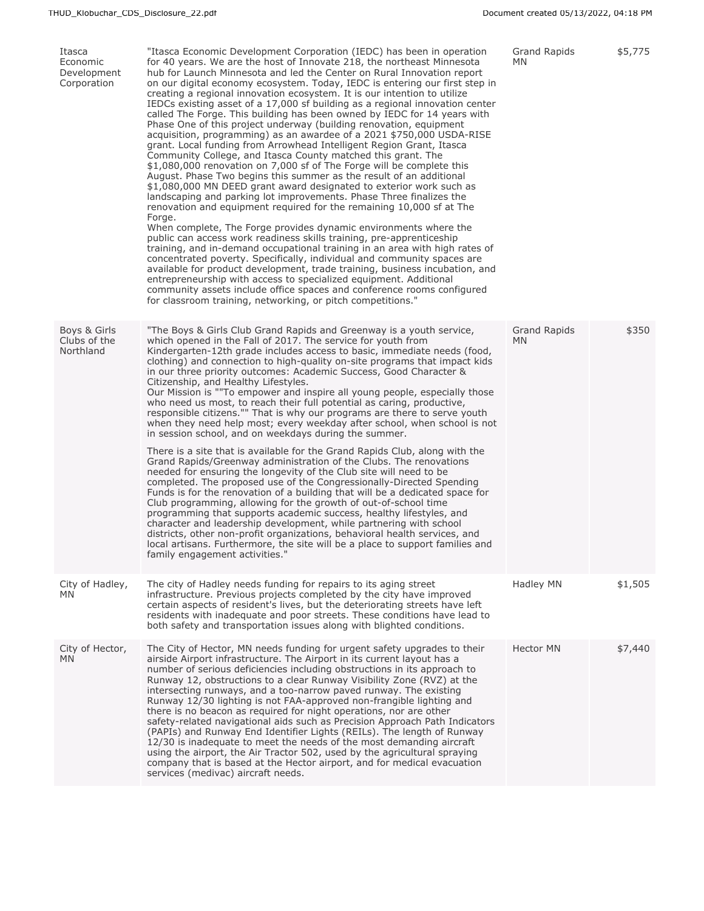| Itasca Economic Development Corporation | "Itasca Economic Development Corporation (IEDC) has been in operation for 40 years. We are the host of Innovate 218, the northeast Minnesota hub for Launch Minnesota and led the Center on Rural Innovation report on our digital economy ecosystem. Today, IEDC is entering our first step in creating a regional innovation ecosystem. It is our intention to utilize IEDCs existing asset of a 17,000 sf building as a regional innovation center called The Forge. This building has been owned by IEDC for 14 years with Phase One of this project underway (building renovation, equipment acquisition, programming) as an awardee of a 2021 $750,000 USDA-RISE grant. Local funding from Arrowhead Intelligent Region Grant, Itasca Community College, and Itasca County matched this grant. The $1,080,000 renovation on 7,000 sf of The Forge will be complete this August. Phase Two begins this summer as the result of an additional $1,080,000 MN DEED grant award designated to exterior work such as landscaping and parking lot improvements. Phase Three finalizes the renovation and equipment required for the remaining 10,000 sf at The Forge.<br>When complete, The Forge provides dynamic environments where the public can access work readiness skills training, pre-apprenticeship training, and in-demand occupational training in an area with high rates of concentrated poverty. Specifically, individual and community spaces are available for product development, trade training, business incubation, and entrepreneurship with access to specialized equipment. Additional community assets include office spaces and conference rooms configured for classroom training, networking, or pitch competitions." | Grand Rapids MN | $5,775 |
|---|---|---|---|
| Boys & Girls Clubs of the Northland | "The Boys & Girls Club Grand Rapids and Greenway is a youth service, which opened in the Fall of 2017. The service for youth from Kindergarten-12th grade includes access to basic, immediate needs (food, clothing) and connection to high-quality on-site programs that impact kids in our three priority outcomes: Academic Success, Good Character & Citizenship, and Healthy Lifestyles.<br>Our Mission is ""To empower and inspire all young people, especially those who need us most, to reach their full potential as caring, productive, responsible citizens."" That is why our programs are there to serve youth when they need help most; every weekday after school, when school is not in session school, and on weekdays during the summer.<br><br>There is a site that is available for the Grand Rapids Club, along with the Grand Rapids/Greenway administration of the Clubs. The renovations needed for ensuring the longevity of the Club site will need to be completed. The proposed use of the Congressionally-Directed Spending Funds is for the renovation of a building that will be a dedicated space for Club programming, allowing for the growth of out-of-school time programming that supports academic success, healthy lifestyles, and character and leadership development, while partnering with school districts, other non-profit organizations, behavioral health services, and local artisans. Furthermore, the site will be a place to support families and family engagement activities." | Grand Rapids MN | $350 |
| City of Hadley, MN | The city of Hadley needs funding for repairs to its aging street infrastructure. Previous projects completed by the city have improved certain aspects of resident's lives, but the deteriorating streets have left residents with inadequate and poor streets. These conditions have lead to both safety and transportation issues along with blighted conditions. | Hadley MN | $1,505 |
| City of Hector, MN | The City of Hector, MN needs funding for urgent safety upgrades to their airside Airport infrastructure. The Airport in its current layout has a number of serious deficiencies including obstructions in its approach to Runway 12, obstructions to a clear Runway Visibility Zone (RVZ) at the intersecting runways, and a too-narrow paved runway. The existing Runway 12/30 lighting is not FAA-approved non-frangible lighting and there is no beacon as required for night operations, nor are other safety-related navigational aids such as Precision Approach Path Indicators (PAPIs) and Runway End Identifier Lights (REILs). The length of Runway 12/30 is inadequate to meet the needs of the most demanding aircraft using the airport, the Air Tractor 502, used by the agricultural spraying company that is based at the Hector airport, and for medical evacuation services (medivac) aircraft needs. | Hector MN | $7,440 |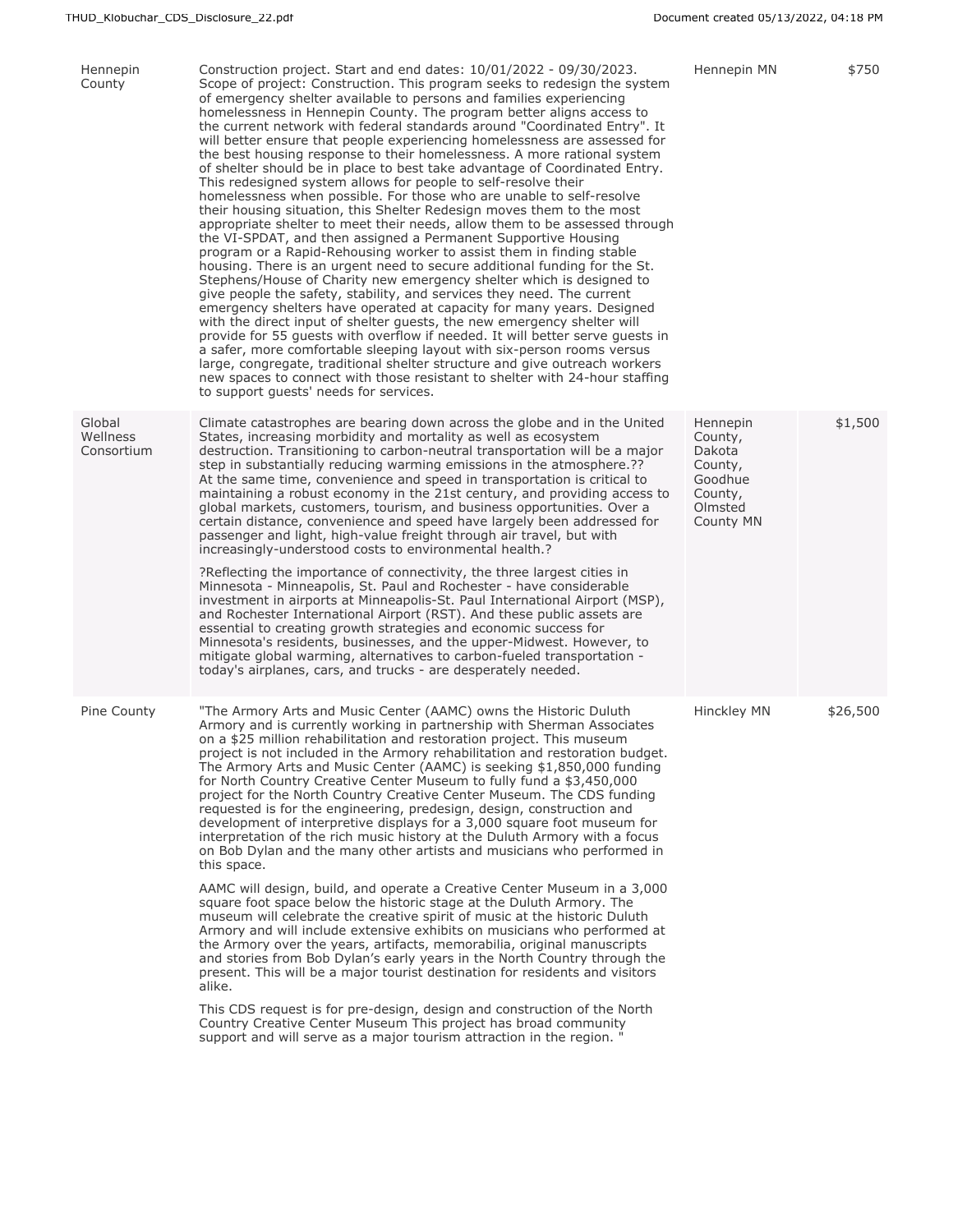| | | | |
|---|---|---|---|
| Hennepin County | Construction project. Start and end dates: 10/01/2022 - 09/30/2023. Scope of project: Construction. This program seeks to redesign the system of emergency shelter available to persons and families experiencing homelessness in Hennepin County. The program better aligns access to the current network with federal standards around "Coordinated Entry". It will better ensure that people experiencing homelessness are assessed for the best housing response to their homelessness. A more rational system of shelter should be in place to best take advantage of Coordinated Entry. This redesigned system allows for people to self-resolve their homelessness when possible. For those who are unable to self-resolve their housing situation, this Shelter Redesign moves them to the most appropriate shelter to meet their needs, allow them to be assessed through the VI-SPDAT, and then assigned a Permanent Supportive Housing program or a Rapid-Rehousing worker to assist them in finding stable housing. There is an urgent need to secure additional funding for the St. Stephens/House of Charity new emergency shelter which is designed to give people the safety, stability, and services they need. The current emergency shelters have operated at capacity for many years. Designed with the direct input of shelter guests, the new emergency shelter will provide for 55 guests with overflow if needed. It will better serve guests in a safer, more comfortable sleeping layout with six-person rooms versus large, congregate, traditional shelter structure and give outreach workers new spaces to connect with those resistant to shelter with 24-hour staffing to support guests' needs for services. | Hennepin MN | $750 |
| Global Wellness Consortium | Climate catastrophes are bearing down across the globe and in the United States, increasing morbidity and mortality as well as ecosystem destruction. Transitioning to carbon-neutral transportation will be a major step in substantially reducing warming emissions in the atmosphere.?? At the same time, convenience and speed in transportation is critical to maintaining a robust economy in the 21st century, and providing access to global markets, customers, tourism, and business opportunities. Over a certain distance, convenience and speed have largely been addressed for passenger and light, high-value freight through air travel, but with increasingly-understood costs to environmental health.?<br><br>?Reflecting the importance of connectivity, the three largest cities in Minnesota - Minneapolis, St. Paul and Rochester - have considerable investment in airports at Minneapolis-St. Paul International Airport (MSP), and Rochester International Airport (RST). And these public assets are essential to creating growth strategies and economic success for Minnesota's residents, businesses, and the upper-Midwest. However, to mitigate global warming, alternatives to carbon-fueled transportation - today's airplanes, cars, and trucks - are desperately needed. | Hennepin County, Dakota County, Goodhue County, Olmsted County MN | $1,500 |
| Pine County | "The Armory Arts and Music Center (AAMC) owns the Historic Duluth Armory and is currently working in partnership with Sherman Associates on a $25 million rehabilitation and restoration project. This museum project is not included in the Armory rehabilitation and restoration budget. The Armory Arts and Music Center (AAMC) is seeking $1,850,000 funding for North Country Creative Center Museum to fully fund a $3,450,000 project for the North Country Creative Center Museum. The CDS funding requested is for the engineering, predesign, design, construction and development of interpretive displays for a 3,000 square foot museum for interpretation of the rich music history at the Duluth Armory with a focus on Bob Dylan and the many other artists and musicians who performed in this space.<br><br>AAMC will design, build, and operate a Creative Center Museum in a 3,000 square foot space below the historic stage at the Duluth Armory. The museum will celebrate the creative spirit of music at the historic Duluth Armory and will include extensive exhibits on musicians who performed at the Armory over the years, artifacts, memorabilia, original manuscripts and stories from Bob Dylan's early years in the North Country through the present. This will be a major tourist destination for residents and visitors alike.<br><br>This CDS request is for pre-design, design and construction of the North Country Creative Center Museum This project has broad community support and will serve as a major tourism attraction in the region. " | Hinckley MN | $26,500 |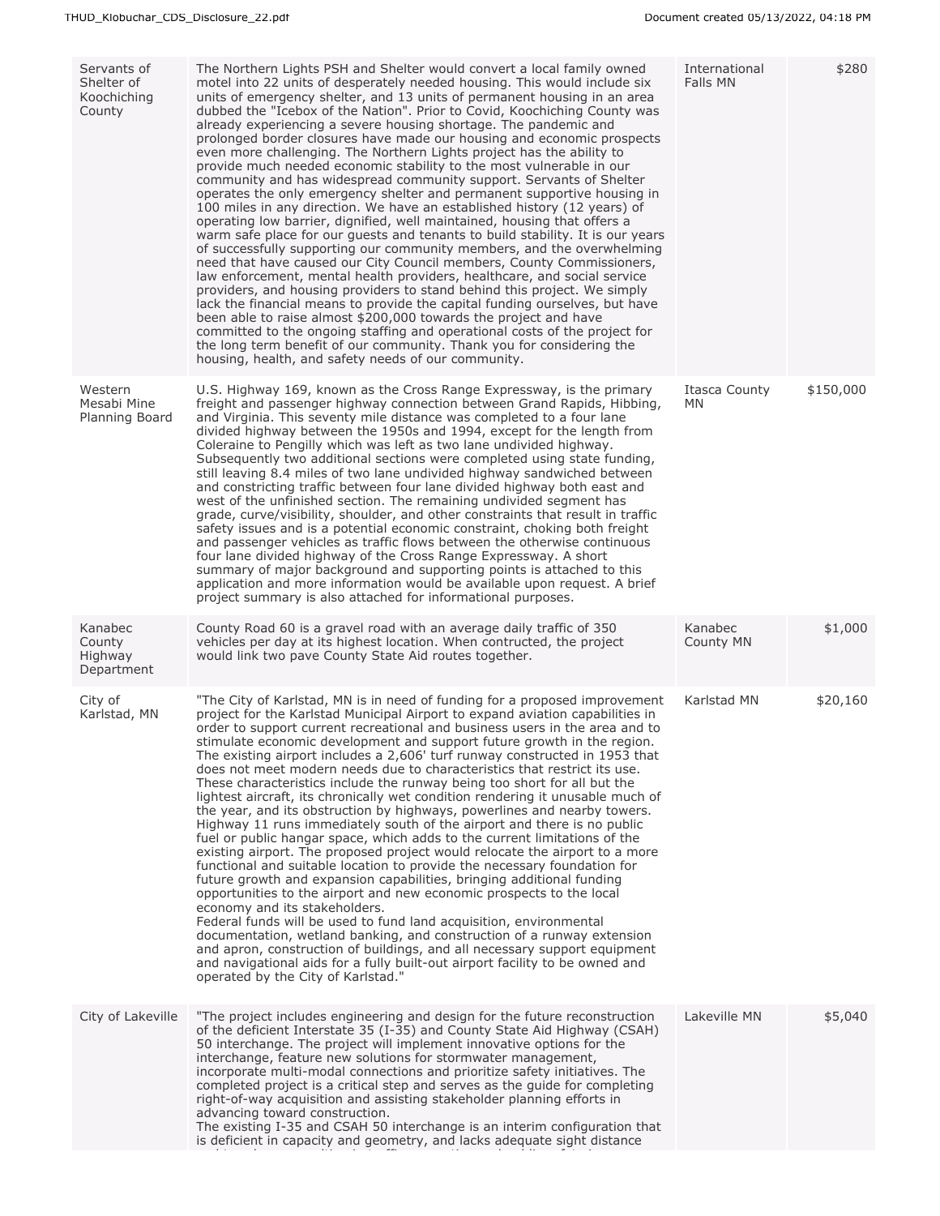| | | | |
|---|---|---|---|
| Servants of Shelter of Koochiching County | The Northern Lights PSH and Shelter would convert a local family owned motel into 22 units of desperately needed housing. This would include six units of emergency shelter, and 13 units of permanent housing in an area dubbed the "Icebox of the Nation". Prior to Covid, Koochiching County was already experiencing a severe housing shortage. The pandemic and prolonged border closures have made our housing and economic prospects even more challenging. The Northern Lights project has the ability to provide much needed economic stability to the most vulnerable in our community and has widespread community support. Servants of Shelter operates the only emergency shelter and permanent supportive housing in 100 miles in any direction. We have an established history (12 years) of operating low barrier, dignified, well maintained, housing that offers a warm safe place for our guests and tenants to build stability. It is our years of successfully supporting our community members, and the overwhelming need that have caused our City Council members, County Commissioners, law enforcement, mental health providers, healthcare, and social service providers, and housing providers to stand behind this project. We simply lack the financial means to provide the capital funding ourselves, but have been able to raise almost $200,000 towards the project and have committed to the ongoing staffing and operational costs of the project for the long term benefit of our community. Thank you for considering the housing, health, and safety needs of our community. | International Falls MN | $280 |
| Western Mesabi Mine Planning Board | U.S. Highway 169, known as the Cross Range Expressway, is the primary freight and passenger highway connection between Grand Rapids, Hibbing, and Virginia. This seventy mile distance was completed to a four lane divided highway between the 1950s and 1994, except for the length from Coleraine to Pengilly which was left as two lane undivided highway. Subsequently two additional sections were completed using state funding, still leaving 8.4 miles of two lane undivided highway sandwiched between and constricting traffic between four lane divided highway both east and west of the unfinished section. The remaining undivided segment has grade, curve/visibility, shoulder, and other constraints that result in traffic safety issues and is a potential economic constraint, choking both freight and passenger vehicles as traffic flows between the otherwise continuous four lane divided highway of the Cross Range Expressway. A short summary of major background and supporting points is attached to this application and more information would be available upon request. A brief project summary is also attached for informational purposes. | Itasca County MN | $150,000 |
| Kanabec County Highway Department | County Road 60 is a gravel road with an average daily traffic of 350 vehicles per day at its highest location. When contructed, the project would link two pave County State Aid routes together. | Kanabec County MN | $1,000 |
| City of Karlstad, MN | "The City of Karlstad, MN is in need of funding for a proposed improvement project for the Karlstad Municipal Airport to expand aviation capabilities in order to support current recreational and business users in the area and to stimulate economic development and support future growth in the region. The existing airport includes a 2,606' turf runway constructed in 1953 that does not meet modern needs due to characteristics that restrict its use. These characteristics include the runway being too short for all but the lightest aircraft, its chronically wet condition rendering it unusable much of the year, and its obstruction by highways, powerlines and nearby towers. Highway 11 runs immediately south of the airport and there is no public fuel or public hangar space, which adds to the current limitations of the existing airport. The proposed project would relocate the airport to a more functional and suitable location to provide the necessary foundation for future growth and expansion capabilities, bringing additional funding opportunities to the airport and new economic prospects to the local economy and its stakeholders.<br>Federal funds will be used to fund land acquisition, environmental documentation, wetland banking, and construction of a runway extension and apron, construction of buildings, and all necessary support equipment and navigational aids for a fully built-out airport facility to be owned and operated by the City of Karlstad." | Karlstad MN | $20,160 |
| City of Lakeville | "The project includes engineering and design for the future reconstruction of the deficient Interstate 35 (I-35) and County State Aid Highway (CSAH) 50 interchange. The project will implement innovative options for the interchange, feature new solutions for stormwater management, incorporate multi-modal connections and prioritize safety initiatives. The completed project is a critical step and serves as the guide for completing right-of-way acquisition and assisting stakeholder planning efforts in advancing toward construction.<br>The existing I-35 and CSAH 50 interchange is an interim configuration that is deficient in capacity and geometry, and lacks adequate sight distance | Lakeville MN | $5,040 |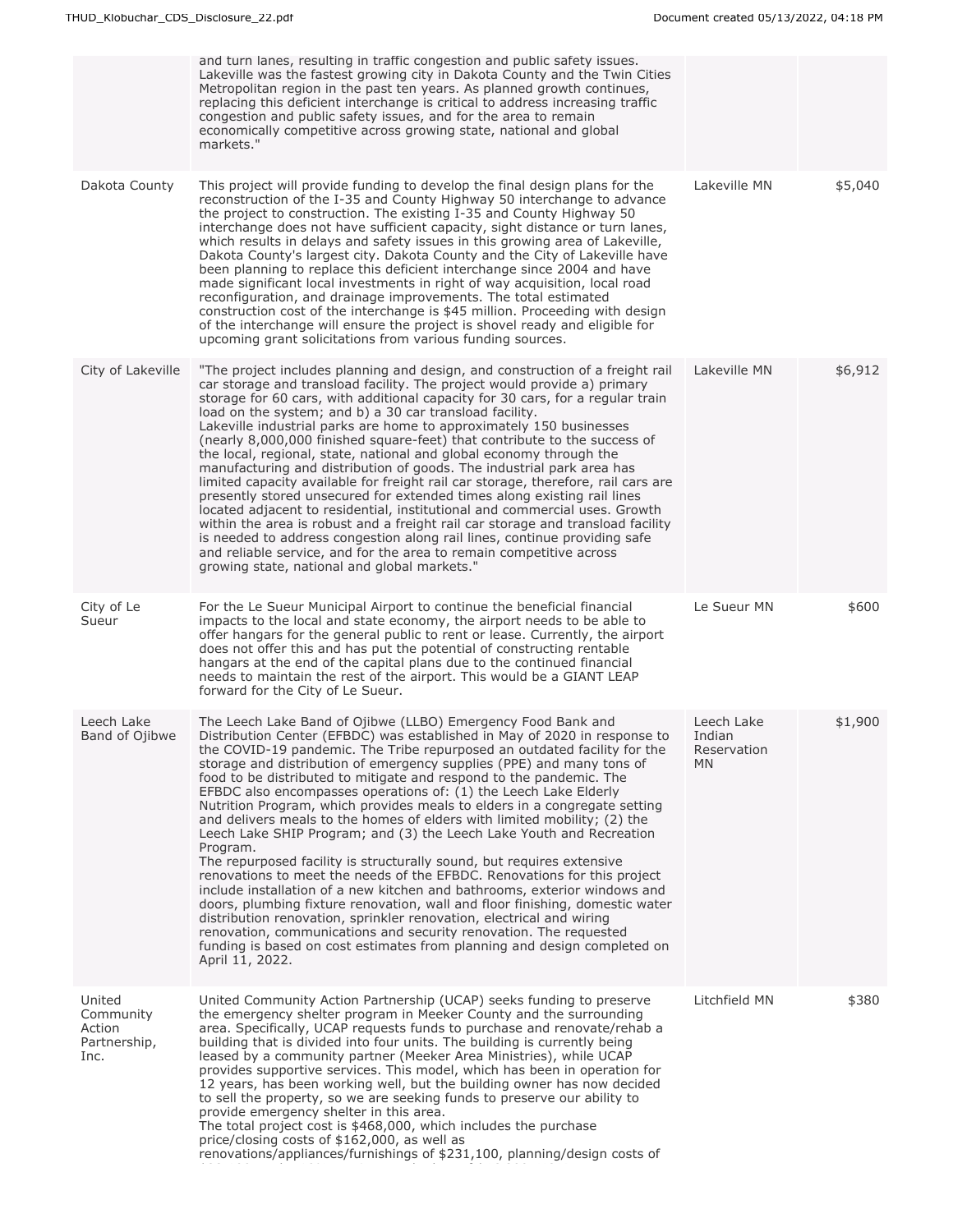| | | | |
|---|---|---|---|
| | and turn lanes, resulting in traffic congestion and public safety issues. Lakeville was the fastest growing city in Dakota County and the Twin Cities Metropolitan region in the past ten years. As planned growth continues, replacing this deficient interchange is critical to address increasing traffic congestion and public safety issues, and for the area to remain economically competitive across growing state, national and global markets." | | |
| Dakota County | This project will provide funding to develop the final design plans for the reconstruction of the I-35 and County Highway 50 interchange to advance the project to construction. The existing I-35 and County Highway 50 interchange does not have sufficient capacity, sight distance or turn lanes, which results in delays and safety issues in this growing area of Lakeville, Dakota County's largest city. Dakota County and the City of Lakeville have been planning to replace this deficient interchange since 2004 and have made significant local investments in right of way acquisition, local road reconfiguration, and drainage improvements. The total estimated construction cost of the interchange is $45 million. Proceeding with design of the interchange will ensure the project is shovel ready and eligible for upcoming grant solicitations from various funding sources. | Lakeville MN | $5,040 |
| City of Lakeville | "The project includes planning and design, and construction of a freight rail car storage and transload facility. The project would provide a) primary storage for 60 cars, with additional capacity for 30 cars, for a regular train load on the system; and b) a 30 car transload facility.<br>Lakeville industrial parks are home to approximately 150 businesses (nearly 8,000,000 finished square-feet) that contribute to the success of the local, regional, state, national and global economy through the manufacturing and distribution of goods. The industrial park area has limited capacity available for freight rail car storage, therefore, rail cars are presently stored unsecured for extended times along existing rail lines located adjacent to residential, institutional and commercial uses. Growth within the area is robust and a freight rail car storage and transload facility is needed to address congestion along rail lines, continue providing safe and reliable service, and for the area to remain competitive across growing state, national and global markets." | Lakeville MN | $6,912 |
| City of Le Sueur | For the Le Sueur Municipal Airport to continue the beneficial financial impacts to the local and state economy, the airport needs to be able to offer hangars for the general public to rent or lease. Currently, the airport does not offer this and has put the potential of constructing rentable hangars at the end of the capital plans due to the continued financial needs to maintain the rest of the airport. This would be a GIANT LEAP forward for the City of Le Sueur. | Le Sueur MN | $600 |
| Leech Lake Band of Ojibwe | The Leech Lake Band of Ojibwe (LLBO) Emergency Food Bank and Distribution Center (EFBDC) was established in May of 2020 in response to the COVID-19 pandemic. The Tribe repurposed an outdated facility for the storage and distribution of emergency supplies (PPE) and many tons of food to be distributed to mitigate and respond to the pandemic. The EFBDC also encompasses operations of: (1) the Leech Lake Elderly Nutrition Program, which provides meals to elders in a congregate setting and delivers meals to the homes of elders with limited mobility; (2) the Leech Lake SHIP Program; and (3) the Leech Lake Youth and Recreation Program.<br>The repurposed facility is structurally sound, but requires extensive renovations to meet the needs of the EFBDC. Renovations for this project include installation of a new kitchen and bathrooms, exterior windows and doors, plumbing fixture renovation, wall and floor finishing, domestic water distribution renovation, sprinkler renovation, electrical and wiring renovation, communications and security renovation. The requested funding is based on cost estimates from planning and design completed on April 11, 2022. | Leech Lake Indian Reservation MN | $1,900 |
| United Community Action Partnership, Inc. | United Community Action Partnership (UCAP) seeks funding to preserve the emergency shelter program in Meeker County and the surrounding area. Specifically, UCAP requests funds to purchase and renovate/rehab a building that is divided into four units. The building is currently being leased by a community partner (Meeker Area Ministries), while UCAP provides supportive services. This model, which has been in operation for 12 years, has been working well, but the building owner has now decided to sell the property, so we are seeking funds to preserve our ability to provide emergency shelter in this area.<br>The total project cost is $468,000, which includes the purchase price/closing costs of $162,000, as well as renovations/appliances/furnishings of $231,100, planning/design costs of | Litchfield MN | $380 |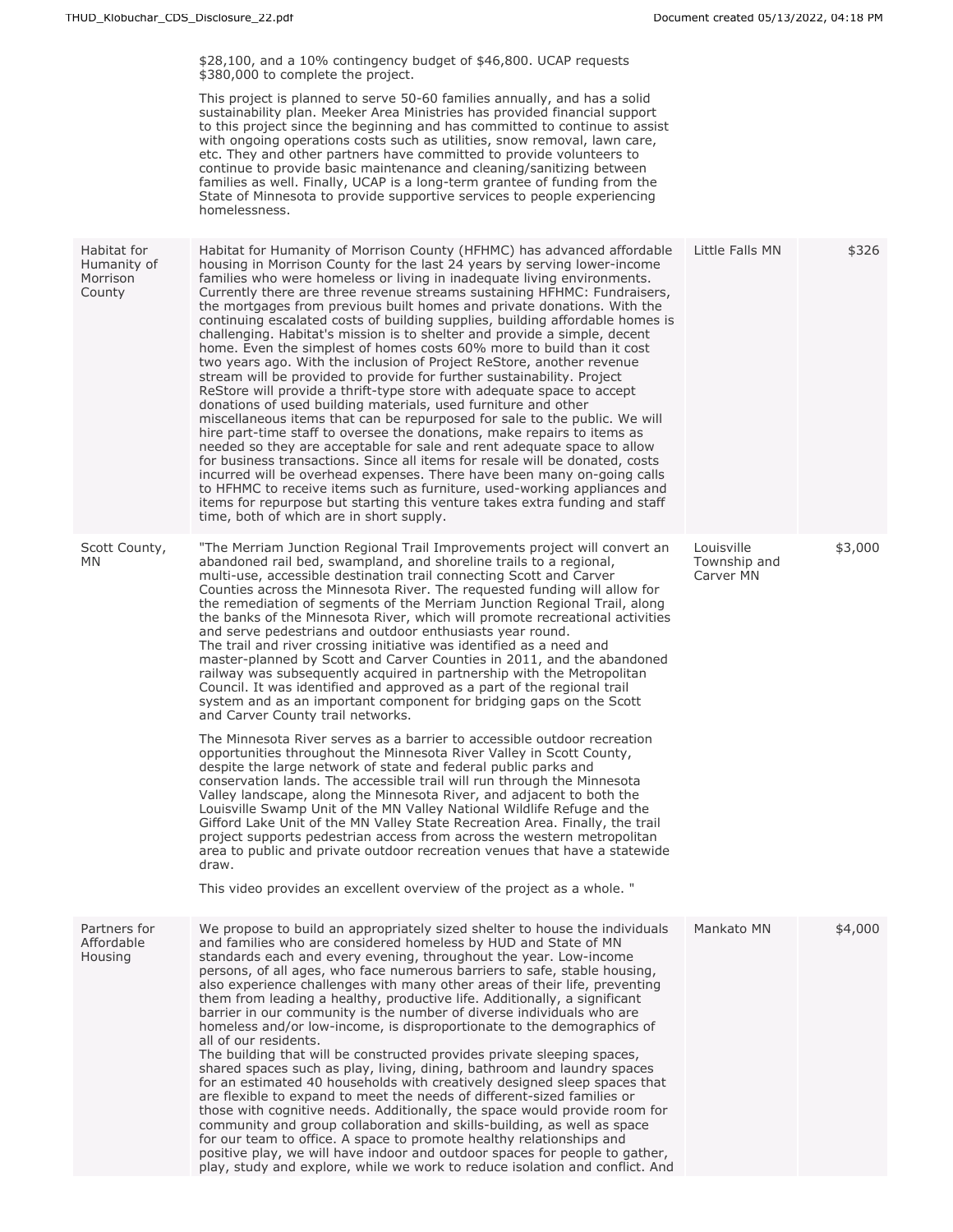| | | | |
|---|---|---|---|
| | $28,100, and a 10% contingency budget of $46,800. UCAP requests $380,000 to complete the project.<br><br>This project is planned to serve 50-60 families annually, and has a solid sustainability plan. Meeker Area Ministries has provided financial support to this project since the beginning and has committed to continue to assist with ongoing operations costs such as utilities, snow removal, lawn care, etc. They and other partners have committed to provide volunteers to continue to provide basic maintenance and cleaning/sanitizing between families as well. Finally, UCAP is a long-term grantee of funding from the State of Minnesota to provide supportive services to people experiencing homelessness. | | |
| Habitat for Humanity of Morrison County | Habitat for Humanity of Morrison County (HFHMC) has advanced affordable housing in Morrison County for the last 24 years by serving lower-income families who were homeless or living in inadequate living environments. Currently there are three revenue streams sustaining HFHMC: Fundraisers, the mortgages from previous built homes and private donations. With the continuing escalated costs of building supplies, building affordable homes is challenging. Habitat's mission is to shelter and provide a simple, decent home. Even the simplest of homes costs 60% more to build than it cost two years ago. With the inclusion of Project ReStore, another revenue stream will be provided to provide for further sustainability. Project ReStore will provide a thrift-type store with adequate space to accept donations of used building materials, used furniture and other miscellaneous items that can be repurposed for sale to the public. We will hire part-time staff to oversee the donations, make repairs to items as needed so they are acceptable for sale and rent adequate space to allow for business transactions. Since all items for resale will be donated, costs incurred will be overhead expenses. There have been many on-going calls to HFHMC to receive items such as furniture, used-working appliances and items for repurpose but starting this venture takes extra funding and staff time, both of which are in short supply. | Little Falls MN | $326 |
| Scott County, MN | "The Merriam Junction Regional Trail Improvements project will convert an abandoned rail bed, swampland, and shoreline trails to a regional, multi-use, accessible destination trail connecting Scott and Carver Counties across the Minnesota River. The requested funding will allow for the remediation of segments of the Merriam Junction Regional Trail, along the banks of the Minnesota River, which will promote recreational activities and serve pedestrians and outdoor enthusiasts year round.<br>The trail and river crossing initiative was identified as a need and master-planned by Scott and Carver Counties in 2011, and the abandoned railway was subsequently acquired in partnership with the Metropolitan Council. It was identified and approved as a part of the regional trail system and as an important component for bridging gaps on the Scott and Carver County trail networks.<br><br>The Minnesota River serves as a barrier to accessible outdoor recreation opportunities throughout the Minnesota River Valley in Scott County, despite the large network of state and federal public parks and conservation lands. The accessible trail will run through the Minnesota Valley landscape, along the Minnesota River, and adjacent to both the Louisville Swamp Unit of the MN Valley National Wildlife Refuge and the Gifford Lake Unit of the MN Valley State Recreation Area. Finally, the trail project supports pedestrian access from across the western metropolitan area to public and private outdoor recreation venues that have a statewide draw.<br><br>This video provides an excellent overview of the project as a whole. " | Louisville Township and Carver MN | $3,000 |
| Partners for Affordable Housing | We propose to build an appropriately sized shelter to house the individuals and families who are considered homeless by HUD and State of MN standards each and every evening, throughout the year. Low-income persons, of all ages, who face numerous barriers to safe, stable housing, also experience challenges with many other areas of their life, preventing them from leading a healthy, productive life. Additionally, a significant barrier in our community is the number of diverse individuals who are homeless and/or low-income, is disproportionate to the demographics of all of our residents.<br>The building that will be constructed provides private sleeping spaces, shared spaces such as play, living, dining, bathroom and laundry spaces for an estimated 40 households with creatively designed sleep spaces that are flexible to expand to meet the needs of different-sized families or those with cognitive needs. Additionally, the space would provide room for community and group collaboration and skills-building, as well as space for our team to office. A space to promote healthy relationships and positive play, we will have indoor and outdoor spaces for people to gather, play, study and explore, while we work to reduce isolation and conflict. And | Mankato MN | $4,000 |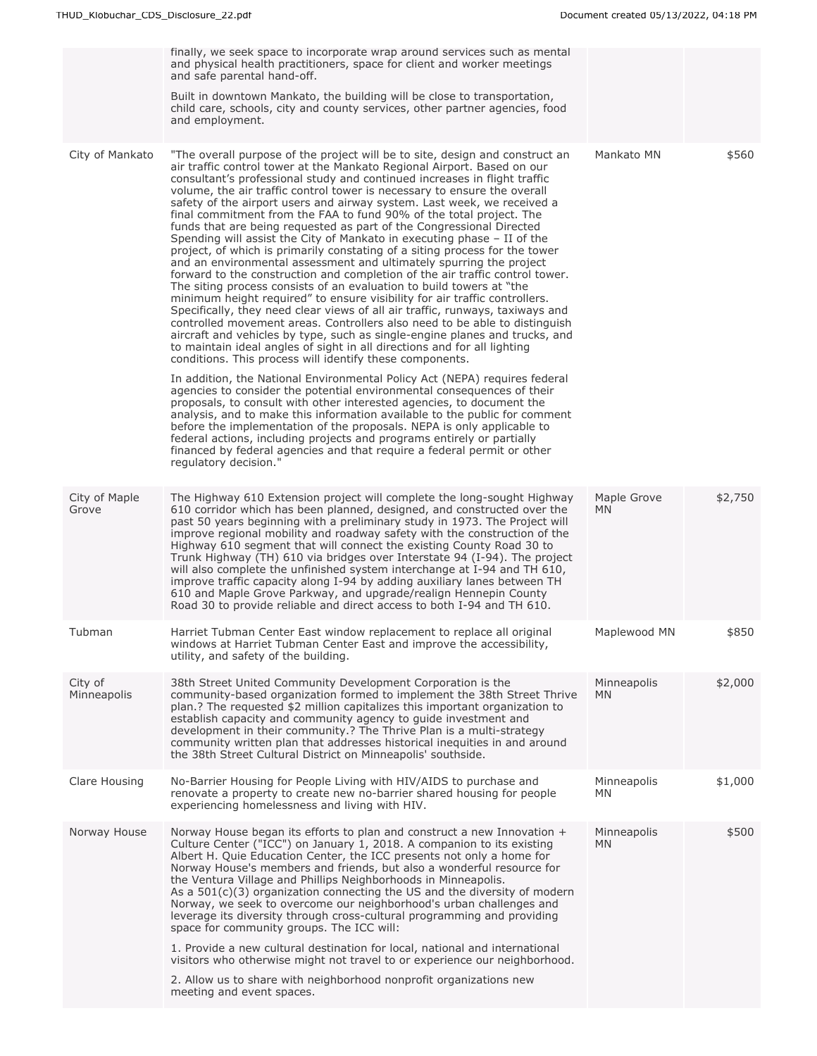| | | | |
|---|---|---|---|
| | finally, we seek space to incorporate wrap around services such as mental and physical health practitioners, space for client and worker meetings and safe parental hand-off.<br><br>Built in downtown Mankato, the building will be close to transportation, child care, schools, city and county services, other partner agencies, food and employment. | | |
| City of Mankato | "The overall purpose of the project will be to site, design and construct an air traffic control tower at the Mankato Regional Airport. Based on our consultant's professional study and continued increases in flight traffic volume, the air traffic control tower is necessary to ensure the overall safety of the airport users and airway system. Last week, we received a final commitment from the FAA to fund 90% of the total project. The funds that are being requested as part of the Congressional Directed Spending will assist the City of Mankato in executing phase – II of the project, of which is primarily constating of a siting process for the tower and an environmental assessment and ultimately spurring the project forward to the construction and completion of the air traffic control tower. The siting process consists of an evaluation to build towers at "the minimum height required" to ensure visibility for air traffic controllers. Specifically, they need clear views of all air traffic, runways, taxiways and controlled movement areas. Controllers also need to be able to distinguish aircraft and vehicles by type, such as single-engine planes and trucks, and to maintain ideal angles of sight in all directions and for all lighting conditions. This process will identify these components.<br><br>In addition, the National Environmental Policy Act (NEPA) requires federal agencies to consider the potential environmental consequences of their proposals, to consult with other interested agencies, to document the analysis, and to make this information available to the public for comment before the implementation of the proposals. NEPA is only applicable to federal actions, including projects and programs entirely or partially financed by federal agencies and that require a federal permit or other regulatory decision." | Mankato MN | $560 |
| City of Maple Grove | The Highway 610 Extension project will complete the long-sought Highway 610 corridor which has been planned, designed, and constructed over the past 50 years beginning with a preliminary study in 1973. The Project will improve regional mobility and roadway safety with the construction of the Highway 610 segment that will connect the existing County Road 30 to Trunk Highway (TH) 610 via bridges over Interstate 94 (I-94). The project will also complete the unfinished system interchange at I-94 and TH 610, improve traffic capacity along I-94 by adding auxiliary lanes between TH 610 and Maple Grove Parkway, and upgrade/realign Hennepin County Road 30 to provide reliable and direct access to both I-94 and TH 610. | Maple Grove MN | $2,750 |
| Tubman | Harriet Tubman Center East window replacement to replace all original windows at Harriet Tubman Center East and improve the accessibility, utility, and safety of the building. | Maplewood MN | $850 |
| City of Minneapolis | 38th Street United Community Development Corporation is the community-based organization formed to implement the 38th Street Thrive plan.? The requested $2 million capitalizes this important organization to establish capacity and community agency to guide investment and development in their community.? The Thrive Plan is a multi-strategy community written plan that addresses historical inequities in and around the 38th Street Cultural District on Minneapolis' southside. | Minneapolis MN | $2,000 |
| Clare Housing | No-Barrier Housing for People Living with HIV/AIDS to purchase and renovate a property to create new no-barrier shared housing for people experiencing homelessness and living with HIV. | Minneapolis MN | $1,000 |
| Norway House | Norway House began its efforts to plan and construct a new Innovation + Culture Center ("ICC") on January 1, 2018. A companion to its existing Albert H. Quie Education Center, the ICC presents not only a home for Norway House's members and friends, but also a wonderful resource for the Ventura Village and Phillips Neighborhoods in Minneapolis.<br>As a 501(c)(3) organization connecting the US and the diversity of modern Norway, we seek to overcome our neighborhood's urban challenges and leverage its diversity through cross-cultural programming and providing space for community groups. The ICC will:<br><br>1. Provide a new cultural destination for local, national and international visitors who otherwise might not travel to or experience our neighborhood.<br><br>2. Allow us to share with neighborhood nonprofit organizations new meeting and event spaces. | Minneapolis MN | $500 |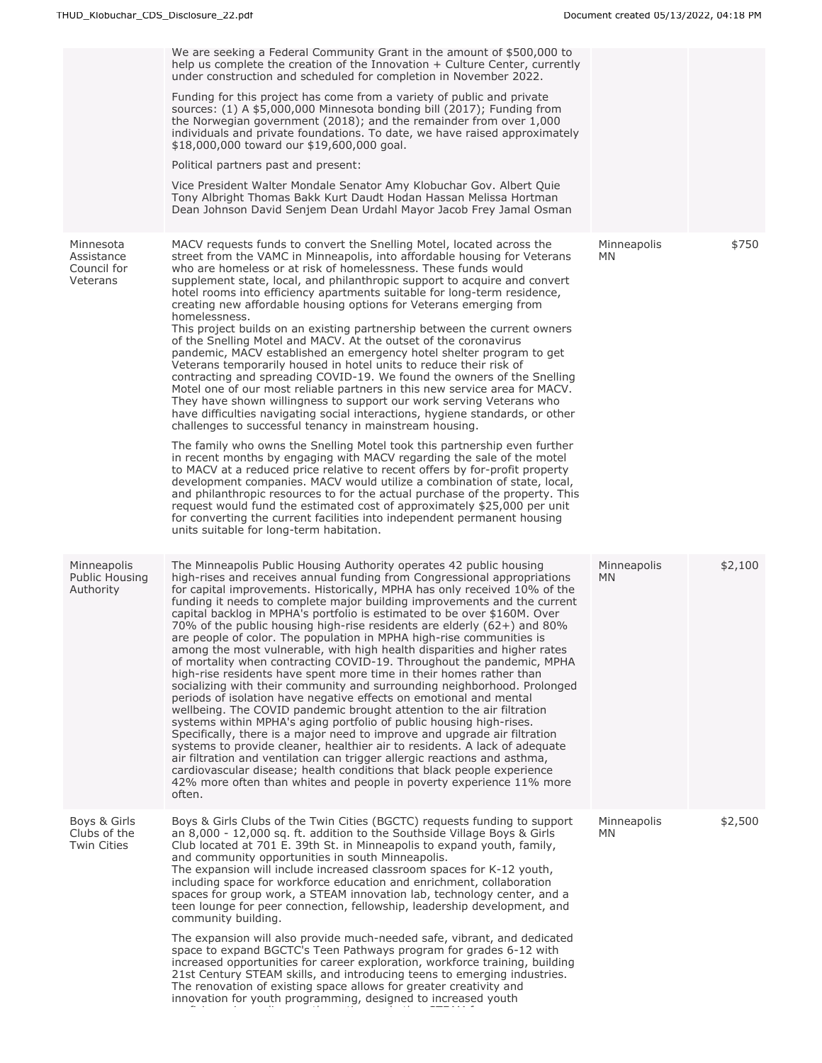| | | | |
|---|---|---|---|
| | We are seeking a Federal Community Grant in the amount of $500,000 to help us complete the creation of the Innovation + Culture Center, currently under construction and scheduled for completion in November 2022.<br><br>Funding for this project has come from a variety of public and private sources: (1) A $5,000,000 Minnesota bonding bill (2017); Funding from the Norwegian government (2018); and the remainder from over 1,000 individuals and private foundations. To date, we have raised approximately $18,000,000 toward our $19,600,000 goal.<br><br>Political partners past and present:<br><br>Vice President Walter Mondale Senator Amy Klobuchar Gov. Albert Quie Tony Albright Thomas Bakk Kurt Daudt Hodan Hassan Melissa Hortman Dean Johnson David Senjem Dean Urdahl Mayor Jacob Frey Jamal Osman | | |
| Minnesota Assistance Council for Veterans | MACV requests funds to convert the Snelling Motel, located across the street from the VAMC in Minneapolis, into affordable housing for Veterans who are homeless or at risk of homelessness. These funds would supplement state, local, and philanthropic support to acquire and convert hotel rooms into efficiency apartments suitable for long-term residence, creating new affordable housing options for Veterans emerging from homelessness.<br>This project builds on an existing partnership between the current owners of the Snelling Motel and MACV. At the outset of the coronavirus pandemic, MACV established an emergency hotel shelter program to get Veterans temporarily housed in hotel units to reduce their risk of contracting and spreading COVID-19. We found the owners of the Snelling Motel one of our most reliable partners in this new service area for MACV. They have shown willingness to support our work serving Veterans who have difficulties navigating social interactions, hygiene standards, or other challenges to successful tenancy in mainstream housing.<br><br>The family who owns the Snelling Motel took this partnership even further in recent months by engaging with MACV regarding the sale of the motel to MACV at a reduced price relative to recent offers by for-profit property development companies. MACV would utilize a combination of state, local, and philanthropic resources to for the actual purchase of the property. This request would fund the estimated cost of approximately $25,000 per unit for converting the current facilities into independent permanent housing units suitable for long-term habitation. | Minneapolis MN | $750 |
| Minneapolis Public Housing Authority | The Minneapolis Public Housing Authority operates 42 public housing high-rises and receives annual funding from Congressional appropriations for capital improvements. Historically, MPHA has only received 10% of the funding it needs to complete major building improvements and the current capital backlog in MPHA's portfolio is estimated to be over $160M. Over 70% of the public housing high-rise residents are elderly (62+) and 80% are people of color. The population in MPHA high-rise communities is among the most vulnerable, with high health disparities and higher rates of mortality when contracting COVID-19. Throughout the pandemic, MPHA high-rise residents have spent more time in their homes rather than socializing with their community and surrounding neighborhood. Prolonged periods of isolation have negative effects on emotional and mental wellbeing. The COVID pandemic brought attention to the air filtration systems within MPHA's aging portfolio of public housing high-rises. Specifically, there is a major need to improve and upgrade air filtration systems to provide cleaner, healthier air to residents. A lack of adequate air filtration and ventilation can trigger allergic reactions and asthma, cardiovascular disease; health conditions that black people experience 42% more often than whites and people in poverty experience 11% more often. | Minneapolis MN | $2,100 |
| Boys & Girls Clubs of the Twin Cities | Boys & Girls Clubs of the Twin Cities (BGCTC) requests funding to support an 8,000 - 12,000 sq. ft. addition to the Southside Village Boys & Girls Club located at 701 E. 39th St. in Minneapolis to expand youth, family, and community opportunities in south Minneapolis.<br>The expansion will include increased classroom spaces for K-12 youth, including space for workforce education and enrichment, collaboration spaces for group work, a STEAM innovation lab, technology center, and a teen lounge for peer connection, fellowship, leadership development, and community building.<br><br>The expansion will also provide much-needed safe, vibrant, and dedicated space to expand BGCTC's Teen Pathways program for grades 6-12 with increased opportunities for career exploration, workforce training, building 21st Century STEAM skills, and introducing teens to emerging industries. The renovation of existing space allows for greater creativity and innovation for youth programming, designed to increased youth | Minneapolis MN | $2,500 |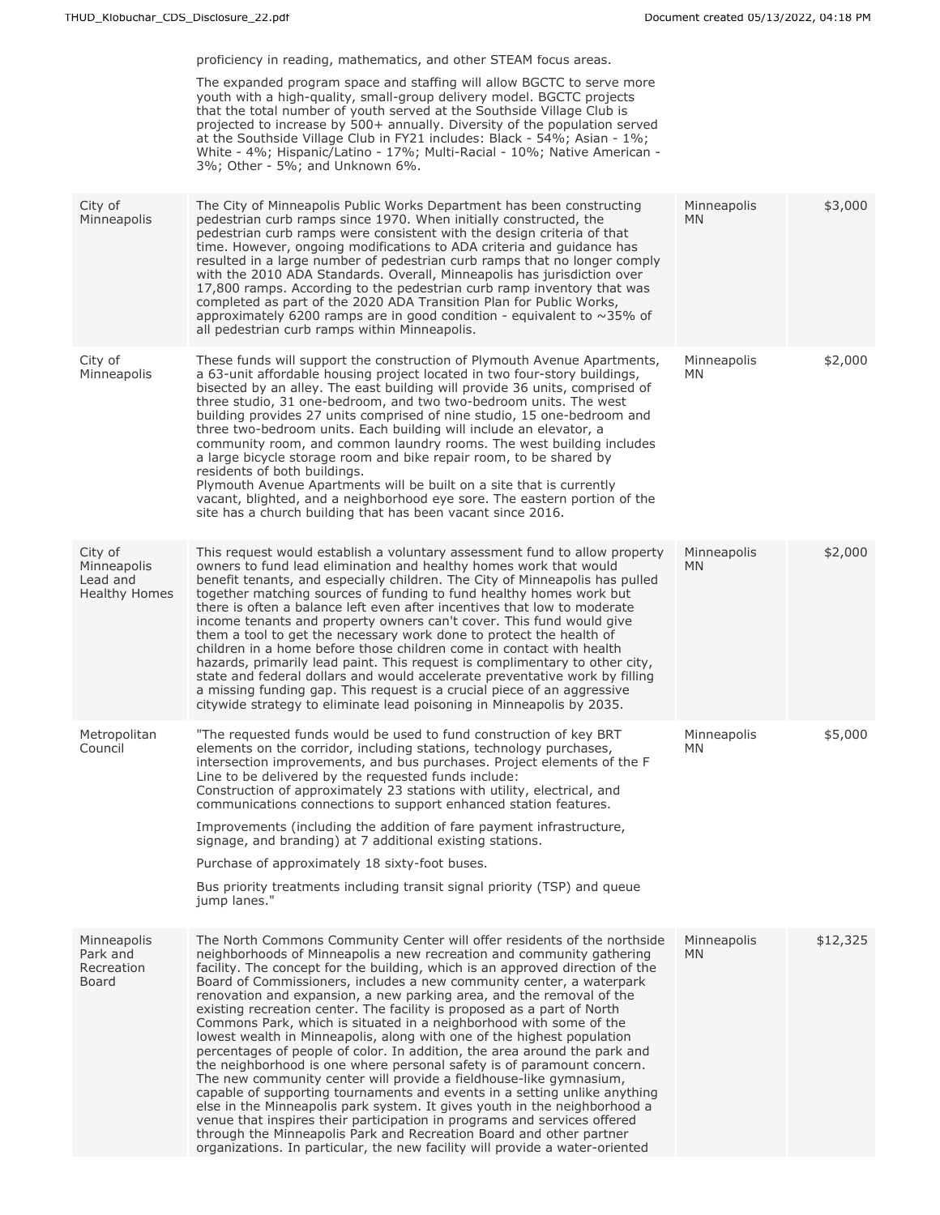| | | | |
|---|---|---|---|
| | proficiency in reading, mathematics, and other STEAM focus areas.<br><br>The expanded program space and staffing will allow BGCTC to serve more youth with a high-quality, small-group delivery model. BGCTC projects that the total number of youth served at the Southside Village Club is projected to increase by 500+ annually. Diversity of the population served at the Southside Village Club in FY21 includes: Black - 54%; Asian - 1%; White - 4%; Hispanic/Latino - 17%; Multi-Racial - 10%; Native American - 3%; Other - 5%; and Unknown 6%. | | |
| City of Minneapolis | The City of Minneapolis Public Works Department has been constructing pedestrian curb ramps since 1970. When initially constructed, the pedestrian curb ramps were consistent with the design criteria of that time. However, ongoing modifications to ADA criteria and guidance has resulted in a large number of pedestrian curb ramps that no longer comply with the 2010 ADA Standards. Overall, Minneapolis has jurisdiction over 17,800 ramps. According to the pedestrian curb ramp inventory that was completed as part of the 2020 ADA Transition Plan for Public Works, approximately 6200 ramps are in good condition - equivalent to ~35% of all pedestrian curb ramps within Minneapolis. | Minneapolis MN | $3,000 |
| City of Minneapolis | These funds will support the construction of Plymouth Avenue Apartments, a 63-unit affordable housing project located in two four-story buildings, bisected by an alley. The east building will provide 36 units, comprised of three studio, 31 one-bedroom, and two two-bedroom units. The west building provides 27 units comprised of nine studio, 15 one-bedroom and three two-bedroom units. Each building will include an elevator, a community room, and common laundry rooms. The west building includes a large bicycle storage room and bike repair room, to be shared by residents of both buildings.<br>Plymouth Avenue Apartments will be built on a site that is currently vacant, blighted, and a neighborhood eye sore. The eastern portion of the site has a church building that has been vacant since 2016. | Minneapolis MN | $2,000 |
| City of Minneapolis Lead and Healthy Homes | This request would establish a voluntary assessment fund to allow property owners to fund lead elimination and healthy homes work that would benefit tenants, and especially children. The City of Minneapolis has pulled together matching sources of funding to fund healthy homes work but there is often a balance left even after incentives that low to moderate income tenants and property owners can't cover. This fund would give them a tool to get the necessary work done to protect the health of children in a home before those children come in contact with health hazards, primarily lead paint. This request is complimentary to other city, state and federal dollars and would accelerate preventative work by filling a missing funding gap. This request is a crucial piece of an aggressive citywide strategy to eliminate lead poisoning in Minneapolis by 2035. | Minneapolis MN | $2,000 |
| Metropolitan Council | "The requested funds would be used to fund construction of key BRT elements on the corridor, including stations, technology purchases, intersection improvements, and bus purchases. Project elements of the F Line to be delivered by the requested funds include:<br>Construction of approximately 23 stations with utility, electrical, and communications connections to support enhanced station features.<br><br>Improvements (including the addition of fare payment infrastructure, signage, and branding) at 7 additional existing stations.<br><br>Purchase of approximately 18 sixty-foot buses.<br><br>Bus priority treatments including transit signal priority (TSP) and queue jump lanes." | Minneapolis MN | $5,000 |
| Minneapolis Park and Recreation Board | The North Commons Community Center will offer residents of the northside neighborhoods of Minneapolis a new recreation and community gathering facility. The concept for the building, which is an approved direction of the Board of Commissioners, includes a new community center, a waterpark renovation and expansion, a new parking area, and the removal of the existing recreation center. The facility is proposed as a part of North Commons Park, which is situated in a neighborhood with some of the lowest wealth in Minneapolis, along with one of the highest population percentages of people of color. In addition, the area around the park and the neighborhood is one where personal safety is of paramount concern. The new community center will provide a fieldhouse-like gymnasium, capable of supporting tournaments and events in a setting unlike anything else in the Minneapolis park system. It gives youth in the neighborhood a venue that inspires their participation in programs and services offered through the Minneapolis Park and Recreation Board and other partner organizations. In particular, the new facility will provide a water-oriented | Minneapolis MN | $12,325 |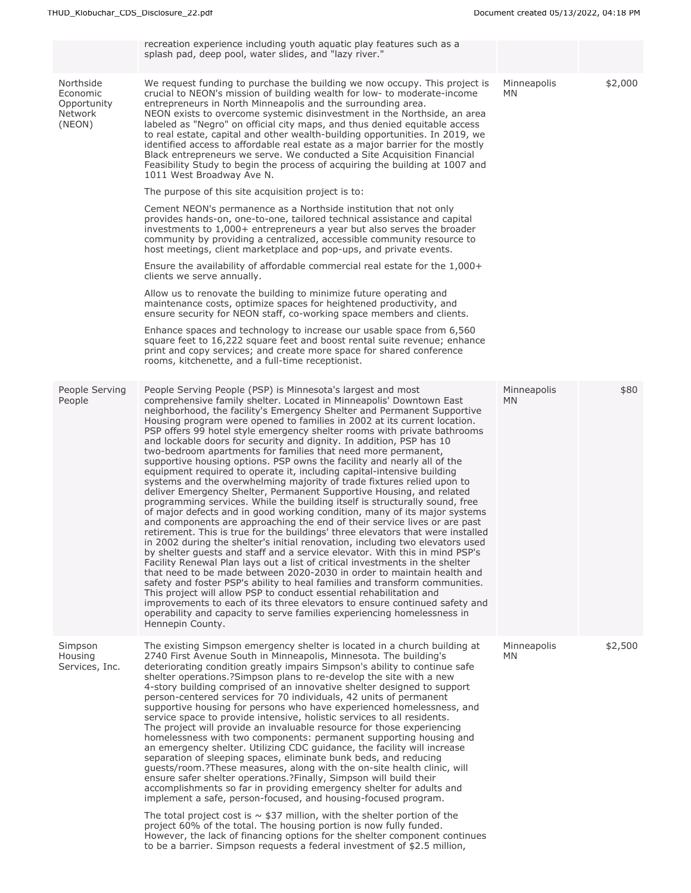| | | | |
|---|---|---|---|
| | recreation experience including youth aquatic play features such as a splash pad, deep pool, water slides, and "lazy river." | | |
| Northside Economic Opportunity Network (NEON) | We request funding to purchase the building we now occupy. This project is crucial to NEON's mission of building wealth for low- to moderate-income entrepreneurs in North Minneapolis and the surrounding area.<br>NEON exists to overcome systemic disinvestment in the Northside, an area labeled as "Negro" on official city maps, and thus denied equitable access to real estate, capital and other wealth-building opportunities. In 2019, we identified access to affordable real estate as a major barrier for the mostly Black entrepreneurs we serve. We conducted a Site Acquisition Financial Feasibility Study to begin the process of acquiring the building at 1007 and 1011 West Broadway Ave N.<br><br>The purpose of this site acquisition project is to:<br><br>Cement NEON's permanence as a Northside institution that not only provides hands-on, one-to-one, tailored technical assistance and capital investments to 1,000+ entrepreneurs a year but also serves the broader community by providing a centralized, accessible community resource to host meetings, client marketplace and pop-ups, and private events.<br><br>Ensure the availability of affordable commercial real estate for the 1,000+ clients we serve annually.<br><br>Allow us to renovate the building to minimize future operating and maintenance costs, optimize spaces for heightened productivity, and ensure security for NEON staff, co-working space members and clients.<br><br>Enhance spaces and technology to increase our usable space from 6,560 square feet to 16,222 square feet and boost rental suite revenue; enhance print and copy services; and create more space for shared conference rooms, kitchenette, and a full-time receptionist. | Minneapolis MN | $2,000 |
| People Serving People | People Serving People (PSP) is Minnesota's largest and most comprehensive family shelter. Located in Minneapolis' Downtown East neighborhood, the facility's Emergency Shelter and Permanent Supportive Housing program were opened to families in 2002 at its current location. PSP offers 99 hotel style emergency shelter rooms with private bathrooms and lockable doors for security and dignity. In addition, PSP has 10 two-bedroom apartments for families that need more permanent, supportive housing options. PSP owns the facility and nearly all of the equipment required to operate it, including capital-intensive building systems and the overwhelming majority of trade fixtures relied upon to deliver Emergency Shelter, Permanent Supportive Housing, and related programming services. While the building itself is structurally sound, free of major defects and in good working condition, many of its major systems and components are approaching the end of their service lives or are past retirement. This is true for the buildings' three elevators that were installed in 2002 during the shelter's initial renovation, including two elevators used by shelter guests and staff and a service elevator. With this in mind PSP's Facility Renewal Plan lays out a list of critical investments in the shelter that need to be made between 2020-2030 in order to maintain health and safety and foster PSP's ability to heal families and transform communities. This project will allow PSP to conduct essential rehabilitation and improvements to each of its three elevators to ensure continued safety and operability and capacity to serve families experiencing homelessness in Hennepin County. | Minneapolis MN | $80 |
| Simpson Housing Services, Inc. | The existing Simpson emergency shelter is located in a church building at 2740 First Avenue South in Minneapolis, Minnesota. The building's deteriorating condition greatly impairs Simpson's ability to continue safe shelter operations.?Simpson plans to re-develop the site with a new 4-story building comprised of an innovative shelter designed to support person-centered services for 70 individuals, 42 units of permanent supportive housing for persons who have experienced homelessness, and service space to provide intensive, holistic services to all residents.<br>The project will provide an invaluable resource for those experiencing homelessness with two components: permanent supporting housing and an emergency shelter. Utilizing CDC guidance, the facility will increase separation of sleeping spaces, eliminate bunk beds, and reducing guests/room.?These measures, along with the on-site health clinic, will ensure safer shelter operations.?Finally, Simpson will build their accomplishments so far in providing emergency shelter for adults and implement a safe, person-focused, and housing-focused program.<br><br>The total project cost is ~ \$37 million, with the shelter portion of the project 60% of the total. The housing portion is now fully funded. However, the lack of financing options for the shelter component continues to be a barrier. Simpson requests a federal investment of \$2.5 million, | Minneapolis MN | $2,500 |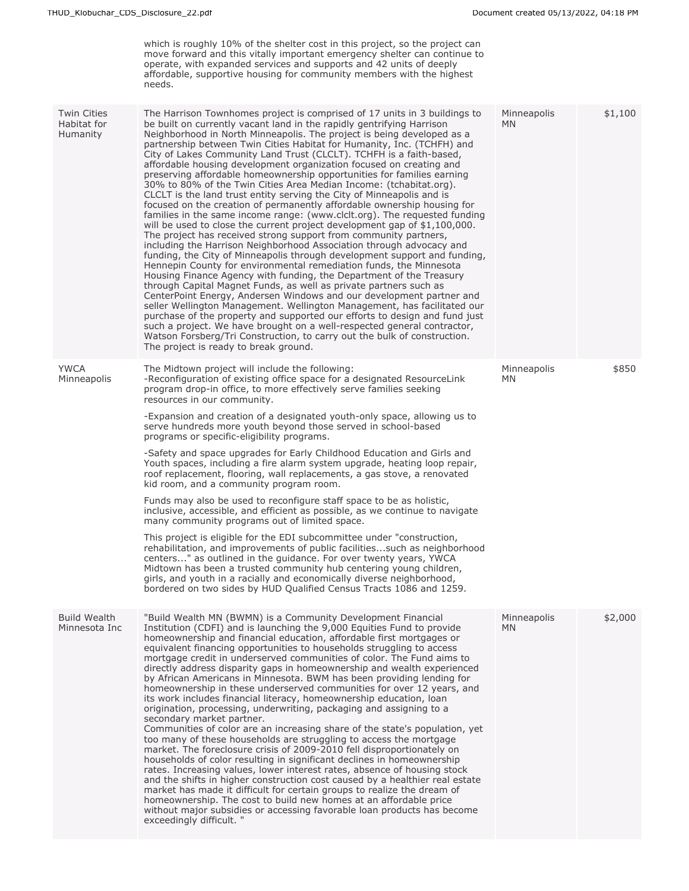| | | | |
|---|---|---|---|
| | which is roughly 10% of the shelter cost in this project, so the project can move forward and this vitally important emergency shelter can continue to operate, with expanded services and supports and 42 units of deeply affordable, supportive housing for community members with the highest needs. | | |
| Twin Cities Habitat for Humanity | The Harrison Townhomes project is comprised of 17 units in 3 buildings to be built on currently vacant land in the rapidly gentrifying Harrison Neighborhood in North Minneapolis. The project is being developed as a partnership between Twin Cities Habitat for Humanity, Inc. (TCHFH) and City of Lakes Community Land Trust (CLCLT). TCHFH is a faith-based, affordable housing development organization focused on creating and preserving affordable homeownership opportunities for families earning 30% to 80% of the Twin Cities Area Median Income: (tchabitat.org). CLCLT is the land trust entity serving the City of Minneapolis and is focused on the creation of permanently affordable ownership housing for families in the same income range: (www.clclt.org). The requested funding will be used to close the current project development gap of $1,100,000. The project has received strong support from community partners, including the Harrison Neighborhood Association through advocacy and funding, the City of Minneapolis through development support and funding, Hennepin County for environmental remediation funds, the Minnesota Housing Finance Agency with funding, the Department of the Treasury through Capital Magnet Funds, as well as private partners such as CenterPoint Energy, Andersen Windows and our development partner and seller Wellington Management. Wellington Management, has facilitated our purchase of the property and supported our efforts to design and fund just such a project. We have brought on a well-respected general contractor, Watson Forsberg/Tri Construction, to carry out the bulk of construction. The project is ready to break ground. | Minneapolis MN | $1,100 |
| YWCA Minneapolis | The Midtown project will include the following:<br>-Reconfiguration of existing office space for a designated ResourceLink program drop-in office, to more effectively serve families seeking resources in our community.<br><br>-Expansion and creation of a designated youth-only space, allowing us to serve hundreds more youth beyond those served in school-based programs or specific-eligibility programs.<br><br>-Safety and space upgrades for Early Childhood Education and Girls and Youth spaces, including a fire alarm system upgrade, heating loop repair, roof replacement, flooring, wall replacements, a gas stove, a renovated kid room, and a community program room.<br><br>Funds may also be used to reconfigure staff space to be as holistic, inclusive, accessible, and efficient as possible, as we continue to navigate many community programs out of limited space.<br><br>This project is eligible for the EDI subcommittee under "construction, rehabilitation, and improvements of public facilities...such as neighborhood centers..." as outlined in the guidance. For over twenty years, YWCA Midtown has been a trusted community hub centering young children, girls, and youth in a racially and economically diverse neighborhood, bordered on two sides by HUD Qualified Census Tracts 1086 and 1259. | Minneapolis MN | $850 |
| Build Wealth Minnesota Inc | "Build Wealth MN (BWMN) is a Community Development Financial Institution (CDFI) and is launching the 9,000 Equities Fund to provide homeownership and financial education, affordable first mortgages or equivalent financing opportunities to households struggling to access mortgage credit in underserved communities of color. The Fund aims to directly address disparity gaps in homeownership and wealth experienced by African Americans in Minnesota. BWM has been providing lending for homeownership in these underserved communities for over 12 years, and its work includes financial literacy, homeownership education, loan origination, processing, underwriting, packaging and assigning to a secondary market partner.<br>Communities of color are an increasing share of the state's population, yet too many of these households are struggling to access the mortgage market. The foreclosure crisis of 2009-2010 fell disproportionately on households of color resulting in significant declines in homeownership rates. Increasing values, lower interest rates, absence of housing stock and the shifts in higher construction cost caused by a healthier real estate market has made it difficult for certain groups to realize the dream of homeownership. The cost to build new homes at an affordable price without major subsidies or accessing favorable loan products has become exceedingly difficult. " | Minneapolis MN | $2,000 |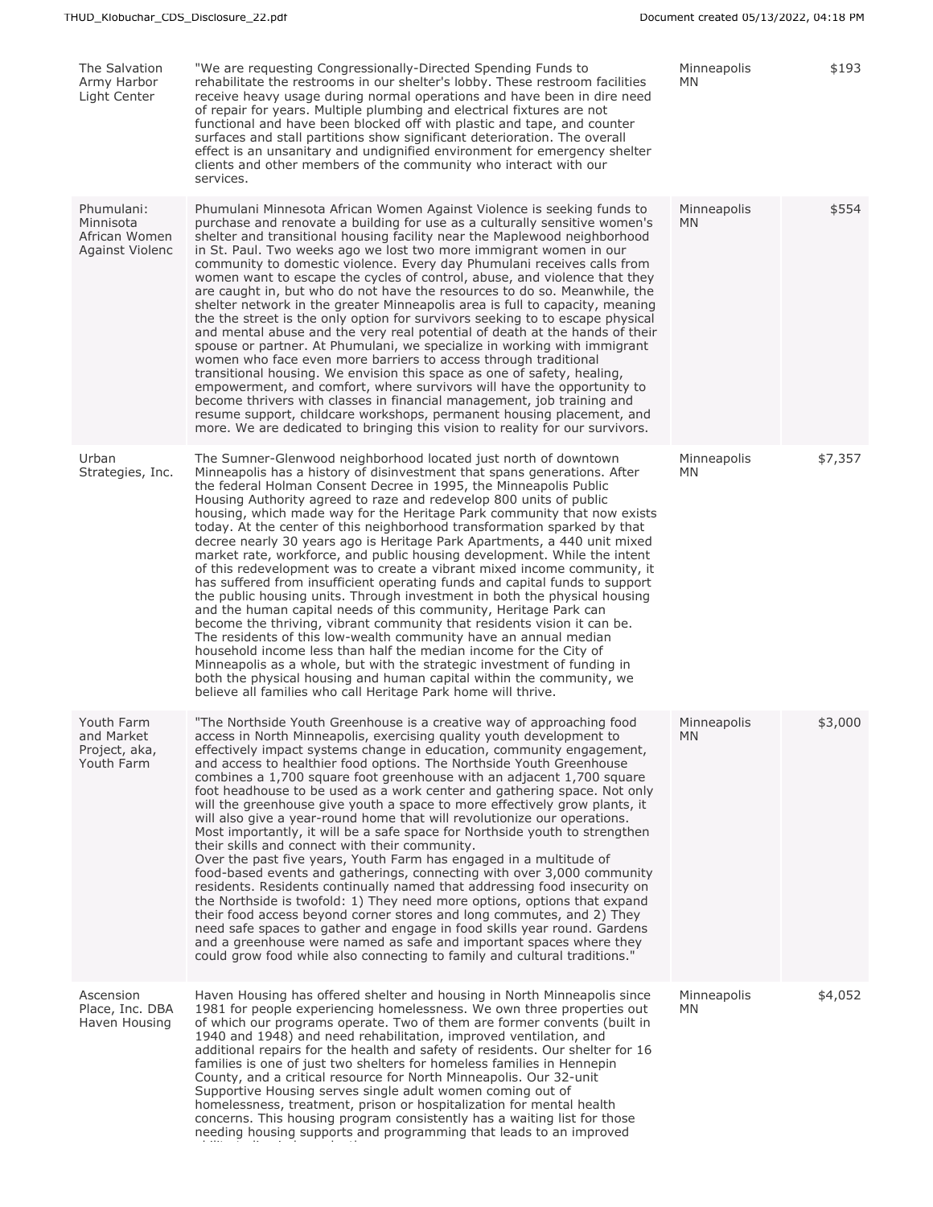| | | | |
|---|---|---|---|
| The Salvation Army Harbor Light Center | "We are requesting Congressionally-Directed Spending Funds to rehabilitate the restrooms in our shelter's lobby. These restroom facilities receive heavy usage during normal operations and have been in dire need of repair for years. Multiple plumbing and electrical fixtures are not functional and have been blocked off with plastic and tape, and counter surfaces and stall partitions show significant deterioration. The overall effect is an unsanitary and undignified environment for emergency shelter clients and other members of the community who interact with our services. | Minneapolis MN | $193 |
| Phumulani: Minnisota African Women Against Violenc | Phumulani Minnesota African Women Against Violence is seeking funds to purchase and renovate a building for use as a culturally sensitive women's shelter and transitional housing facility near the Maplewood neighborhood in St. Paul. Two weeks ago we lost two more immigrant women in our community to domestic violence. Every day Phumulani receives calls from women want to escape the cycles of control, abuse, and violence that they are caught in, but who do not have the resources to do so. Meanwhile, the shelter network in the greater Minneapolis area is full to capacity, meaning the the street is the only option for survivors seeking to to escape physical and mental abuse and the very real potential of death at the hands of their spouse or partner. At Phumulani, we specialize in working with immigrant women who face even more barriers to access through traditional transitional housing. We envision this space as one of safety, healing, empowerment, and comfort, where survivors will have the opportunity to become thrivers with classes in financial management, job training and resume support, childcare workshops, permanent housing placement, and more. We are dedicated to bringing this vision to reality for our survivors. | Minneapolis MN | $554 |
| Urban Strategies, Inc. | The Sumner-Glenwood neighborhood located just north of downtown Minneapolis has a history of disinvestment that spans generations. After the federal Holman Consent Decree in 1995, the Minneapolis Public Housing Authority agreed to raze and redevelop 800 units of public housing, which made way for the Heritage Park community that now exists today. At the center of this neighborhood transformation sparked by that decree nearly 30 years ago is Heritage Park Apartments, a 440 unit mixed market rate, workforce, and public housing development. While the intent of this redevelopment was to create a vibrant mixed income community, it has suffered from insufficient operating funds and capital funds to support the public housing units. Through investment in both the physical housing and the human capital needs of this community, Heritage Park can become the thriving, vibrant community that residents vision it can be. The residents of this low-wealth community have an annual median household income less than half the median income for the City of Minneapolis as a whole, but with the strategic investment of funding in both the physical housing and human capital within the community, we believe all families who call Heritage Park home will thrive. | Minneapolis MN | $7,357 |
| Youth Farm and Market Project, aka, Youth Farm | "The Northside Youth Greenhouse is a creative way of approaching food access in North Minneapolis, exercising quality youth development to effectively impact systems change in education, community engagement, and access to healthier food options. The Northside Youth Greenhouse combines a 1,700 square foot greenhouse with an adjacent 1,700 square foot headhouse to be used as a work center and gathering space. Not only will the greenhouse give youth a space to more effectively grow plants, it will also give a year-round home that will revolutionize our operations. Most importantly, it will be a safe space for Northside youth to strengthen their skills and connect with their community.<br>Over the past five years, Youth Farm has engaged in a multitude of food-based events and gatherings, connecting with over 3,000 community residents. Residents continually named that addressing food insecurity on the Northside is twofold: 1) They need more options, options that expand their food access beyond corner stores and long commutes, and 2) They need safe spaces to gather and engage in food skills year round. Gardens and a greenhouse were named as safe and important spaces where they could grow food while also connecting to family and cultural traditions." | Minneapolis MN | $3,000 |
| Ascension Place, Inc. DBA Haven Housing | Haven Housing has offered shelter and housing in North Minneapolis since 1981 for people experiencing homelessness. We own three properties out of which our programs operate. Two of them are former convents (built in 1940 and 1948) and need rehabilitation, improved ventilation, and additional repairs for the health and safety of residents. Our shelter for 16 families is one of just two shelters for homeless families in Hennepin County, and a critical resource for North Minneapolis. Our 32-unit Supportive Housing serves single adult women coming out of homelessness, treatment, prison or hospitalization for mental health concerns. This housing program consistently has a waiting list for those needing housing supports and programming that leads to an improved | Minneapolis MN | $4,052 |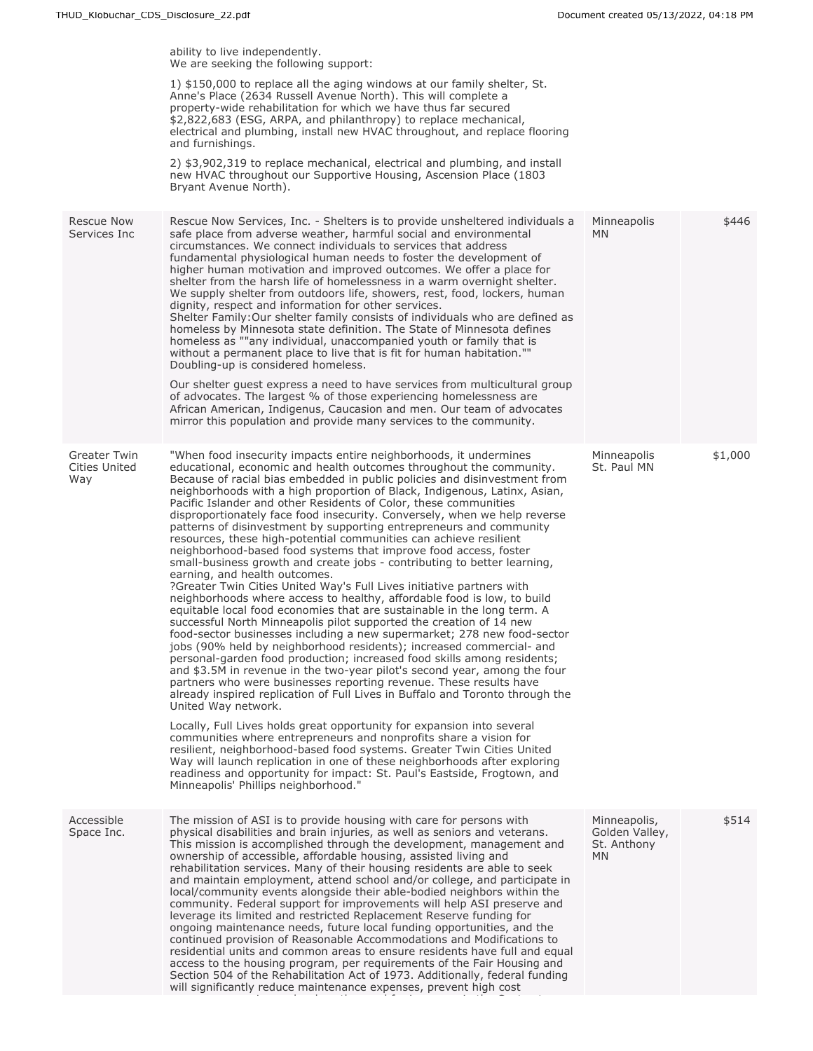| | | | |
|---|---|---|---|
| | ability to live independently.<br>We are seeking the following support:<br><br>1) $150,000 to replace all the aging windows at our family shelter, St. Anne's Place (2634 Russell Avenue North). This will complete a property-wide rehabilitation for which we have thus far secured $2,822,683 (ESG, ARPA, and philanthropy) to replace mechanical, electrical and plumbing, install new HVAC throughout, and replace flooring and furnishings.<br><br>2) $3,902,319 to replace mechanical, electrical and plumbing, and install new HVAC throughout our Supportive Housing, Ascension Place (1803 Bryant Avenue North). | | |
| Rescue Now Services Inc | Rescue Now Services, Inc. - Shelters is to provide unsheltered individuals a safe place from adverse weather, harmful social and environmental circumstances. We connect individuals to services that address fundamental physiological human needs to foster the development of higher human motivation and improved outcomes. We offer a place for shelter from the harsh life of homelessness in a warm overnight shelter. We supply shelter from outdoors life, showers, rest, food, lockers, human dignity, respect and information for other services.<br>Shelter Family:Our shelter family consists of individuals who are defined as homeless by Minnesota state definition. The State of Minnesota defines homeless as ""any individual, unaccompanied youth or family that is without a permanent place to live that is fit for human habitation."" Doubling-up is considered homeless.<br><br>Our shelter guest express a need to have services from multicultural group of advocates. The largest % of those experiencing homelessness are African American, Indigenus, Caucasion and men. Our team of advocates mirror this population and provide many services to the community. | Minneapolis MN | $446 |
| Greater Twin Cities United Way | "When food insecurity impacts entire neighborhoods, it undermines educational, economic and health outcomes throughout the community. Because of racial bias embedded in public policies and disinvestment from neighborhoods with a high proportion of Black, Indigenous, Latinx, Asian, Pacific Islander and other Residents of Color, these communities disproportionately face food insecurity. Conversely, when we help reverse patterns of disinvestment by supporting entrepreneurs and community resources, these high-potential communities can achieve resilient neighborhood-based food systems that improve food access, foster small-business growth and create jobs - contributing to better learning, earning, and health outcomes.<br>?Greater Twin Cities United Way's Full Lives initiative partners with neighborhoods where access to healthy, affordable food is low, to build equitable local food economies that are sustainable in the long term. A successful North Minneapolis pilot supported the creation of 14 new food-sector businesses including a new supermarket; 278 new food-sector jobs (90% held by neighborhood residents); increased commercial- and personal-garden food production; increased food skills among residents; and $3.5M in revenue in the two-year pilot's second year, among the four partners who were businesses reporting revenue. These results have already inspired replication of Full Lives in Buffalo and Toronto through the United Way network.<br><br>Locally, Full Lives holds great opportunity for expansion into several communities where entrepreneurs and nonprofits share a vision for resilient, neighborhood-based food systems. Greater Twin Cities United Way will launch replication in one of these neighborhoods after exploring readiness and opportunity for impact: St. Paul's Eastside, Frogtown, and Minneapolis' Phillips neighborhood." | Minneapolis St. Paul MN | $1,000 |
| Accessible Space Inc. | The mission of ASI is to provide housing with care for persons with physical disabilities and brain injuries, as well as seniors and veterans. This mission is accomplished through the development, management and ownership of accessible, affordable housing, assisted living and rehabilitation services. Many of their housing residents are able to seek and maintain employment, attend school and/or college, and participate in local/community events alongside their able-bodied neighbors within the community. Federal support for improvements will help ASI preserve and leverage its limited and restricted Replacement Reserve funding for ongoing maintenance needs, future local funding opportunities, and the continued provision of Reasonable Accommodations and Modifications to residential units and common areas to ensure residents have full and equal access to the housing program, per requirements of the Fair Housing and Section 504 of the Rehabilitation Act of 1973. Additionally, federal funding will significantly reduce maintenance expenses, prevent high cost | Minneapolis, Golden Valley, St. Anthony MN | $514 |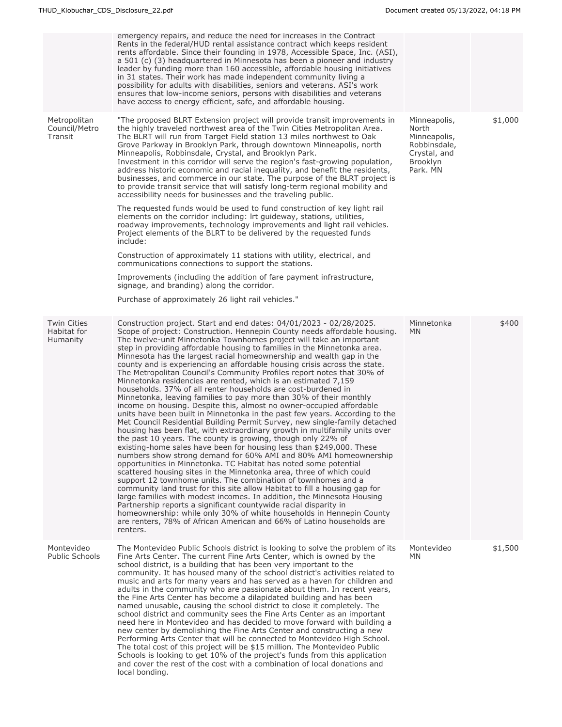| | | | |
|---|---|---|---|
| | emergency repairs, and reduce the need for increases in the Contract Rents in the federal/HUD rental assistance contract which keeps resident rents affordable. Since their founding in 1978, Accessible Space, Inc. (ASI), a 501 (c) (3) headquartered in Minnesota has been a pioneer and industry leader by funding more than 160 accessible, affordable housing initiatives in 31 states. Their work has made independent community living a possibility for adults with disabilities, seniors and veterans. ASI's work ensures that low-income seniors, persons with disabilities and veterans have access to energy efficient, safe, and affordable housing. | | |
| Metropolitan Council/Metro Transit | "The proposed BLRT Extension project will provide transit improvements in the highly traveled northwest area of the Twin Cities Metropolitan Area. The BLRT will run from Target Field station 13 miles northwest to Oak Grove Parkway in Brooklyn Park, through downtown Minneapolis, north Minneapolis, Robbinsdale, Crystal, and Brooklyn Park.<br>Investment in this corridor will serve the region's fast-growing population, address historic economic and racial inequality, and benefit the residents, businesses, and commerce in our state. The purpose of the BLRT project is to provide transit service that will satisfy long-term regional mobility and accessibility needs for businesses and the traveling public.<br><br>The requested funds would be used to fund construction of key light rail elements on the corridor including: lrt guideway, stations, utilities, roadway improvements, technology improvements and light rail vehicles. Project elements of the BLRT to be delivered by the requested funds include:<br><br>Construction of approximately 11 stations with utility, electrical, and communications connections to support the stations.<br><br>Improvements (including the addition of fare payment infrastructure, signage, and branding) along the corridor.<br><br>Purchase of approximately 26 light rail vehicles." | Minneapolis, North Minneapolis, Robbinsdale, Crystal, and Brooklyn Park. MN | $1,000 |
| Twin Cities Habitat for Humanity | Construction project. Start and end dates: 04/01/2023 - 02/28/2025. Scope of project: Construction. Hennepin County needs affordable housing. The twelve-unit Minnetonka Townhomes project will take an important step in providing affordable housing to families in the Minnetonka area. Minnesota has the largest racial homeownership and wealth gap in the county and is experiencing an affordable housing crisis across the state. The Metropolitan Council's Community Profiles report notes that 30% of Minnetonka residencies are rented, which is an estimated 7,159 households. 37% of all renter households are cost-burdened in Minnetonka, leaving families to pay more than 30% of their monthly income on housing. Despite this, almost no owner-occupied affordable units have been built in Minnetonka in the past few years. According to the Met Council Residential Building Permit Survey, new single-family detached housing has been flat, with extraordinary growth in multifamily units over the past 10 years. The county is growing, though only 22% of existing-home sales have been for housing less than $249,000. These numbers show strong demand for 60% AMI and 80% AMI homeownership opportunities in Minnetonka. TC Habitat has noted some potential scattered housing sites in the Minnetonka area, three of which could support 12 townhome units. The combination of townhomes and a community land trust for this site allow Habitat to fill a housing gap for large families with modest incomes. In addition, the Minnesota Housing Partnership reports a significant countywide racial disparity in homeownership: while only 30% of white households in Hennepin County are renters, 78% of African American and 66% of Latino households are renters. | Minnetonka MN | $400 |
| Montevideo Public Schools | The Montevideo Public Schools district is looking to solve the problem of its Fine Arts Center. The current Fine Arts Center, which is owned by the school district, is a building that has been very important to the community. It has housed many of the school district's activities related to music and arts for many years and has served as a haven for children and adults in the community who are passionate about them. In recent years, the Fine Arts Center has become a dilapidated building and has been named unusable, causing the school district to close it completely. The school district and community sees the Fine Arts Center as an important need here in Montevideo and has decided to move forward with building a new center by demolishing the Fine Arts Center and constructing a new Performing Arts Center that will be connected to Montevideo High School. The total cost of this project will be $15 million. The Montevideo Public Schools is looking to get 10% of the project's funds from this application and cover the rest of the cost with a combination of local donations and local bonding. | Montevideo MN | $1,500 |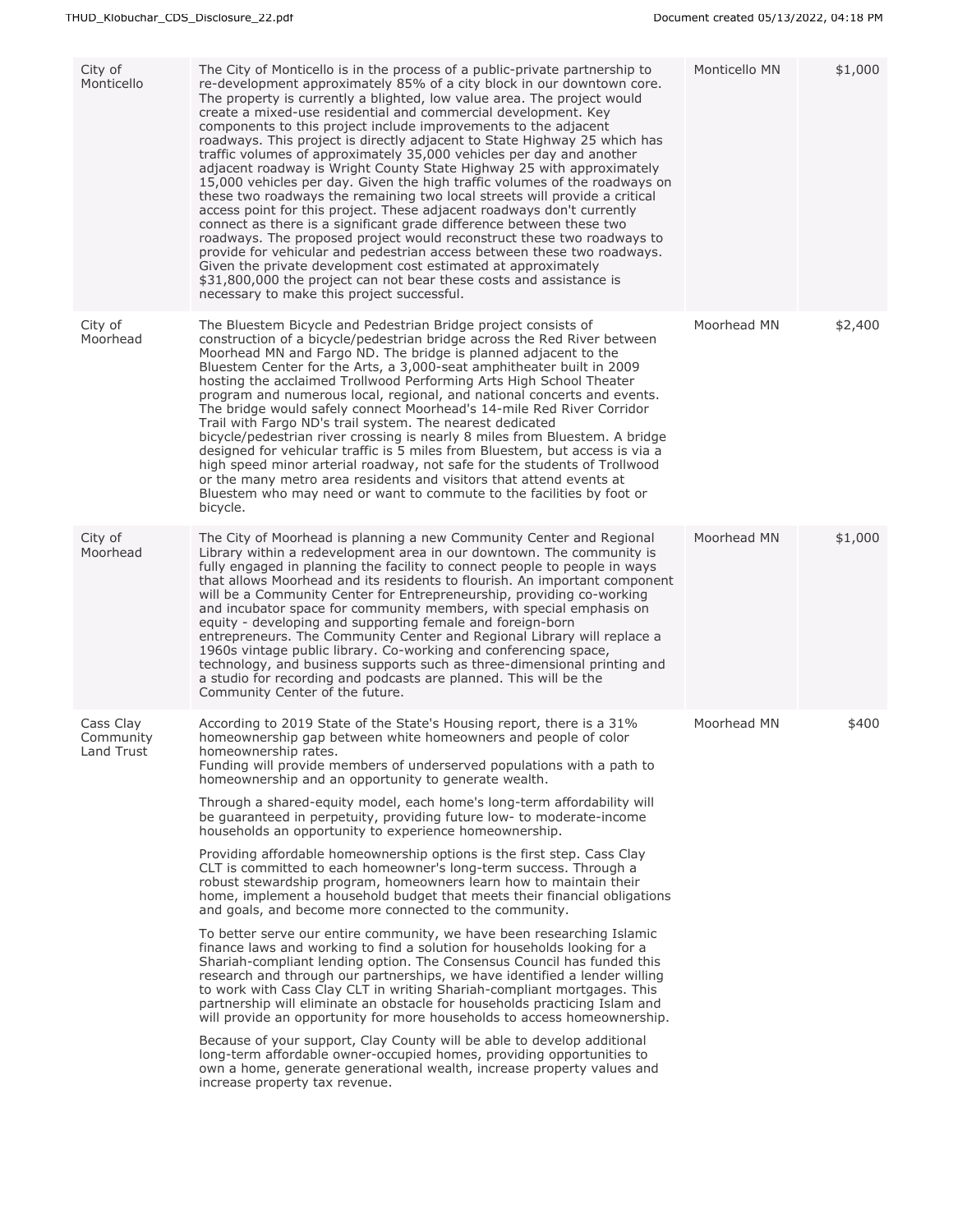| | | | |
|---|---|---|---|
| City of Monticello | The City of Monticello is in the process of a public-private partnership to re-development approximately 85% of a city block in our downtown core. The property is currently a blighted, low value area. The project would create a mixed-use residential and commercial development. Key components to this project include improvements to the adjacent roadways. This project is directly adjacent to State Highway 25 which has traffic volumes of approximately 35,000 vehicles per day and another adjacent roadway is Wright County State Highway 25 with approximately 15,000 vehicles per day. Given the high traffic volumes of the roadways on these two roadways the remaining two local streets will provide a critical access point for this project. These adjacent roadways don't currently connect as there is a significant grade difference between these two roadways. The proposed project would reconstruct these two roadways to provide for vehicular and pedestrian access between these two roadways. Given the private development cost estimated at approximately $31,800,000 the project can not bear these costs and assistance is necessary to make this project successful. | Monticello MN | $1,000 |
| City of Moorhead | The Bluestem Bicycle and Pedestrian Bridge project consists of construction of a bicycle/pedestrian bridge across the Red River between Moorhead MN and Fargo ND. The bridge is planned adjacent to the Bluestem Center for the Arts, a 3,000-seat amphitheater built in 2009 hosting the acclaimed Trollwood Performing Arts High School Theater program and numerous local, regional, and national concerts and events. The bridge would safely connect Moorhead's 14-mile Red River Corridor Trail with Fargo ND's trail system. The nearest dedicated bicycle/pedestrian river crossing is nearly 8 miles from Bluestem. A bridge designed for vehicular traffic is 5 miles from Bluestem, but access is via a high speed minor arterial roadway, not safe for the students of Trollwood or the many metro area residents and visitors that attend events at Bluestem who may need or want to commute to the facilities by foot or bicycle. | Moorhead MN | $2,400 |
| City of Moorhead | The City of Moorhead is planning a new Community Center and Regional Library within a redevelopment area in our downtown. The community is fully engaged in planning the facility to connect people to people in ways that allows Moorhead and its residents to flourish. An important component will be a Community Center for Entrepreneurship, providing co-working and incubator space for community members, with special emphasis on equity - developing and supporting female and foreign-born entrepreneurs. The Community Center and Regional Library will replace a 1960s vintage public library. Co-working and conferencing space, technology, and business supports such as three-dimensional printing and a studio for recording and podcasts are planned. This will be the Community Center of the future. | Moorhead MN | $1,000 |
| Cass Clay Community Land Trust | According to 2019 State of the State's Housing report, there is a 31% homeownership gap between white homeowners and people of color homeownership rates.<br>Funding will provide members of underserved populations with a path to homeownership and an opportunity to generate wealth.<br><br>Through a shared-equity model, each home's long-term affordability will be guaranteed in perpetuity, providing future low- to moderate-income households an opportunity to experience homeownership.<br><br>Providing affordable homeownership options is the first step. Cass Clay CLT is committed to each homeowner's long-term success. Through a robust stewardship program, homeowners learn how to maintain their home, implement a household budget that meets their financial obligations and goals, and become more connected to the community.<br><br>To better serve our entire community, we have been researching Islamic finance laws and working to find a solution for households looking for a Shariah-compliant lending option. The Consensus Council has funded this research and through our partnerships, we have identified a lender willing to work with Cass Clay CLT in writing Shariah-compliant mortgages. This partnership will eliminate an obstacle for households practicing Islam and will provide an opportunity for more households to access homeownership.<br><br>Because of your support, Clay County will be able to develop additional long-term affordable owner-occupied homes, providing opportunities to own a home, generate generational wealth, increase property values and increase property tax revenue. | Moorhead MN | $400 |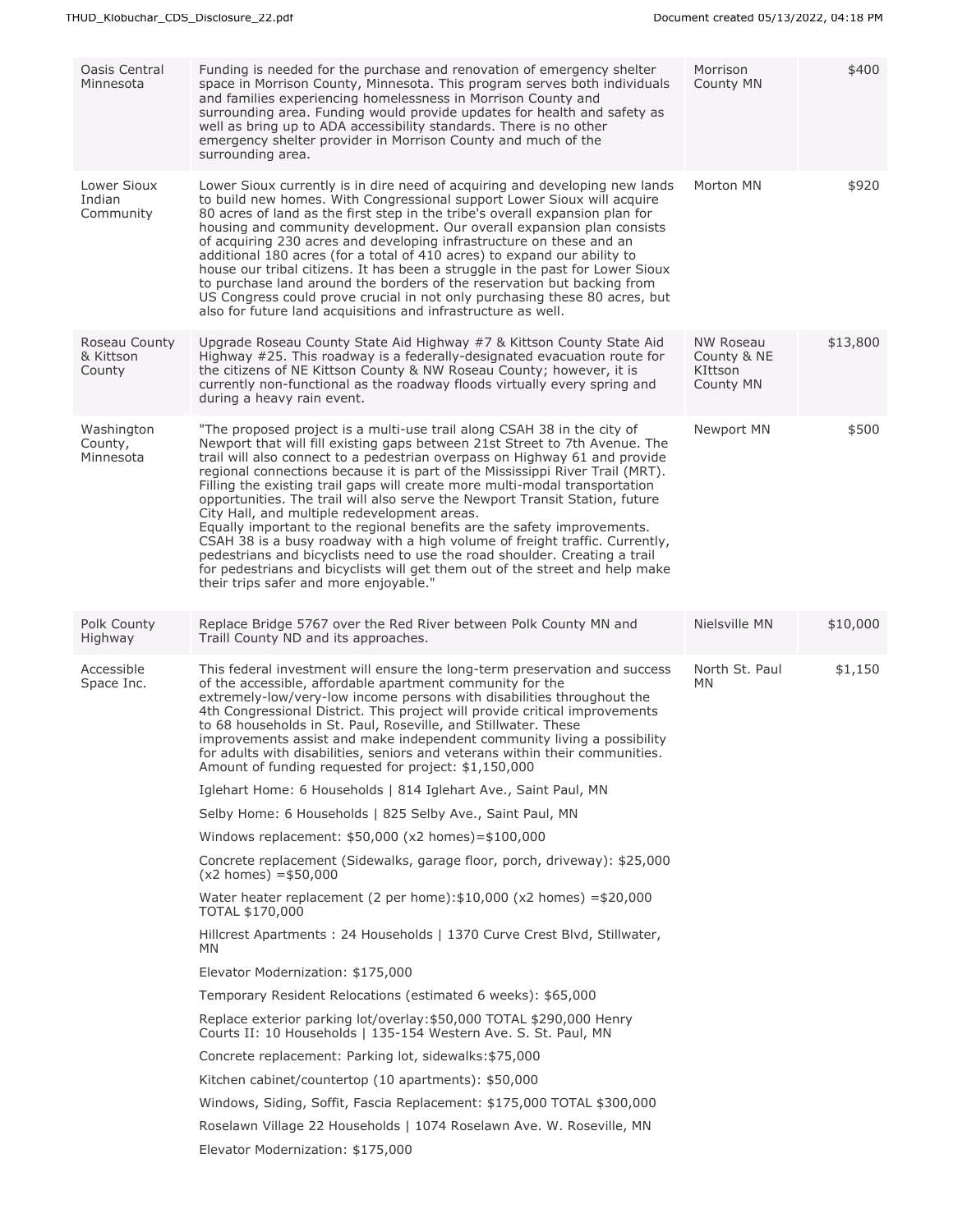| | | | |
|---|---|---|---|
| Oasis Central Minnesota | Funding is needed for the purchase and renovation of emergency shelter space in Morrison County, Minnesota. This program serves both individuals and families experiencing homelessness in Morrison County and surrounding area. Funding would provide updates for health and safety as well as bring up to ADA accessibility standards. There is no other emergency shelter provider in Morrison County and much of the surrounding area. | Morrison County MN | $400 |
| Lower Sioux Indian Community | Lower Sioux currently is in dire need of acquiring and developing new lands to build new homes. With Congressional support Lower Sioux will acquire 80 acres of land as the first step in the tribe's overall expansion plan for housing and community development. Our overall expansion plan consists of acquiring 230 acres and developing infrastructure on these and an additional 180 acres (for a total of 410 acres) to expand our ability to house our tribal citizens. It has been a struggle in the past for Lower Sioux to purchase land around the borders of the reservation but backing from US Congress could prove crucial in not only purchasing these 80 acres, but also for future land acquisitions and infrastructure as well. | Morton MN | $920 |
| Roseau County & Kittson County | Upgrade Roseau County State Aid Highway #7 & Kittson County State Aid Highway #25. This roadway is a federally-designated evacuation route for the citizens of NE Kittson County & NW Roseau County; however, it is currently non-functional as the roadway floods virtually every spring and during a heavy rain event. | NW Roseau County & NE KIttson County MN | $13,800 |
| Washington County, Minnesota | "The proposed project is a multi-use trail along CSAH 38 in the city of Newport that will fill existing gaps between 21st Street to 7th Avenue. The trail will also connect to a pedestrian overpass on Highway 61 and provide regional connections because it is part of the Mississippi River Trail (MRT). Filling the existing trail gaps will create more multi-modal transportation opportunities. The trail will also serve the Newport Transit Station, future City Hall, and multiple redevelopment areas.<br>Equally important to the regional benefits are the safety improvements. CSAH 38 is a busy roadway with a high volume of freight traffic. Currently, pedestrians and bicyclists need to use the road shoulder. Creating a trail for pedestrians and bicyclists will get them out of the street and help make their trips safer and more enjoyable." | Newport MN | $500 |
| Polk County Highway | Replace Bridge 5767 over the Red River between Polk County MN and Traill County ND and its approaches. | Nielsville MN | $10,000 |
| Accessible Space Inc. | This federal investment will ensure the long-term preservation and success of the accessible, affordable apartment community for the extremely-low/very-low income persons with disabilities throughout the 4th Congressional District. This project will provide critical improvements to 68 households in St. Paul, Roseville, and Stillwater. These improvements assist and make independent community living a possibility for adults with disabilities, seniors and veterans within their communities. Amount of funding requested for project: $1,150,000<br>Iglehart Home: 6 Households \| 814 Iglehart Ave., Saint Paul, MN<br>Selby Home: 6 Households \| 825 Selby Ave., Saint Paul, MN<br>Windows replacement: $50,000 (x2 homes)=$100,000<br>Concrete replacement (Sidewalks, garage floor, porch, driveway): $25,000 (x2 homes) =$50,000<br>Water heater replacement (2 per home):$10,000 (x2 homes) =$20,000 TOTAL $170,000<br>Hillcrest Apartments : 24 Households \| 1370 Curve Crest Blvd, Stillwater, MN<br>Elevator Modernization: $175,000<br>Temporary Resident Relocations (estimated 6 weeks): $65,000<br>Replace exterior parking lot/overlay:$50,000 TOTAL $290,000 Henry Courts II: 10 Households \| 135-154 Western Ave. S. St. Paul, MN<br>Concrete replacement: Parking lot, sidewalks:$75,000<br>Kitchen cabinet/countertop (10 apartments): $50,000<br>Windows, Siding, Soffit, Fascia Replacement: $175,000 TOTAL $300,000<br>Roselawn Village 22 Households \| 1074 Roselawn Ave. W. Roseville, MN<br>Elevator Modernization: $175,000 | North St. Paul MN | $1,150 |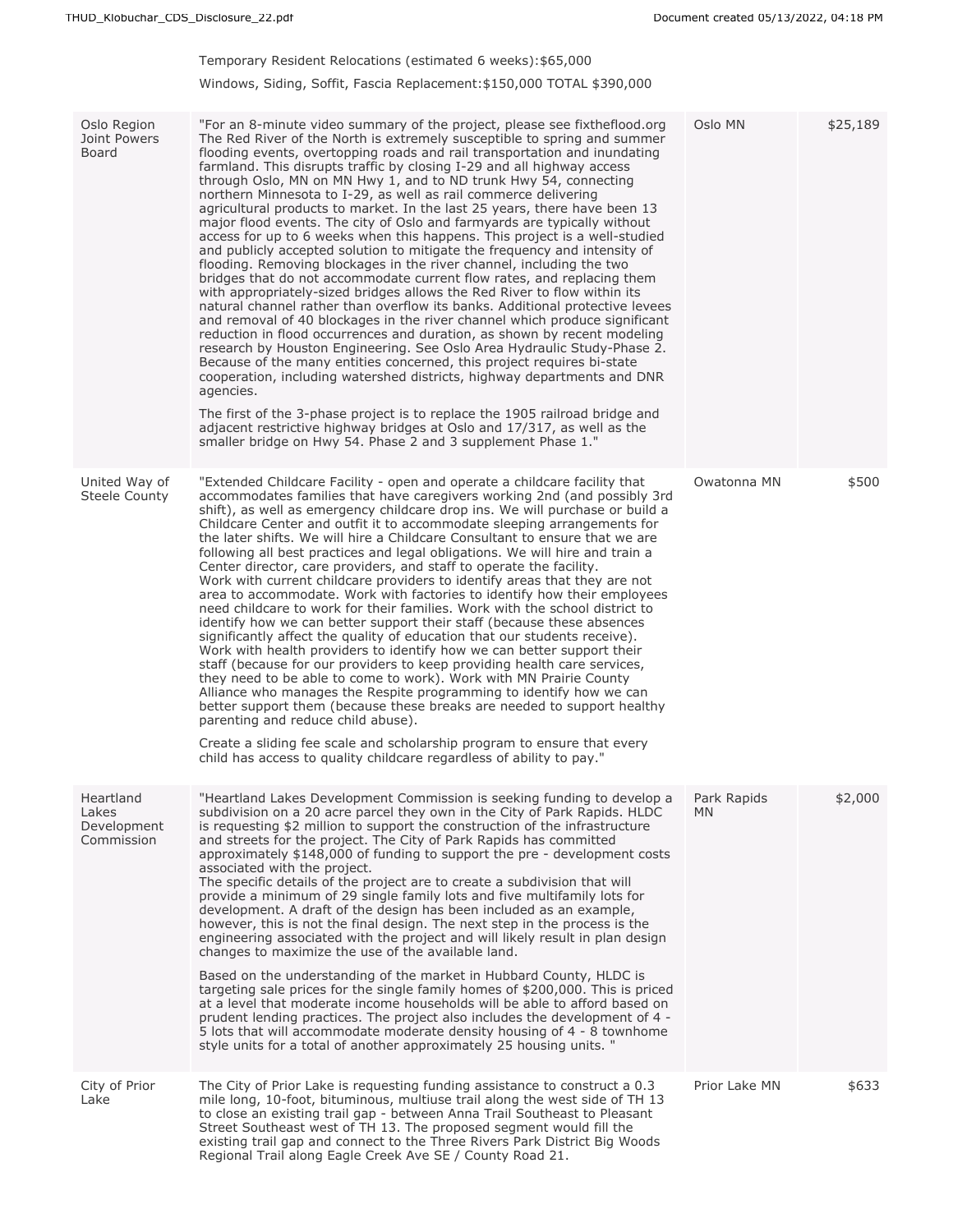Temporary Resident Relocations (estimated 6 weeks):$65,000

Windows, Siding, Soffit, Fascia Replacement:$150,000 TOTAL $390,000

| | | | |
|---|---|---|---|
| Oslo Region Joint Powers Board | "For an 8-minute video summary of the project, please see fixtheflood.org The Red River of the North is extremely susceptible to spring and summer flooding events, overtopping roads and rail transportation and inundating farmland. This disrupts traffic by closing I-29 and all highway access through Oslo, MN on MN Hwy 1, and to ND trunk Hwy 54, connecting northern Minnesota to I-29, as well as rail commerce delivering agricultural products to market. In the last 25 years, there have been 13 major flood events. The city of Oslo and farmyards are typically without access for up to 6 weeks when this happens. This project is a well-studied and publicly accepted solution to mitigate the frequency and intensity of flooding. Removing blockages in the river channel, including the two bridges that do not accommodate current flow rates, and replacing them with appropriately-sized bridges allows the Red River to flow within its natural channel rather than overflow its banks. Additional protective levees and removal of 40 blockages in the river channel which produce significant reduction in flood occurrences and duration, as shown by recent modeling research by Houston Engineering. See Oslo Area Hydraulic Study-Phase 2. Because of the many entities concerned, this project requires bi-state cooperation, including watershed districts, highway departments and DNR agencies.<br><br>The first of the 3-phase project is to replace the 1905 railroad bridge and adjacent restrictive highway bridges at Oslo and 17/317, as well as the smaller bridge on Hwy 54. Phase 2 and 3 supplement Phase 1." | Oslo MN | $25,189 |
| United Way of Steele County | "Extended Childcare Facility - open and operate a childcare facility that accommodates families that have caregivers working 2nd (and possibly 3rd shift), as well as emergency childcare drop ins. We will purchase or build a Childcare Center and outfit it to accommodate sleeping arrangements for the later shifts. We will hire a Childcare Consultant to ensure that we are following all best practices and legal obligations. We will hire and train a Center director, care providers, and staff to operate the facility.<br>Work with current childcare providers to identify areas that they are not area to accommodate. Work with factories to identify how their employees need childcare to work for their families. Work with the school district to identify how we can better support their staff (because these absences significantly affect the quality of education that our students receive). Work with health providers to identify how we can better support their staff (because for our providers to keep providing health care services, they need to be able to come to work). Work with MN Prairie County Alliance who manages the Respite programming to identify how we can better support them (because these breaks are needed to support healthy parenting and reduce child abuse).<br><br>Create a sliding fee scale and scholarship program to ensure that every child has access to quality childcare regardless of ability to pay." | Owatonna MN | $500 |
| Heartland Lakes Development Commission | "Heartland Lakes Development Commission is seeking funding to develop a subdivision on a 20 acre parcel they own in the City of Park Rapids. HLDC is requesting $2 million to support the construction of the infrastructure and streets for the project. The City of Park Rapids has committed approximately $148,000 of funding to support the pre - development costs associated with the project.<br>The specific details of the project are to create a subdivision that will provide a minimum of 29 single family lots and five multifamily lots for development. A draft of the design has been included as an example, however, this is not the final design. The next step in the process is the engineering associated with the project and will likely result in plan design changes to maximize the use of the available land.<br><br>Based on the understanding of the market in Hubbard County, HLDC is targeting sale prices for the single family homes of $200,000. This is priced at a level that moderate income households will be able to afford based on prudent lending practices. The project also includes the development of 4 - 5 lots that will accommodate moderate density housing of 4 - 8 townhome style units for a total of another approximately 25 housing units. " | Park Rapids MN | $2,000 |
| City of Prior Lake | The City of Prior Lake is requesting funding assistance to construct a 0.3 mile long, 10-foot, bituminous, multiuse trail along the west side of TH 13 to close an existing trail gap - between Anna Trail Southeast to Pleasant Street Southeast west of TH 13. The proposed segment would fill the existing trail gap and connect to the Three Rivers Park District Big Woods Regional Trail along Eagle Creek Ave SE / County Road 21. | Prior Lake MN | $633 |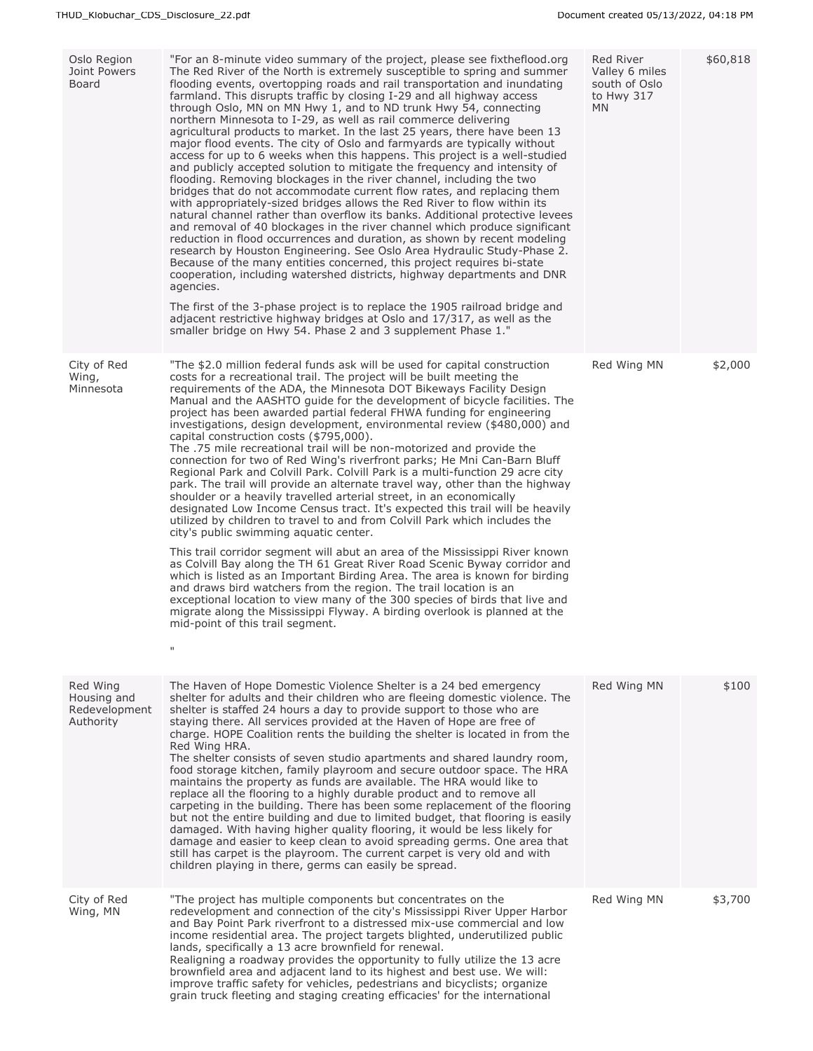| | | | |
|---|---|---|---|
| Oslo Region Joint Powers Board | "For an 8-minute video summary of the project, please see fixtheflood.org The Red River of the North is extremely susceptible to spring and summer flooding events, overtopping roads and rail transportation and inundating farmland. This disrupts traffic by closing I-29 and all highway access through Oslo, MN on MN Hwy 1, and to ND trunk Hwy 54, connecting northern Minnesota to I-29, as well as rail commerce delivering agricultural products to market. In the last 25 years, there have been 13 major flood events. The city of Oslo and farmyards are typically without access for up to 6 weeks when this happens. This project is a well-studied and publicly accepted solution to mitigate the frequency and intensity of flooding. Removing blockages in the river channel, including the two bridges that do not accommodate current flow rates, and replacing them with appropriately-sized bridges allows the Red River to flow within its natural channel rather than overflow its banks. Additional protective levees and removal of 40 blockages in the river channel which produce significant reduction in flood occurrences and duration, as shown by recent modeling research by Houston Engineering. See Oslo Area Hydraulic Study-Phase 2. Because of the many entities concerned, this project requires bi-state cooperation, including watershed districts, highway departments and DNR agencies.<br><br>The first of the 3-phase project is to replace the 1905 railroad bridge and adjacent restrictive highway bridges at Oslo and 17/317, as well as the smaller bridge on Hwy 54. Phase 2 and 3 supplement Phase 1." | Red River Valley 6 miles south of Oslo to Hwy 317 MN | $60,818 |
| City of Red Wing, Minnesota | "The $2.0 million federal funds ask will be used for capital construction costs for a recreational trail. The project will be built meeting the requirements of the ADA, the Minnesota DOT Bikeways Facility Design Manual and the AASHTO guide for the development of bicycle facilities. The project has been awarded partial federal FHWA funding for engineering investigations, design development, environmental review ($480,000) and capital construction costs ($795,000).<br>The .75 mile recreational trail will be non-motorized and provide the connection for two of Red Wing's riverfront parks; He Mni Can-Barn Bluff Regional Park and Colvill Park. Colvill Park is a multi-function 29 acre city park. The trail will provide an alternate travel way, other than the highway shoulder or a heavily travelled arterial street, in an economically designated Low Income Census tract. It's expected this trail will be heavily utilized by children to travel to and from Colvill Park which includes the city's public swimming aquatic center.<br><br>This trail corridor segment will abut an area of the Mississippi River known as Colvill Bay along the TH 61 Great River Road Scenic Byway corridor and which is listed as an Important Birding Area. The area is known for birding and draws bird watchers from the region. The trail location is an exceptional location to view many of the 300 species of birds that live and migrate along the Mississippi Flyway. A birding overlook is planned at the mid-point of this trail segment.<br><br>" | Red Wing MN | $2,000 |
| Red Wing Housing and Redevelopment Authority | The Haven of Hope Domestic Violence Shelter is a 24 bed emergency shelter for adults and their children who are fleeing domestic violence. The shelter is staffed 24 hours a day to provide support to those who are staying there. All services provided at the Haven of Hope are free of charge. HOPE Coalition rents the building the shelter is located in from the Red Wing HRA.<br>The shelter consists of seven studio apartments and shared laundry room, food storage kitchen, family playroom and secure outdoor space. The HRA maintains the property as funds are available. The HRA would like to replace all the flooring to a highly durable product and to remove all carpeting in the building. There has been some replacement of the flooring but not the entire building and due to limited budget, that flooring is easily damaged. With having higher quality flooring, it would be less likely for damage and easier to keep clean to avoid spreading germs. One area that still has carpet is the playroom. The current carpet is very old and with children playing in there, germs can easily be spread. | Red Wing MN | $100 |
| City of Red Wing, MN | "The project has multiple components but concentrates on the redevelopment and connection of the city's Mississippi River Upper Harbor and Bay Point Park riverfront to a distressed mix-use commercial and low income residential area. The project targets blighted, underutilized public lands, specifically a 13 acre brownfield for renewal.<br>Realigning a roadway provides the opportunity to fully utilize the 13 acre brownfield area and adjacent land to its highest and best use. We will: improve traffic safety for vehicles, pedestrians and bicyclists; organize grain truck fleeting and staging creating efficacies' for the international | Red Wing MN | $3,700 |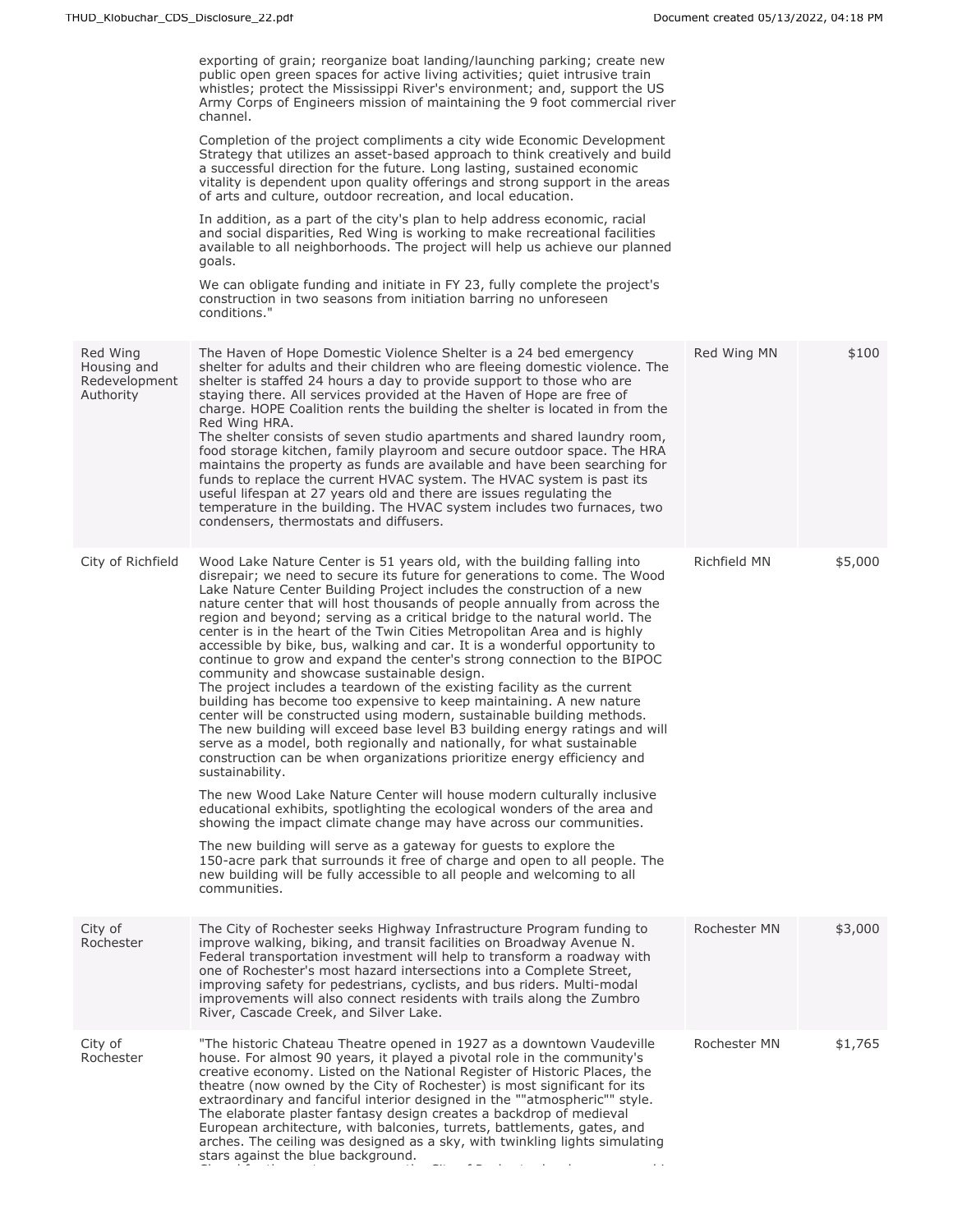| | | | |
|---|---|---|---|
| | exporting of grain; reorganize boat landing/launching parking; create new public open green spaces for active living activities; quiet intrusive train whistles; protect the Mississippi River's environment; and, support the US Army Corps of Engineers mission of maintaining the 9 foot commercial river channel.<br><br>Completion of the project compliments a city wide Economic Development Strategy that utilizes an asset-based approach to think creatively and build a successful direction for the future. Long lasting, sustained economic vitality is dependent upon quality offerings and strong support in the areas of arts and culture, outdoor recreation, and local education.<br><br>In addition, as a part of the city's plan to help address economic, racial and social disparities, Red Wing is working to make recreational facilities available to all neighborhoods. The project will help us achieve our planned goals.<br><br>We can obligate funding and initiate in FY 23, fully complete the project's construction in two seasons from initiation barring no unforeseen conditions." | | |
| Red Wing Housing and Redevelopment Authority | The Haven of Hope Domestic Violence Shelter is a 24 bed emergency shelter for adults and their children who are fleeing domestic violence. The shelter is staffed 24 hours a day to provide support to those who are staying there. All services provided at the Haven of Hope are free of charge. HOPE Coalition rents the building the shelter is located in from the Red Wing HRA.<br>The shelter consists of seven studio apartments and shared laundry room, food storage kitchen, family playroom and secure outdoor space. The HRA maintains the property as funds are available and have been searching for funds to replace the current HVAC system. The HVAC system is past its useful lifespan at 27 years old and there are issues regulating the temperature in the building. The HVAC system includes two furnaces, two condensers, thermostats and diffusers. | Red Wing MN | $100 |
| City of Richfield | Wood Lake Nature Center is 51 years old, with the building falling into disrepair; we need to secure its future for generations to come. The Wood Lake Nature Center Building Project includes the construction of a new nature center that will host thousands of people annually from across the region and beyond; serving as a critical bridge to the natural world. The center is in the heart of the Twin Cities Metropolitan Area and is highly accessible by bike, bus, walking and car. It is a wonderful opportunity to continue to grow and expand the center's strong connection to the BIPOC community and showcase sustainable design.<br>The project includes a teardown of the existing facility as the current building has become too expensive to keep maintaining. A new nature center will be constructed using modern, sustainable building methods. The new building will exceed base level B3 building energy ratings and will serve as a model, both regionally and nationally, for what sustainable construction can be when organizations prioritize energy efficiency and sustainability.<br><br>The new Wood Lake Nature Center will house modern culturally inclusive educational exhibits, spotlighting the ecological wonders of the area and showing the impact climate change may have across our communities.<br><br>The new building will serve as a gateway for guests to explore the 150-acre park that surrounds it free of charge and open to all people. The new building will be fully accessible to all people and welcoming to all communities. | Richfield MN | $5,000 |
| City of Rochester | The City of Rochester seeks Highway Infrastructure Program funding to improve walking, biking, and transit facilities on Broadway Avenue N. Federal transportation investment will help to transform a roadway with one of Rochester's most hazard intersections into a Complete Street, improving safety for pedestrians, cyclists, and bus riders. Multi-modal improvements will also connect residents with trails along the Zumbro River, Cascade Creek, and Silver Lake. | Rochester MN | $3,000 |
| City of Rochester | "The historic Chateau Theatre opened in 1927 as a downtown Vaudeville house. For almost 90 years, it played a pivotal role in the community's creative economy. Listed on the National Register of Historic Places, the theatre (now owned by the City of Rochester) is most significant for its extraordinary and fanciful interior designed in the ""atmospheric"" style. The elaborate plaster fantasy design creates a backdrop of medieval European architecture, with balconies, turrets, battlements, gates, and arches. The ceiling was designed as a sky, with twinkling lights simulating stars against the blue background. | Rochester MN | $1,765 |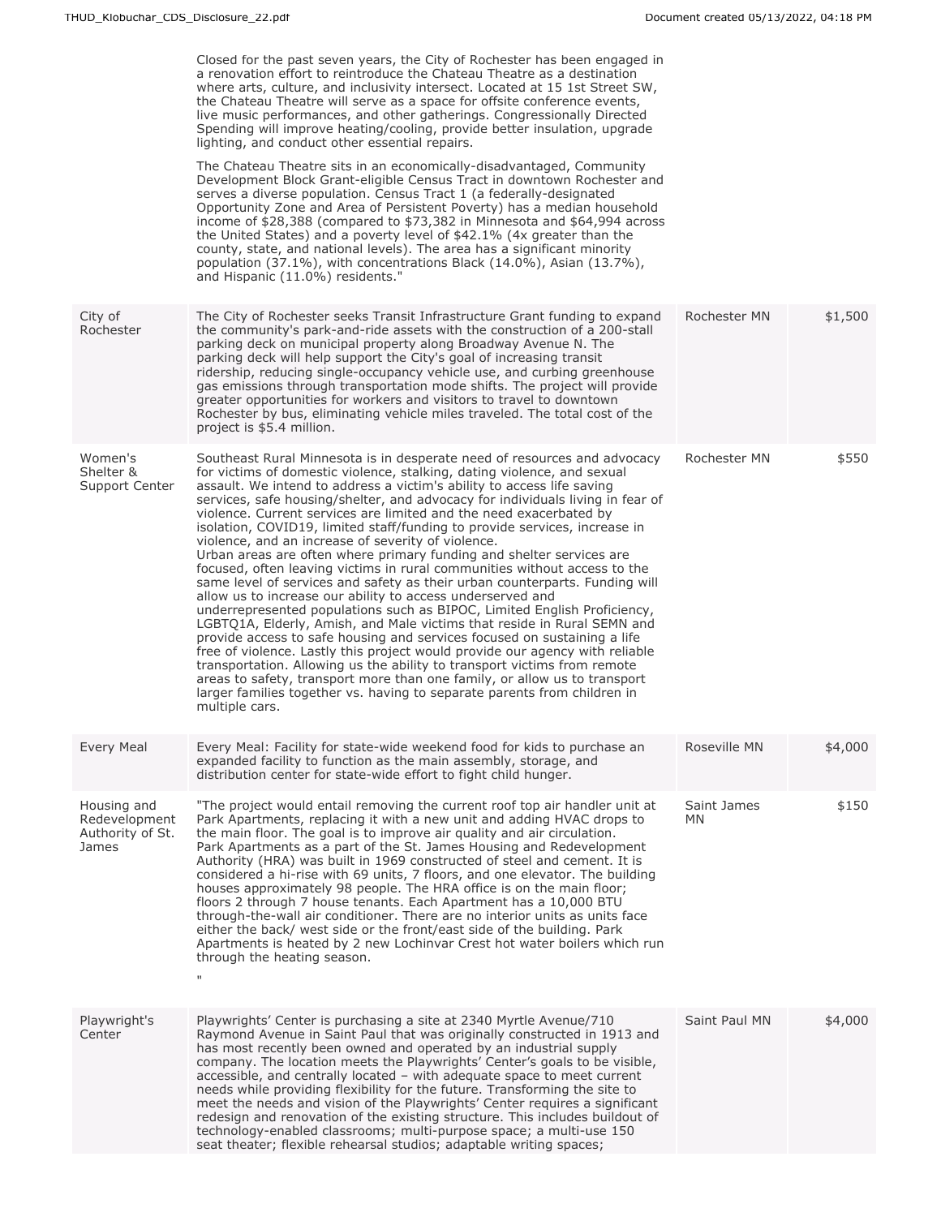| | | | |
|---|---|---|---|
| | Closed for the past seven years, the City of Rochester has been engaged in a renovation effort to reintroduce the Chateau Theatre as a destination where arts, culture, and inclusivity intersect. Located at 15 1st Street SW, the Chateau Theatre will serve as a space for offsite conference events, live music performances, and other gatherings. Congressionally Directed Spending will improve heating/cooling, provide better insulation, upgrade lighting, and conduct other essential repairs.<br><br>The Chateau Theatre sits in an economically-disadvantaged, Community Development Block Grant-eligible Census Tract in downtown Rochester and serves a diverse population. Census Tract 1 (a federally-designated Opportunity Zone and Area of Persistent Poverty) has a median household income of $28,388 (compared to $73,382 in Minnesota and $64,994 across the United States) and a poverty level of $42.1% (4x greater than the county, state, and national levels). The area has a significant minority population (37.1%), with concentrations Black (14.0%), Asian (13.7%), and Hispanic (11.0%) residents." | | |
| City of Rochester | The City of Rochester seeks Transit Infrastructure Grant funding to expand the community's park-and-ride assets with the construction of a 200-stall parking deck on municipal property along Broadway Avenue N. The parking deck will help support the City's goal of increasing transit ridership, reducing single-occupancy vehicle use, and curbing greenhouse gas emissions through transportation mode shifts. The project will provide greater opportunities for workers and visitors to travel to downtown Rochester by bus, eliminating vehicle miles traveled. The total cost of the project is $5.4 million. | Rochester MN | $1,500 |
| Women's Shelter & Support Center | Southeast Rural Minnesota is in desperate need of resources and advocacy for victims of domestic violence, stalking, dating violence, and sexual assault. We intend to address a victim's ability to access life saving services, safe housing/shelter, and advocacy for individuals living in fear of violence. Current services are limited and the need exacerbated by isolation, COVID19, limited staff/funding to provide services, increase in violence, and an increase of severity of violence.<br>Urban areas are often where primary funding and shelter services are focused, often leaving victims in rural communities without access to the same level of services and safety as their urban counterparts. Funding will allow us to increase our ability to access underserved and underrepresented populations such as BIPOC, Limited English Proficiency, LGBTQ1A, Elderly, Amish, and Male victims that reside in Rural SEMN and provide access to safe housing and services focused on sustaining a life free of violence. Lastly this project would provide our agency with reliable transportation. Allowing us the ability to transport victims from remote areas to safety, transport more than one family, or allow us to transport larger families together vs. having to separate parents from children in multiple cars. | Rochester MN | $550 |
| Every Meal | Every Meal: Facility for state-wide weekend food for kids to purchase an expanded facility to function as the main assembly, storage, and distribution center for state-wide effort to fight child hunger. | Roseville MN | $4,000 |
| Housing and Redevelopment Authority of St. James | "The project would entail removing the current roof top air handler unit at Park Apartments, replacing it with a new unit and adding HVAC drops to the main floor. The goal is to improve air quality and air circulation.<br>Park Apartments as a part of the St. James Housing and Redevelopment Authority (HRA) was built in 1969 constructed of steel and cement. It is considered a hi-rise with 69 units, 7 floors, and one elevator. The building houses approximately 98 people. The HRA office is on the main floor; floors 2 through 7 house tenants. Each Apartment has a 10,000 BTU through-the-wall air conditioner. There are no interior units as units face either the back/ west side or the front/east side of the building. Park Apartments is heated by 2 new Lochinvar Crest hot water boilers which run through the heating season.<br><br>" | Saint James MN | $150 |
| Playwright's Center | Playwrights' Center is purchasing a site at 2340 Myrtle Avenue/710 Raymond Avenue in Saint Paul that was originally constructed in 1913 and has most recently been owned and operated by an industrial supply company. The location meets the Playwrights' Center's goals to be visible, accessible, and centrally located – with adequate space to meet current needs while providing flexibility for the future. Transforming the site to meet the needs and vision of the Playwrights' Center requires a significant redesign and renovation of the existing structure. This includes buildout of technology-enabled classrooms; multi-purpose space; a multi-use 150 seat theater; flexible rehearsal studios; adaptable writing spaces; | Saint Paul MN | $4,000 |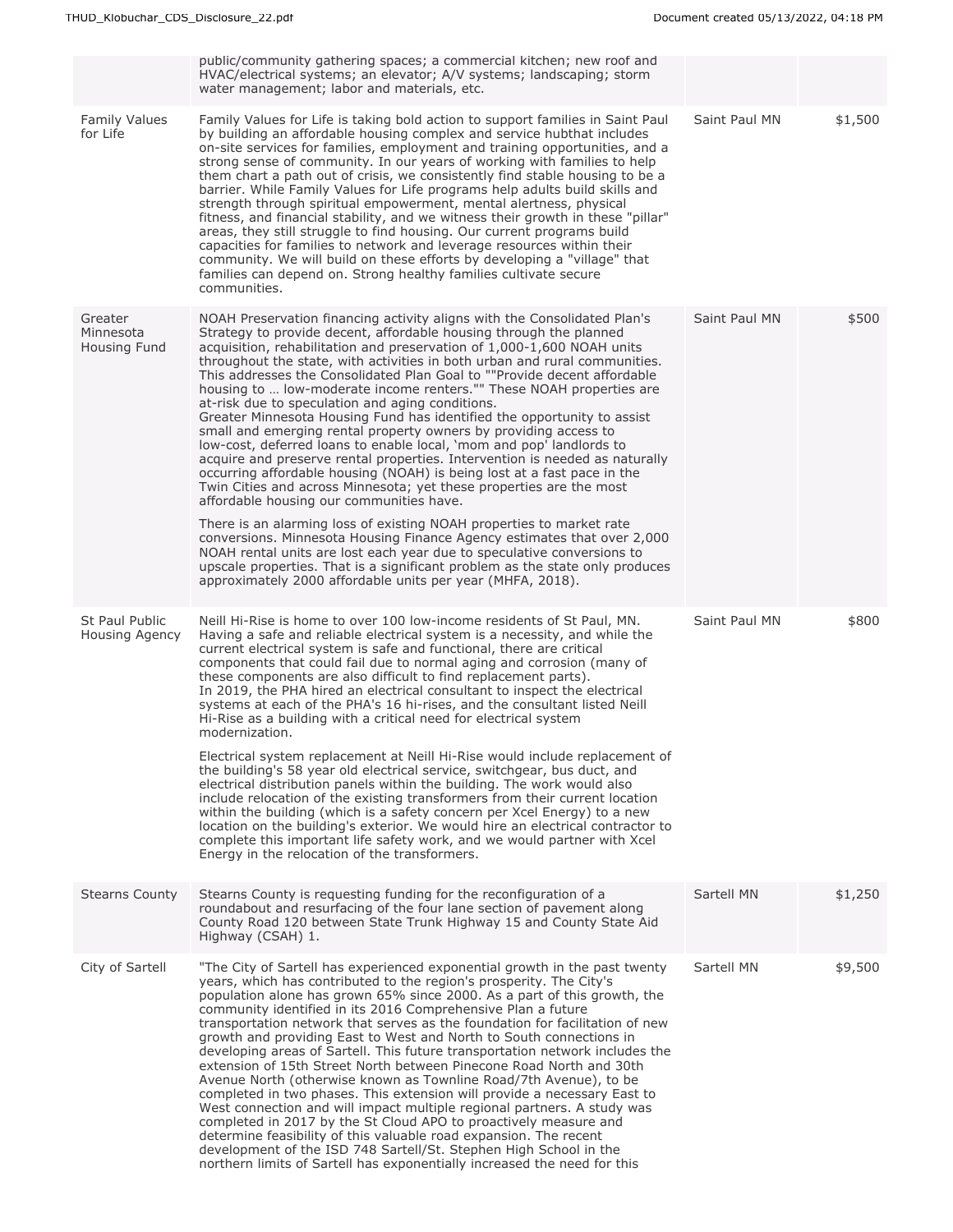| | | | |
|---|---|---|---|
| | public/community gathering spaces; a commercial kitchen; new roof and HVAC/electrical systems; an elevator; A/V systems; landscaping; storm water management; labor and materials, etc. | | |
| Family Values for Life | Family Values for Life is taking bold action to support families in Saint Paul by building an affordable housing complex and service hubthat includes on-site services for families, employment and training opportunities, and a strong sense of community. In our years of working with families to help them chart a path out of crisis, we consistently find stable housing to be a barrier. While Family Values for Life programs help adults build skills and strength through spiritual empowerment, mental alertness, physical fitness, and financial stability, and we witness their growth in these "pillar" areas, they still struggle to find housing. Our current programs build capacities for families to network and leverage resources within their community. We will build on these efforts by developing a "village" that families can depend on. Strong healthy families cultivate secure communities. | Saint Paul MN | $1,500 |
| Greater Minnesota Housing Fund | NOAH Preservation financing activity aligns with the Consolidated Plan's Strategy to provide decent, affordable housing through the planned acquisition, rehabilitation and preservation of 1,000-1,600 NOAH units throughout the state, with activities in both urban and rural communities. This addresses the Consolidated Plan Goal to ""Provide decent affordable housing to … low-moderate income renters."" These NOAH properties are at-risk due to speculation and aging conditions.<br>Greater Minnesota Housing Fund has identified the opportunity to assist small and emerging rental property owners by providing access to low-cost, deferred loans to enable local, 'mom and pop' landlords to acquire and preserve rental properties. Intervention is needed as naturally occurring affordable housing (NOAH) is being lost at a fast pace in the Twin Cities and across Minnesota; yet these properties are the most affordable housing our communities have.<br><br>There is an alarming loss of existing NOAH properties to market rate conversions. Minnesota Housing Finance Agency estimates that over 2,000 NOAH rental units are lost each year due to speculative conversions to upscale properties. That is a significant problem as the state only produces approximately 2000 affordable units per year (MHFA, 2018). | Saint Paul MN | $500 |
| St Paul Public Housing Agency | Neill Hi-Rise is home to over 100 low-income residents of St Paul, MN. Having a safe and reliable electrical system is a necessity, and while the current electrical system is safe and functional, there are critical components that could fail due to normal aging and corrosion (many of these components are also difficult to find replacement parts).<br>In 2019, the PHA hired an electrical consultant to inspect the electrical systems at each of the PHA's 16 hi-rises, and the consultant listed Neill Hi-Rise as a building with a critical need for electrical system modernization.<br><br>Electrical system replacement at Neill Hi-Rise would include replacement of the building's 58 year old electrical service, switchgear, bus duct, and electrical distribution panels within the building. The work would also include relocation of the existing transformers from their current location within the building (which is a safety concern per Xcel Energy) to a new location on the building's exterior. We would hire an electrical contractor to complete this important life safety work, and we would partner with Xcel Energy in the relocation of the transformers. | Saint Paul MN | $800 |
| Stearns County | Stearns County is requesting funding for the reconfiguration of a roundabout and resurfacing of the four lane section of pavement along County Road 120 between State Trunk Highway 15 and County State Aid Highway (CSAH) 1. | Sartell MN | $1,250 |
| City of Sartell | "The City of Sartell has experienced exponential growth in the past twenty years, which has contributed to the region's prosperity. The City's population alone has grown 65% since 2000. As a part of this growth, the community identified in its 2016 Comprehensive Plan a future transportation network that serves as the foundation for facilitation of new growth and providing East to West and North to South connections in developing areas of Sartell. This future transportation network includes the extension of 15th Street North between Pinecone Road North and 30th Avenue North (otherwise known as Townline Road/7th Avenue), to be completed in two phases. This extension will provide a necessary East to West connection and will impact multiple regional partners. A study was completed in 2017 by the St Cloud APO to proactively measure and determine feasibility of this valuable road expansion. The recent development of the ISD 748 Sartell/St. Stephen High School in the northern limits of Sartell has exponentially increased the need for this | Sartell MN | $9,500 |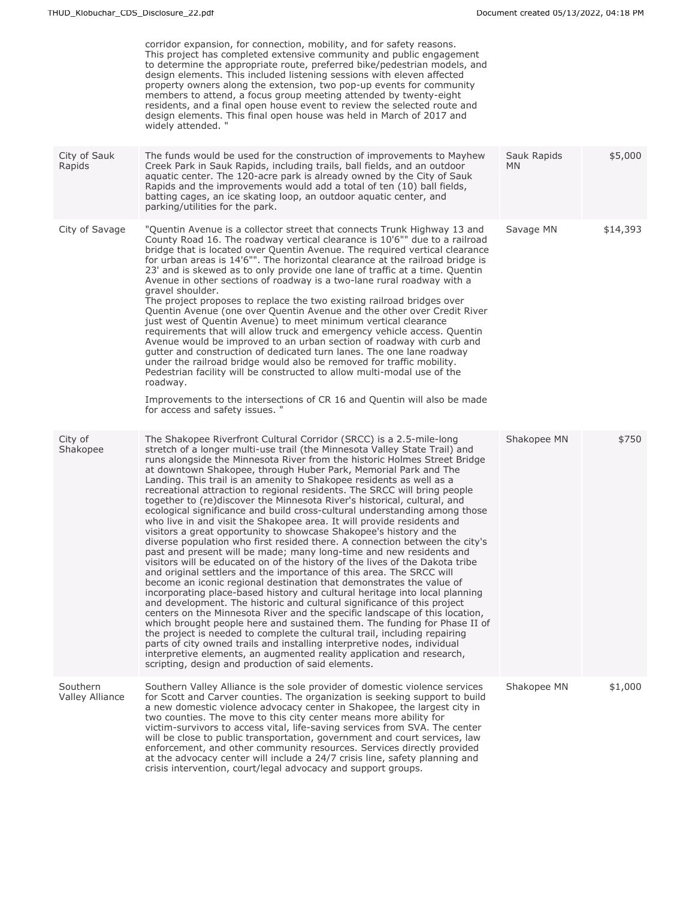| | | | |
|---|---|---|---|
| | corridor expansion, for connection, mobility, and for safety reasons. This project has completed extensive community and public engagement to determine the appropriate route, preferred bike/pedestrian models, and design elements. This included listening sessions with eleven affected property owners along the extension, two pop-up events for community members to attend, a focus group meeting attended by twenty-eight residents, and a final open house event to review the selected route and design elements. This final open house was held in March of 2017 and widely attended. " | | |
| City of Sauk Rapids | The funds would be used for the construction of improvements to Mayhew Creek Park in Sauk Rapids, including trails, ball fields, and an outdoor aquatic center. The 120-acre park is already owned by the City of Sauk Rapids and the improvements would add a total of ten (10) ball fields, batting cages, an ice skating loop, an outdoor aquatic center, and parking/utilities for the park. | Sauk Rapids MN | $5,000 |
| City of Savage | "Quentin Avenue is a collector street that connects Trunk Highway 13 and County Road 16. The roadway vertical clearance is 10'6"" due to a railroad bridge that is located over Quentin Avenue. The required vertical clearance for urban areas is 14'6"". The horizontal clearance at the railroad bridge is 23' and is skewed as to only provide one lane of traffic at a time. Quentin Avenue in other sections of roadway is a two-lane rural roadway with a gravel shoulder.<br>The project proposes to replace the two existing railroad bridges over Quentin Avenue (one over Quentin Avenue and the other over Credit River just west of Quentin Avenue) to meet minimum vertical clearance requirements that will allow truck and emergency vehicle access. Quentin Avenue would be improved to an urban section of roadway with curb and gutter and construction of dedicated turn lanes. The one lane roadway under the railroad bridge would also be removed for traffic mobility. Pedestrian facility will be constructed to allow multi-modal use of the roadway.<br><br>Improvements to the intersections of CR 16 and Quentin will also be made for access and safety issues. " | Savage MN | $14,393 |
| City of Shakopee | The Shakopee Riverfront Cultural Corridor (SRCC) is a 2.5-mile-long stretch of a longer multi-use trail (the Minnesota Valley State Trail) and runs alongside the Minnesota River from the historic Holmes Street Bridge at downtown Shakopee, through Huber Park, Memorial Park and The Landing. This trail is an amenity to Shakopee residents as well as a recreational attraction to regional residents. The SRCC will bring people together to (re)discover the Minnesota River's historical, cultural, and ecological significance and build cross-cultural understanding among those who live in and visit the Shakopee area. It will provide residents and visitors a great opportunity to showcase Shakopee's history and the diverse population who first resided there. A connection between the city's past and present will be made; many long-time and new residents and visitors will be educated on of the history of the lives of the Dakota tribe and original settlers and the importance of this area. The SRCC will become an iconic regional destination that demonstrates the value of incorporating place-based history and cultural heritage into local planning and development. The historic and cultural significance of this project centers on the Minnesota River and the specific landscape of this location, which brought people here and sustained them. The funding for Phase II of the project is needed to complete the cultural trail, including repairing parts of city owned trails and installing interpretive nodes, individual interpretive elements, an augmented reality application and research, scripting, design and production of said elements. | Shakopee MN | $750 |
| Southern Valley Alliance | Southern Valley Alliance is the sole provider of domestic violence services for Scott and Carver counties. The organization is seeking support to build a new domestic violence advocacy center in Shakopee, the largest city in two counties. The move to this city center means more ability for victim-survivors to access vital, life-saving services from SVA. The center will be close to public transportation, government and court services, law enforcement, and other community resources. Services directly provided at the advocacy center will include a 24/7 crisis line, safety planning and crisis intervention, court/legal advocacy and support groups. | Shakopee MN | $1,000 |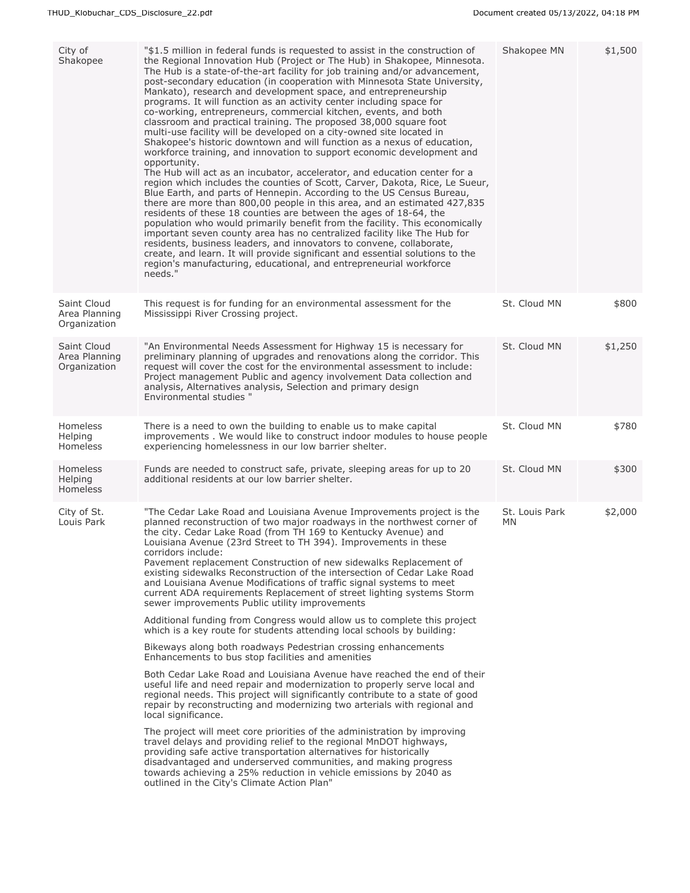| City of Shakopee | "$1.5 million in federal funds is requested to assist in the construction of the Regional Innovation Hub (Project or The Hub) in Shakopee, Minnesota. The Hub is a state-of-the-art facility for job training and/or advancement, post-secondary education (in cooperation with Minnesota State University, Mankato), research and development space, and entrepreneurship programs. It will function as an activity center including space for co-working, entrepreneurs, commercial kitchen, events, and both classroom and practical training. The proposed 38,000 square foot multi-use facility will be developed on a city-owned site located in Shakopee's historic downtown and will function as a nexus of education, workforce training, and innovation to support economic development and opportunity.<br>The Hub will act as an incubator, accelerator, and education center for a region which includes the counties of Scott, Carver, Dakota, Rice, Le Sueur, Blue Earth, and parts of Hennepin. According to the US Census Bureau, there are more than 800,00 people in this area, and an estimated 427,835 residents of these 18 counties are between the ages of 18-64, the population who would primarily benefit from the facility. This economically important seven county area has no centralized facility like The Hub for residents, business leaders, and innovators to convene, collaborate, create, and learn. It will provide significant and essential solutions to the region's manufacturing, educational, and entrepreneurial workforce needs." | Shakopee MN | $1,500 |
|---|---|---|---|
| Saint Cloud Area Planning Organization | This request is for funding for an environmental assessment for the Mississippi River Crossing project. | St. Cloud MN | $800 |
| Saint Cloud Area Planning Organization | "An Environmental Needs Assessment for Highway 15 is necessary for preliminary planning of upgrades and renovations along the corridor. This request will cover the cost for the environmental assessment to include: Project management Public and agency involvement Data collection and analysis, Alternatives analysis, Selection and primary design Environmental studies " | St. Cloud MN | $1,250 |
| Homeless Helping Homeless | There is a need to own the building to enable us to make capital improvements . We would like to construct indoor modules to house people experiencing homelessness in our low barrier shelter. | St. Cloud MN | $780 |
| Homeless Helping Homeless | Funds are needed to construct safe, private, sleeping areas for up to 20 additional residents at our low barrier shelter. | St. Cloud MN | $300 |
| City of St. Louis Park | "The Cedar Lake Road and Louisiana Avenue Improvements project is the planned reconstruction of two major roadways in the northwest corner of the city. Cedar Lake Road (from TH 169 to Kentucky Avenue) and Louisiana Avenue (23rd Street to TH 394). Improvements in these corridors include:<br>Pavement replacement Construction of new sidewalks Replacement of existing sidewalks Reconstruction of the intersection of Cedar Lake Road and Louisiana Avenue Modifications of traffic signal systems to meet current ADA requirements Replacement of street lighting systems Storm sewer improvements Public utility improvements<br><br>Additional funding from Congress would allow us to complete this project which is a key route for students attending local schools by building:<br><br>Bikeways along both roadways Pedestrian crossing enhancements Enhancements to bus stop facilities and amenities<br><br>Both Cedar Lake Road and Louisiana Avenue have reached the end of their useful life and need repair and modernization to properly serve local and regional needs. This project will significantly contribute to a state of good repair by reconstructing and modernizing two arterials with regional and local significance.<br><br>The project will meet core priorities of the administration by improving travel delays and providing relief to the regional MnDOT highways, providing safe active transportation alternatives for historically disadvantaged and underserved communities, and making progress towards achieving a 25% reduction in vehicle emissions by 2040 as outlined in the City's Climate Action Plan" | St. Louis Park MN | $2,000 |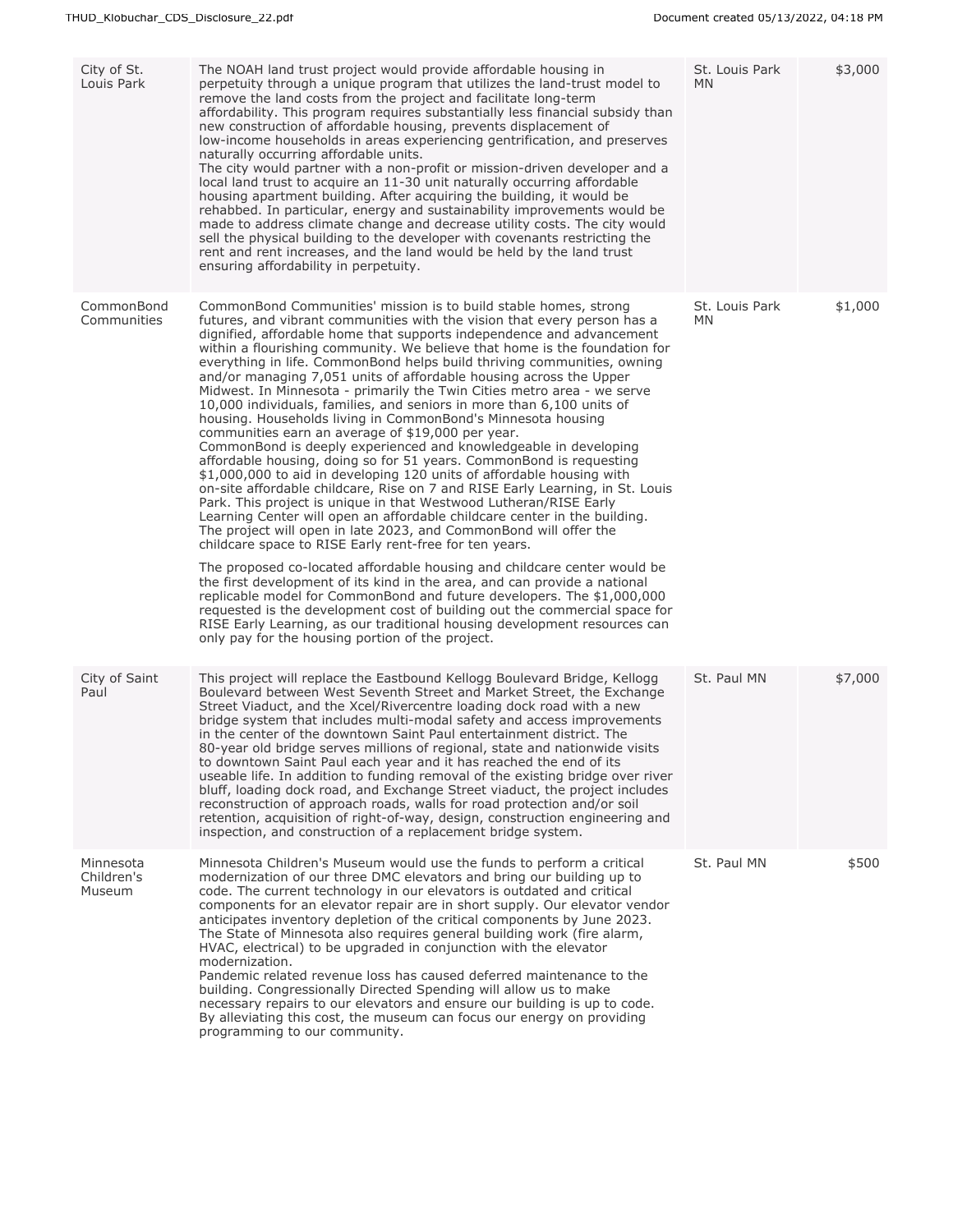| | | | |
|---|---|---|---|
| City of St. Louis Park | The NOAH land trust project would provide affordable housing in perpetuity through a unique program that utilizes the land-trust model to remove the land costs from the project and facilitate long-term affordability. This program requires substantially less financial subsidy than new construction of affordable housing, prevents displacement of low-income households in areas experiencing gentrification, and preserves naturally occurring affordable units.<br>The city would partner with a non-profit or mission-driven developer and a local land trust to acquire an 11-30 unit naturally occurring affordable housing apartment building. After acquiring the building, it would be rehabbed. In particular, energy and sustainability improvements would be made to address climate change and decrease utility costs. The city would sell the physical building to the developer with covenants restricting the rent and rent increases, and the land would be held by the land trust ensuring affordability in perpetuity. | St. Louis Park MN | $3,000 |
| CommonBond Communities | CommonBond Communities' mission is to build stable homes, strong futures, and vibrant communities with the vision that every person has a dignified, affordable home that supports independence and advancement within a flourishing community. We believe that home is the foundation for everything in life. CommonBond helps build thriving communities, owning and/or managing 7,051 units of affordable housing across the Upper Midwest. In Minnesota - primarily the Twin Cities metro area - we serve 10,000 individuals, families, and seniors in more than 6,100 units of housing. Households living in CommonBond's Minnesota housing communities earn an average of $19,000 per year.<br>CommonBond is deeply experienced and knowledgeable in developing affordable housing, doing so for 51 years. CommonBond is requesting $1,000,000 to aid in developing 120 units of affordable housing with on-site affordable childcare, Rise on 7 and RISE Early Learning, in St. Louis Park. This project is unique in that Westwood Lutheran/RISE Early Learning Center will open an affordable childcare center in the building. The project will open in late 2023, and CommonBond will offer the childcare space to RISE Early rent-free for ten years.<br><br>The proposed co-located affordable housing and childcare center would be the first development of its kind in the area, and can provide a national replicable model for CommonBond and future developers. The $1,000,000 requested is the development cost of building out the commercial space for RISE Early Learning, as our traditional housing development resources can only pay for the housing portion of the project. | St. Louis Park MN | $1,000 |
| City of Saint Paul | This project will replace the Eastbound Kellogg Boulevard Bridge, Kellogg Boulevard between West Seventh Street and Market Street, the Exchange Street Viaduct, and the Xcel/Rivercentre loading dock road with a new bridge system that includes multi-modal safety and access improvements in the center of the downtown Saint Paul entertainment district. The 80-year old bridge serves millions of regional, state and nationwide visits to downtown Saint Paul each year and it has reached the end of its useable life. In addition to funding removal of the existing bridge over river bluff, loading dock road, and Exchange Street viaduct, the project includes reconstruction of approach roads, walls for road protection and/or soil retention, acquisition of right-of-way, design, construction engineering and inspection, and construction of a replacement bridge system. | St. Paul MN | $7,000 |
| Minnesota Children's Museum | Minnesota Children's Museum would use the funds to perform a critical modernization of our three DMC elevators and bring our building up to code. The current technology in our elevators is outdated and critical components for an elevator repair are in short supply. Our elevator vendor anticipates inventory depletion of the critical components by June 2023. The State of Minnesota also requires general building work (fire alarm, HVAC, electrical) to be upgraded in conjunction with the elevator modernization.<br>Pandemic related revenue loss has caused deferred maintenance to the building. Congressionally Directed Spending will allow us to make necessary repairs to our elevators and ensure our building is up to code. By alleviating this cost, the museum can focus our energy on providing programming to our community. | St. Paul MN | $500 |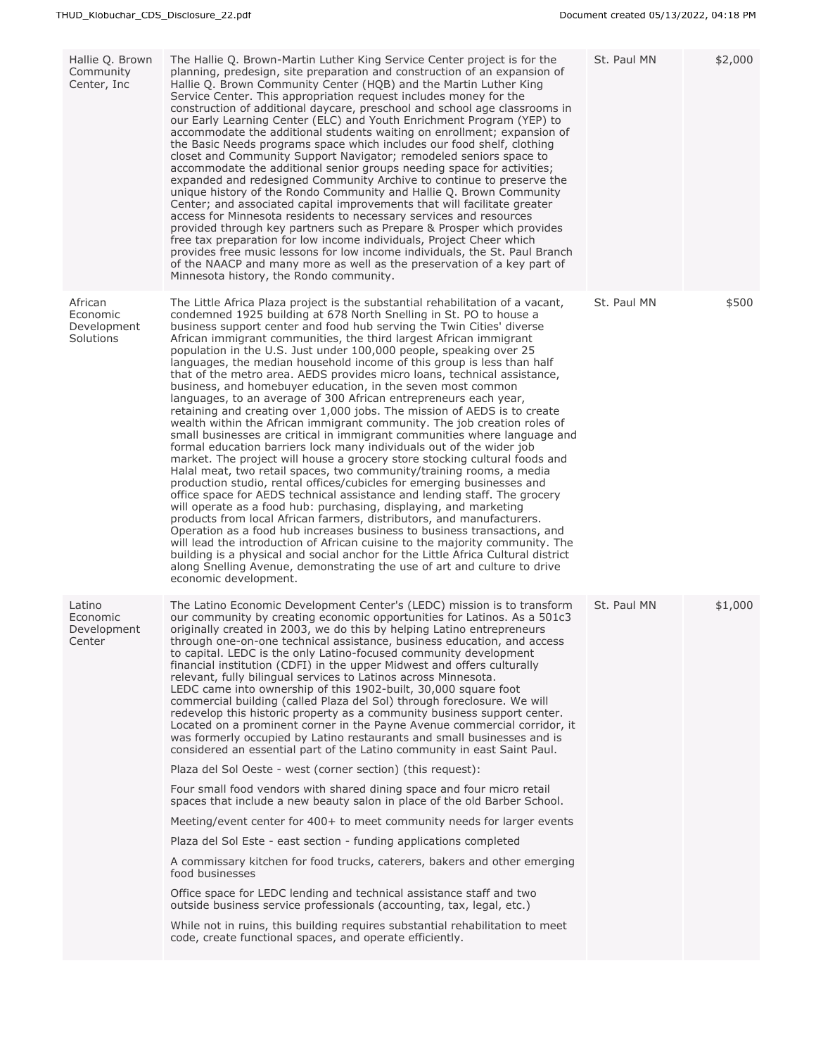| Hallie Q. Brown Community Center, Inc | The Hallie Q. Brown-Martin Luther King Service Center project is for the planning, predesign, site preparation and construction of an expansion of Hallie Q. Brown Community Center (HQB) and the Martin Luther King Service Center. This appropriation request includes money for the construction of additional daycare, preschool and school age classrooms in our Early Learning Center (ELC) and Youth Enrichment Program (YEP) to accommodate the additional students waiting on enrollment; expansion of the Basic Needs programs space which includes our food shelf, clothing closet and Community Support Navigator; remodeled seniors space to accommodate the additional senior groups needing space for activities; expanded and redesigned Community Archive to continue to preserve the unique history of the Rondo Community and Hallie Q. Brown Community Center; and associated capital improvements that will facilitate greater access for Minnesota residents to necessary services and resources provided through key partners such as Prepare & Prosper which provides free tax preparation for low income individuals, Project Cheer which provides free music lessons for low income individuals, the St. Paul Branch of the NAACP and many more as well as the preservation of a key part of Minnesota history, the Rondo community. | St. Paul MN | $2,000 |
|---|---|---|---|
| African Economic Development Solutions | The Little Africa Plaza project is the substantial rehabilitation of a vacant, condemned 1925 building at 678 North Snelling in St. PO to house a business support center and food hub serving the Twin Cities' diverse African immigrant communities, the third largest African immigrant population in the U.S. Just under 100,000 people, speaking over 25 languages, the median household income of this group is less than half that of the metro area. AEDS provides micro loans, technical assistance, business, and homebuyer education, in the seven most common languages, to an average of 300 African entrepreneurs each year, retaining and creating over 1,000 jobs. The mission of AEDS is to create wealth within the African immigrant community. The job creation roles of small businesses are critical in immigrant communities where language and formal education barriers lock many individuals out of the wider job market. The project will house a grocery store stocking cultural foods and Halal meat, two retail spaces, two community/training rooms, a media production studio, rental offices/cubicles for emerging businesses and office space for AEDS technical assistance and lending staff. The grocery will operate as a food hub: purchasing, displaying, and marketing products from local African farmers, distributors, and manufacturers. Operation as a food hub increases business to business transactions, and will lead the introduction of African cuisine to the majority community. The building is a physical and social anchor for the Little Africa Cultural district along Snelling Avenue, demonstrating the use of art and culture to drive economic development. | St. Paul MN | $500 |
| Latino Economic Development Center | The Latino Economic Development Center's (LEDC) mission is to transform our community by creating economic opportunities for Latinos. As a 501c3 originally created in 2003, we do this by helping Latino entrepreneurs through one-on-one technical assistance, business education, and access to capital. LEDC is the only Latino-focused community development financial institution (CDFI) in the upper Midwest and offers culturally relevant, fully bilingual services to Latinos across Minnesota. LEDC came into ownership of this 1902-built, 30,000 square foot commercial building (called Plaza del Sol) through foreclosure. We will redevelop this historic property as a community business support center. Located on a prominent corner in the Payne Avenue commercial corridor, it was formerly occupied by Latino restaurants and small businesses and is considered an essential part of the Latino community in east Saint Paul.<br><br>Plaza del Sol Oeste - west (corner section) (this request):<br><br>Four small food vendors with shared dining space and four micro retail spaces that include a new beauty salon in place of the old Barber School.<br><br>Meeting/event center for 400+ to meet community needs for larger events<br><br>Plaza del Sol Este - east section - funding applications completed<br><br>A commissary kitchen for food trucks, caterers, bakers and other emerging food businesses<br><br>Office space for LEDC lending and technical assistance staff and two outside business service professionals (accounting, tax, legal, etc.)<br><br>While not in ruins, this building requires substantial rehabilitation to meet code, create functional spaces, and operate efficiently. | St. Paul MN | $1,000 |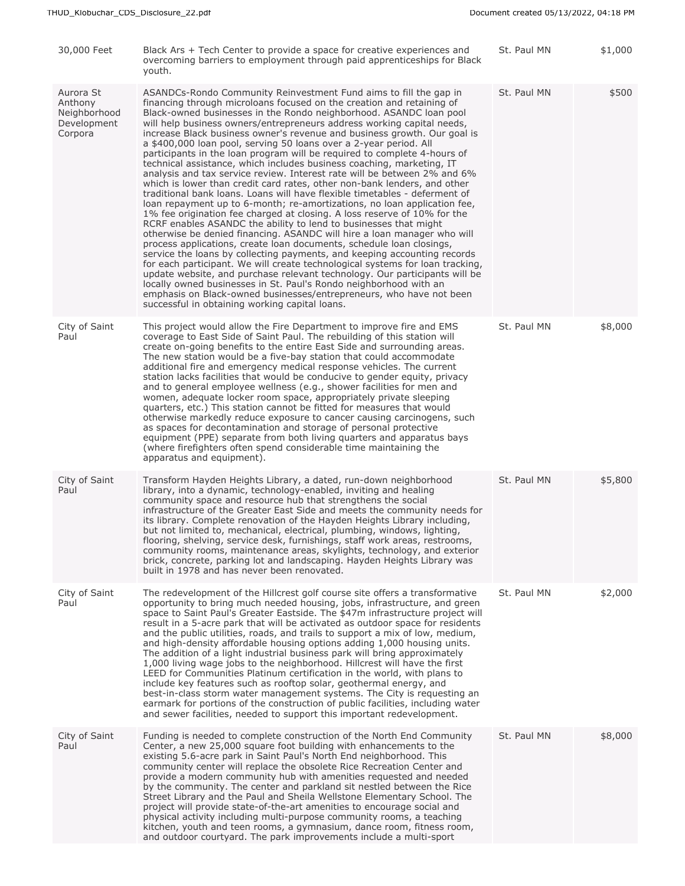| | | | |
|---|---|---|---|
| 30,000 Feet | Black Ars + Tech Center to provide a space for creative experiences and overcoming barriers to employment through paid apprenticeships for Black youth. | St. Paul MN | $1,000 |
| Aurora St Anthony Neighborhood Development Corpora | ASANDCs-Rondo Community Reinvestment Fund aims to fill the gap in financing through microloans focused on the creation and retaining of Black-owned businesses in the Rondo neighborhood. ASANDC loan pool will help business owners/entrepreneurs address working capital needs, increase Black business owner's revenue and business growth. Our goal is a $400,000 loan pool, serving 50 loans over a 2-year period. All participants in the loan program will be required to complete 4-hours of technical assistance, which includes business coaching, marketing, IT analysis and tax service review. Interest rate will be between 2% and 6% which is lower than credit card rates, other non-bank lenders, and other traditional bank loans. Loans will have flexible timetables - deferment of loan repayment up to 6-month; re-amortizations, no loan application fee, 1% fee origination fee charged at closing. A loss reserve of 10% for the RCRF enables ASANDC the ability to lend to businesses that might otherwise be denied financing. ASANDC will hire a loan manager who will process applications, create loan documents, schedule loan closings, service the loans by collecting payments, and keeping accounting records for each participant. We will create technological systems for loan tracking, update website, and purchase relevant technology. Our participants will be locally owned businesses in St. Paul's Rondo neighborhood with an emphasis on Black-owned businesses/entrepreneurs, who have not been successful in obtaining working capital loans. | St. Paul MN | $500 |
| City of Saint Paul | This project would allow the Fire Department to improve fire and EMS coverage to East Side of Saint Paul. The rebuilding of this station will create on-going benefits to the entire East Side and surrounding areas. The new station would be a five-bay station that could accommodate additional fire and emergency medical response vehicles. The current station lacks facilities that would be conducive to gender equity, privacy and to general employee wellness (e.g., shower facilities for men and women, adequate locker room space, appropriately private sleeping quarters, etc.) This station cannot be fitted for measures that would otherwise markedly reduce exposure to cancer causing carcinogens, such as spaces for decontamination and storage of personal protective equipment (PPE) separate from both living quarters and apparatus bays (where firefighters often spend considerable time maintaining the apparatus and equipment). | St. Paul MN | $8,000 |
| City of Saint Paul | Transform Hayden Heights Library, a dated, run-down neighborhood library, into a dynamic, technology-enabled, inviting and healing community space and resource hub that strengthens the social infrastructure of the Greater East Side and meets the community needs for its library. Complete renovation of the Hayden Heights Library including, but not limited to, mechanical, electrical, plumbing, windows, lighting, flooring, shelving, service desk, furnishings, staff work areas, restrooms, community rooms, maintenance areas, skylights, technology, and exterior brick, concrete, parking lot and landscaping. Hayden Heights Library was built in 1978 and has never been renovated. | St. Paul MN | $5,800 |
| City of Saint Paul | The redevelopment of the Hillcrest golf course site offers a transformative opportunity to bring much needed housing, jobs, infrastructure, and green space to Saint Paul's Greater Eastside. The $47m infrastructure project will result in a 5-acre park that will be activated as outdoor space for residents and the public utilities, roads, and trails to support a mix of low, medium, and high-density affordable housing options adding 1,000 housing units. The addition of a light industrial business park will bring approximately 1,000 living wage jobs to the neighborhood. Hillcrest will have the first LEED for Communities Platinum certification in the world, with plans to include key features such as rooftop solar, geothermal energy, and best-in-class storm water management systems. The City is requesting an earmark for portions of the construction of public facilities, including water and sewer facilities, needed to support this important redevelopment. | St. Paul MN | $2,000 |
| City of Saint Paul | Funding is needed to complete construction of the North End Community Center, a new 25,000 square foot building with enhancements to the existing 5.6-acre park in Saint Paul's North End neighborhood. This community center will replace the obsolete Rice Recreation Center and provide a modern community hub with amenities requested and needed by the community. The center and parkland sit nestled between the Rice Street Library and the Paul and Sheila Wellstone Elementary School. The project will provide state-of-the-art amenities to encourage social and physical activity including multi-purpose community rooms, a teaching kitchen, youth and teen rooms, a gymnasium, dance room, fitness room, and outdoor courtyard. The park improvements include a multi-sport | St. Paul MN | $8,000 |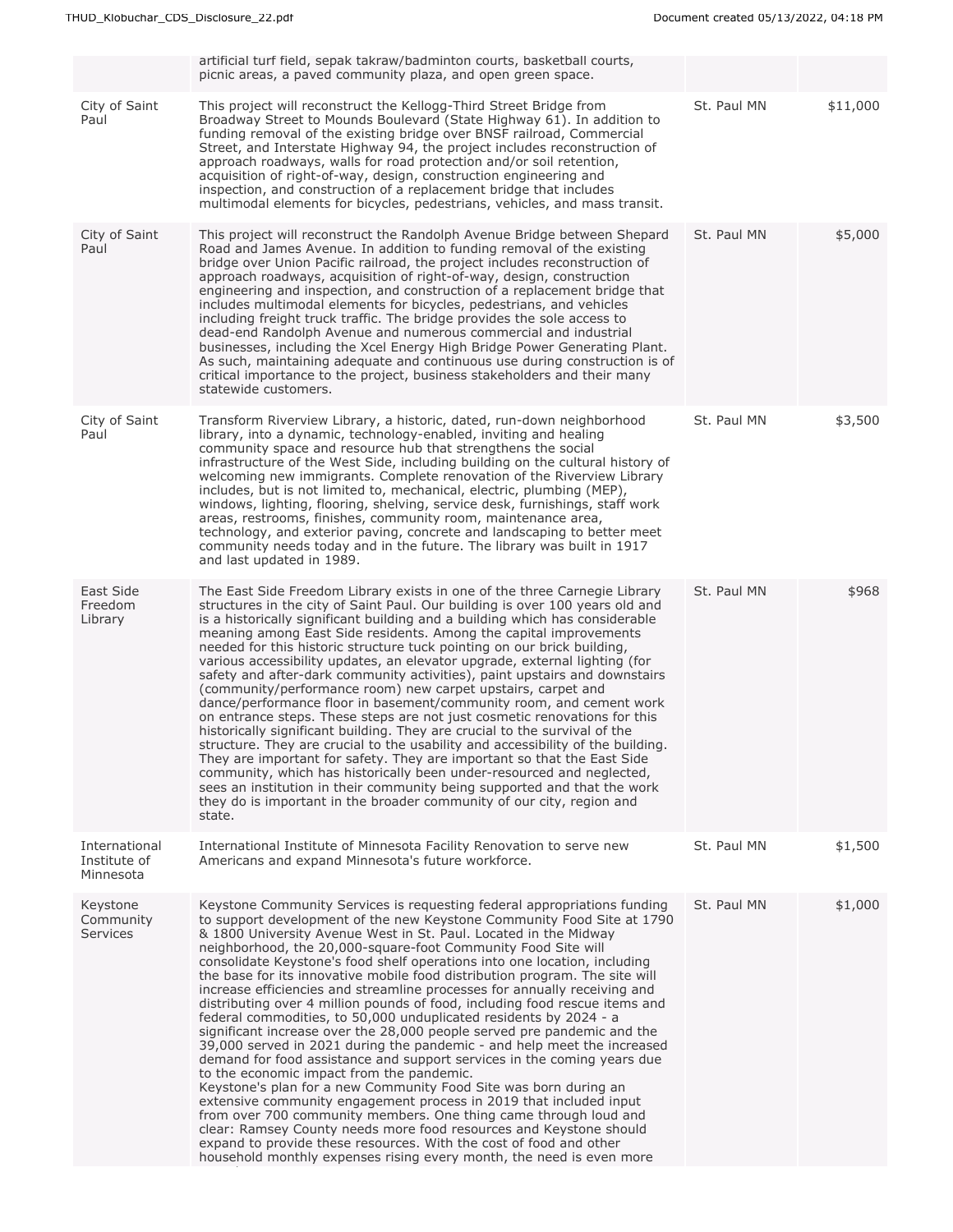| | | | |
|---|---|---|---|
| | artificial turf field, sepak takraw/badminton courts, basketball courts, picnic areas, a paved community plaza, and open green space. | | |
| City of Saint Paul | This project will reconstruct the Kellogg-Third Street Bridge from Broadway Street to Mounds Boulevard (State Highway 61). In addition to funding removal of the existing bridge over BNSF railroad, Commercial Street, and Interstate Highway 94, the project includes reconstruction of approach roadways, walls for road protection and/or soil retention, acquisition of right-of-way, design, construction engineering and inspection, and construction of a replacement bridge that includes multimodal elements for bicycles, pedestrians, vehicles, and mass transit. | St. Paul MN | $11,000 |
| City of Saint Paul | This project will reconstruct the Randolph Avenue Bridge between Shepard Road and James Avenue. In addition to funding removal of the existing bridge over Union Pacific railroad, the project includes reconstruction of approach roadways, acquisition of right-of-way, design, construction engineering and inspection, and construction of a replacement bridge that includes multimodal elements for bicycles, pedestrians, and vehicles including freight truck traffic. The bridge provides the sole access to dead-end Randolph Avenue and numerous commercial and industrial businesses, including the Xcel Energy High Bridge Power Generating Plant. As such, maintaining adequate and continuous use during construction is of critical importance to the project, business stakeholders and their many statewide customers. | St. Paul MN | $5,000 |
| City of Saint Paul | Transform Riverview Library, a historic, dated, run-down neighborhood library, into a dynamic, technology-enabled, inviting and healing community space and resource hub that strengthens the social infrastructure of the West Side, including building on the cultural history of welcoming new immigrants. Complete renovation of the Riverview Library includes, but is not limited to, mechanical, electric, plumbing (MEP), windows, lighting, flooring, shelving, service desk, furnishings, staff work areas, restrooms, finishes, community room, maintenance area, technology, and exterior paving, concrete and landscaping to better meet community needs today and in the future. The library was built in 1917 and last updated in 1989. | St. Paul MN | $3,500 |
| East Side Freedom Library | The East Side Freedom Library exists in one of the three Carnegie Library structures in the city of Saint Paul. Our building is over 100 years old and is a historically significant building and a building which has considerable meaning among East Side residents. Among the capital improvements needed for this historic structure tuck pointing on our brick building, various accessibility updates, an elevator upgrade, external lighting (for safety and after-dark community activities), paint upstairs and downstairs (community/performance room) new carpet upstairs, carpet and dance/performance floor in basement/community room, and cement work on entrance steps. These steps are not just cosmetic renovations for this historically significant building. They are crucial to the survival of the structure. They are crucial to the usability and accessibility of the building. They are important for safety. They are important so that the East Side community, which has historically been under-resourced and neglected, sees an institution in their community being supported and that the work they do is important in the broader community of our city, region and state. | St. Paul MN | $968 |
| International Institute of Minnesota | International Institute of Minnesota Facility Renovation to serve new Americans and expand Minnesota's future workforce. | St. Paul MN | $1,500 |
| Keystone Community Services | Keystone Community Services is requesting federal appropriations funding to support development of the new Keystone Community Food Site at 1790 & 1800 University Avenue West in St. Paul. Located in the Midway neighborhood, the 20,000-square-foot Community Food Site will consolidate Keystone's food shelf operations into one location, including the base for its innovative mobile food distribution program. The site will increase efficiencies and streamline processes for annually receiving and distributing over 4 million pounds of food, including food rescue items and federal commodities, to 50,000 unduplicated residents by 2024 - a significant increase over the 28,000 people served pre pandemic and the 39,000 served in 2021 during the pandemic - and help meet the increased demand for food assistance and support services in the coming years due to the economic impact from the pandemic.<br>Keystone's plan for a new Community Food Site was born during an extensive community engagement process in 2019 that included input from over 700 community members. One thing came through loud and clear: Ramsey County needs more food resources and Keystone should expand to provide these resources. With the cost of food and other household monthly expenses rising every month, the need is even more | St. Paul MN | $1,000 |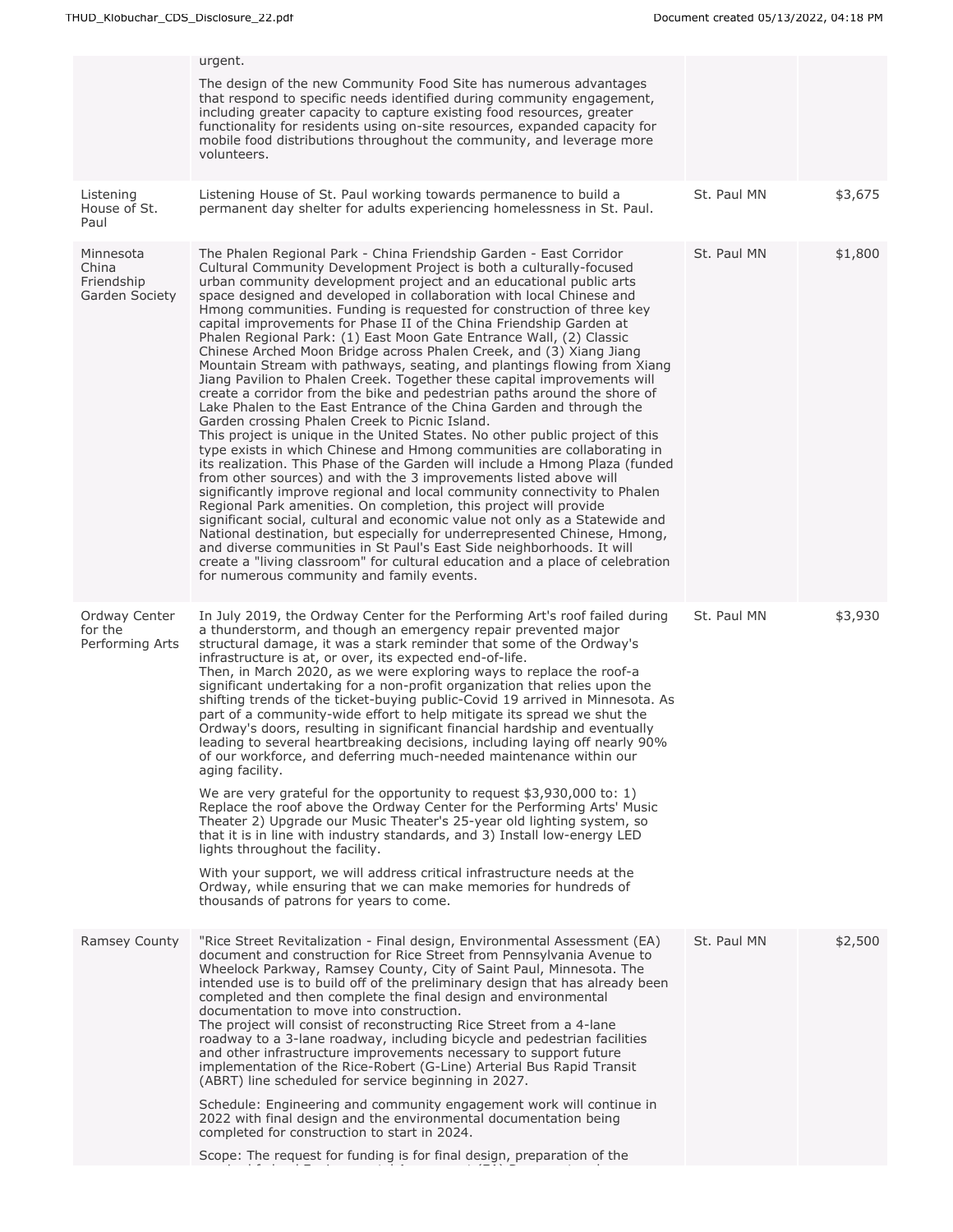| | | | |
|---|---|---|---|
| | urgent.<br><br>The design of the new Community Food Site has numerous advantages that respond to specific needs identified during community engagement, including greater capacity to capture existing food resources, greater functionality for residents using on-site resources, expanded capacity for mobile food distributions throughout the community, and leverage more volunteers. | | |
| Listening House of St. Paul | Listening House of St. Paul working towards permanence to build a permanent day shelter for adults experiencing homelessness in St. Paul. | St. Paul MN | $3,675 |
| Minnesota China Friendship Garden Society | The Phalen Regional Park - China Friendship Garden - East Corridor Cultural Community Development Project is both a culturally-focused urban community development project and an educational public arts space designed and developed in collaboration with local Chinese and Hmong communities. Funding is requested for construction of three key capital improvements for Phase II of the China Friendship Garden at Phalen Regional Park: (1) East Moon Gate Entrance Wall, (2) Classic Chinese Arched Moon Bridge across Phalen Creek, and (3) Xiang Jiang Mountain Stream with pathways, seating, and plantings flowing from Xiang Jiang Pavilion to Phalen Creek. Together these capital improvements will create a corridor from the bike and pedestrian paths around the shore of Lake Phalen to the East Entrance of the China Garden and through the Garden crossing Phalen Creek to Picnic Island.<br>This project is unique in the United States. No other public project of this type exists in which Chinese and Hmong communities are collaborating in its realization. This Phase of the Garden will include a Hmong Plaza (funded from other sources) and with the 3 improvements listed above will significantly improve regional and local community connectivity to Phalen Regional Park amenities. On completion, this project will provide significant social, cultural and economic value not only as a Statewide and National destination, but especially for underrepresented Chinese, Hmong, and diverse communities in St Paul's East Side neighborhoods. It will create a "living classroom" for cultural education and a place of celebration for numerous community and family events. | St. Paul MN | $1,800 |
| Ordway Center for the Performing Arts | In July 2019, the Ordway Center for the Performing Art's roof failed during a thunderstorm, and though an emergency repair prevented major structural damage, it was a stark reminder that some of the Ordway's infrastructure is at, or over, its expected end-of-life.<br>Then, in March 2020, as we were exploring ways to replace the roof-a significant undertaking for a non-profit organization that relies upon the shifting trends of the ticket-buying public-Covid 19 arrived in Minnesota. As part of a community-wide effort to help mitigate its spread we shut the Ordway's doors, resulting in significant financial hardship and eventually leading to several heartbreaking decisions, including laying off nearly 90% of our workforce, and deferring much-needed maintenance within our aging facility.<br><br>We are very grateful for the opportunity to request $3,930,000 to: 1) Replace the roof above the Ordway Center for the Performing Arts' Music Theater 2) Upgrade our Music Theater's 25-year old lighting system, so that it is in line with industry standards, and 3) Install low-energy LED lights throughout the facility.<br><br>With your support, we will address critical infrastructure needs at the Ordway, while ensuring that we can make memories for hundreds of thousands of patrons for years to come. | St. Paul MN | $3,930 |
| Ramsey County | "Rice Street Revitalization - Final design, Environmental Assessment (EA) document and construction for Rice Street from Pennsylvania Avenue to Wheelock Parkway, Ramsey County, City of Saint Paul, Minnesota. The intended use is to build off of the preliminary design that has already been completed and then complete the final design and environmental documentation to move into construction.<br>The project will consist of reconstructing Rice Street from a 4-lane roadway to a 3-lane roadway, including bicycle and pedestrian facilities and other infrastructure improvements necessary to support future implementation of the Rice-Robert (G-Line) Arterial Bus Rapid Transit (ABRT) line scheduled for service beginning in 2027.<br><br>Schedule: Engineering and community engagement work will continue in 2022 with final design and the environmental documentation being completed for construction to start in 2024.<br><br>Scope: The request for funding is for final design, preparation of the | St. Paul MN | $2,500 |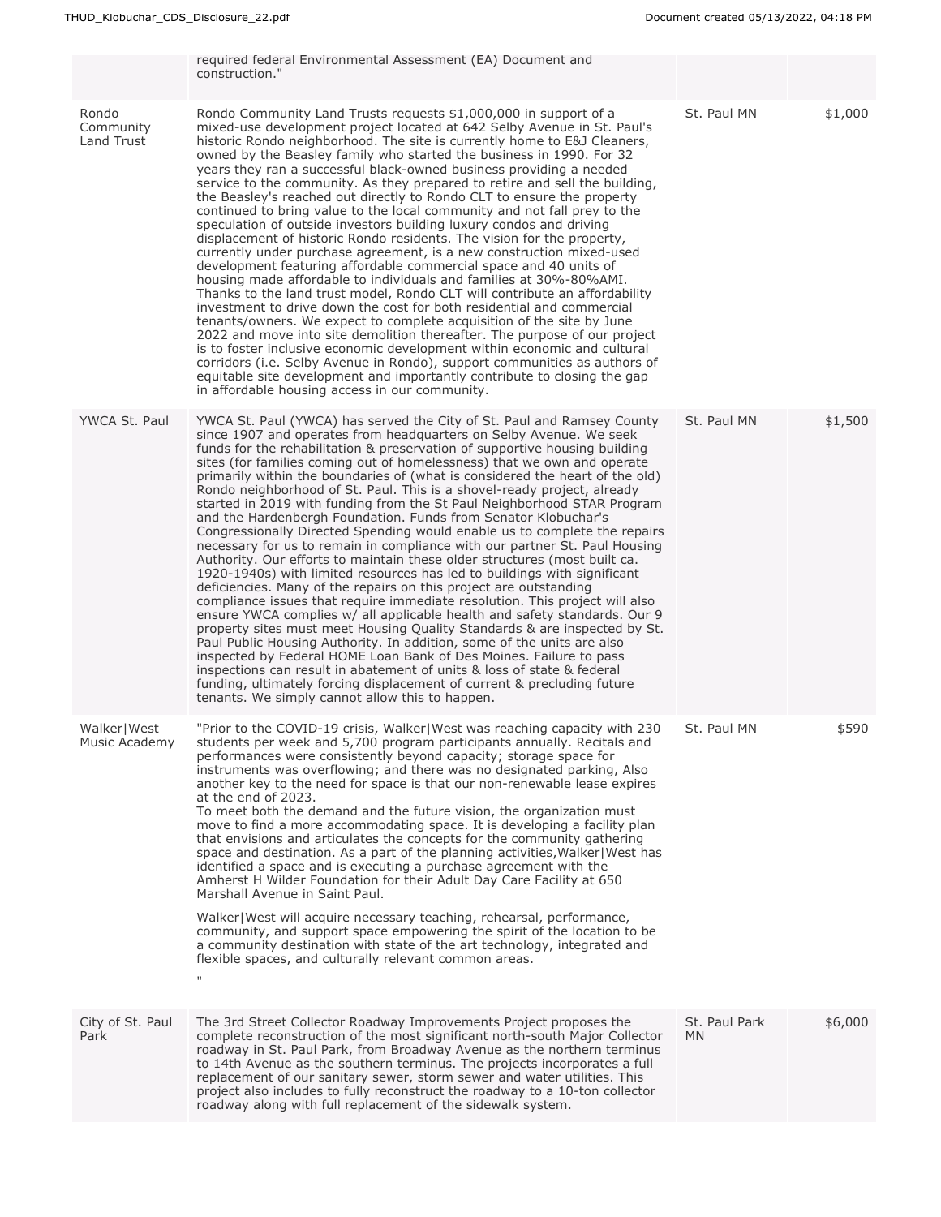| | | | |
|---|---|---|---|
| | required federal Environmental Assessment (EA) Document and construction." | | |
| Rondo Community Land Trust | Rondo Community Land Trusts requests $1,000,000 in support of a mixed-use development project located at 642 Selby Avenue in St. Paul's historic Rondo neighborhood. The site is currently home to E&J Cleaners, owned by the Beasley family who started the business in 1990. For 32 years they ran a successful black-owned business providing a needed service to the community. As they prepared to retire and sell the building, the Beasley's reached out directly to Rondo CLT to ensure the property continued to bring value to the local community and not fall prey to the speculation of outside investors building luxury condos and driving displacement of historic Rondo residents. The vision for the property, currently under purchase agreement, is a new construction mixed-used development featuring affordable commercial space and 40 units of housing made affordable to individuals and families at 30%-80%AMI. Thanks to the land trust model, Rondo CLT will contribute an affordability investment to drive down the cost for both residential and commercial tenants/owners. We expect to complete acquisition of the site by June 2022 and move into site demolition thereafter. The purpose of our project is to foster inclusive economic development within economic and cultural corridors (i.e. Selby Avenue in Rondo), support communities as authors of equitable site development and importantly contribute to closing the gap in affordable housing access in our community. | St. Paul MN | $1,000 |
| YWCA St. Paul | YWCA St. Paul (YWCA) has served the City of St. Paul and Ramsey County since 1907 and operates from headquarters on Selby Avenue. We seek funds for the rehabilitation & preservation of supportive housing building sites (for families coming out of homelessness) that we own and operate primarily within the boundaries of (what is considered the heart of the old) Rondo neighborhood of St. Paul. This is a shovel-ready project, already started in 2019 with funding from the St Paul Neighborhood STAR Program and the Hardenbergh Foundation. Funds from Senator Klobuchar's Congressionally Directed Spending would enable us to complete the repairs necessary for us to remain in compliance with our partner St. Paul Housing Authority. Our efforts to maintain these older structures (most built ca. 1920-1940s) with limited resources has led to buildings with significant deficiencies. Many of the repairs on this project are outstanding compliance issues that require immediate resolution. This project will also ensure YWCA complies w/ all applicable health and safety standards. Our 9 property sites must meet Housing Quality Standards & are inspected by St. Paul Public Housing Authority. In addition, some of the units are also inspected by Federal HOME Loan Bank of Des Moines. Failure to pass inspections can result in abatement of units & loss of state & federal funding, ultimately forcing displacement of current & precluding future tenants. We simply cannot allow this to happen. | St. Paul MN | $1,500 |
| Walker\|West Music Academy | "Prior to the COVID-19 crisis, Walker\|West was reaching capacity with 230 students per week and 5,700 program participants annually. Recitals and performances were consistently beyond capacity; storage space for instruments was overflowing; and there was no designated parking, Also another key to the need for space is that our non-renewable lease expires at the end of 2023.<br>To meet both the demand and the future vision, the organization must move to find a more accommodating space. It is developing a facility plan that envisions and articulates the concepts for the community gathering space and destination. As a part of the planning activities,Walker\|West has identified a space and is executing a purchase agreement with the Amherst H Wilder Foundation for their Adult Day Care Facility at 650 Marshall Avenue in Saint Paul.<br>Walker\|West will acquire necessary teaching, rehearsal, performance, community, and support space empowering the spirit of the location to be a community destination with state of the art technology, integrated and flexible spaces, and culturally relevant common areas.<br>" | St. Paul MN | $590 |
| City of St. Paul Park | The 3rd Street Collector Roadway Improvements Project proposes the complete reconstruction of the most significant north-south Major Collector roadway in St. Paul Park, from Broadway Avenue as the northern terminus to 14th Avenue as the southern terminus. The projects incorporates a full replacement of our sanitary sewer, storm sewer and water utilities. This project also includes to fully reconstruct the roadway to a 10-ton collector roadway along with full replacement of the sidewalk system. | St. Paul Park MN | $6,000 |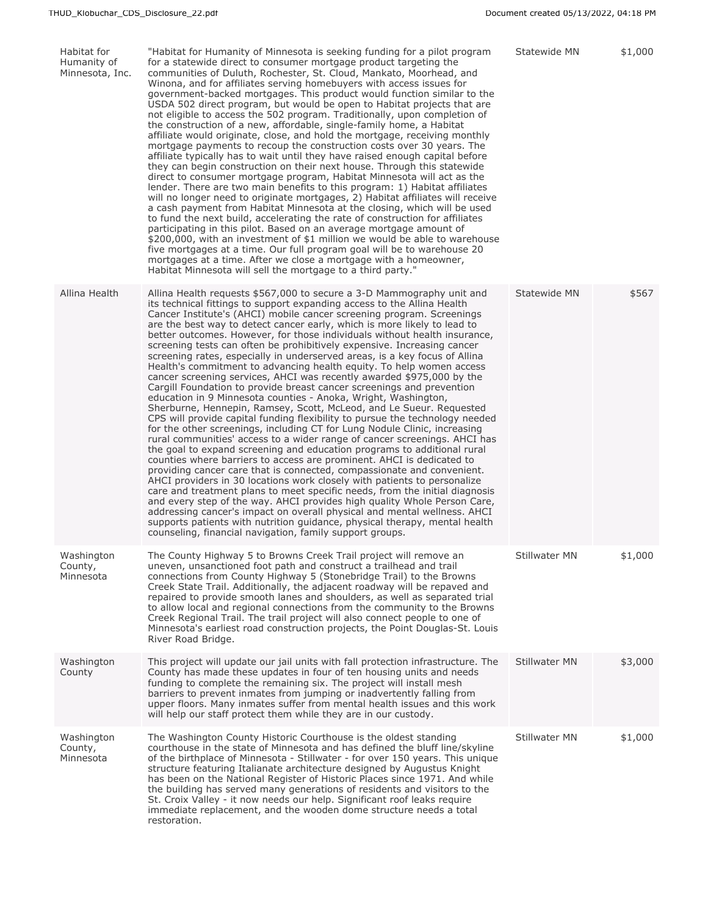| | | | |
|---|---|---|---|
| Habitat for Humanity of Minnesota, Inc. | "Habitat for Humanity of Minnesota is seeking funding for a pilot program for a statewide direct to consumer mortgage product targeting the communities of Duluth, Rochester, St. Cloud, Mankato, Moorhead, and Winona, and for affiliates serving homebuyers with access issues for government-backed mortgages. This product would function similar to the USDA 502 direct program, but would be open to Habitat projects that are not eligible to access the 502 program. Traditionally, upon completion of the construction of a new, affordable, single-family home, a Habitat affiliate would originate, close, and hold the mortgage, receiving monthly mortgage payments to recoup the construction costs over 30 years. The affiliate typically has to wait until they have raised enough capital before they can begin construction on their next house. Through this statewide direct to consumer mortgage program, Habitat Minnesota will act as the lender. There are two main benefits to this program: 1) Habitat affiliates will no longer need to originate mortgages, 2) Habitat affiliates will receive a cash payment from Habitat Minnesota at the closing, which will be used to fund the next build, accelerating the rate of construction for affiliates participating in this pilot. Based on an average mortgage amount of $200,000, with an investment of $1 million we would be able to warehouse five mortgages at a time. Our full program goal will be to warehouse 20 mortgages at a time. After we close a mortgage with a homeowner, Habitat Minnesota will sell the mortgage to a third party." | Statewide MN | $1,000 |
| Allina Health | Allina Health requests $567,000 to secure a 3-D Mammography unit and its technical fittings to support expanding access to the Allina Health Cancer Institute's (AHCI) mobile cancer screening program. Screenings are the best way to detect cancer early, which is more likely to lead to better outcomes. However, for those individuals without health insurance, screening tests can often be prohibitively expensive. Increasing cancer screening rates, especially in underserved areas, is a key focus of Allina Health's commitment to advancing health equity. To help women access cancer screening services, AHCI was recently awarded $975,000 by the Cargill Foundation to provide breast cancer screenings and prevention education in 9 Minnesota counties - Anoka, Wright, Washington, Sherburne, Hennepin, Ramsey, Scott, McLeod, and Le Sueur. Requested CPS will provide capital funding flexibility to pursue the technology needed for the other screenings, including CT for Lung Nodule Clinic, increasing rural communities' access to a wider range of cancer screenings. AHCI has the goal to expand screening and education programs to additional rural counties where barriers to access are prominent. AHCI is dedicated to providing cancer care that is connected, compassionate and convenient. AHCI providers in 30 locations work closely with patients to personalize care and treatment plans to meet specific needs, from the initial diagnosis and every step of the way. AHCI provides high quality Whole Person Care, addressing cancer's impact on overall physical and mental wellness. AHCI supports patients with nutrition guidance, physical therapy, mental health counseling, financial navigation, family support groups. | Statewide MN | $567 |
| Washington County, Minnesota | The County Highway 5 to Browns Creek Trail project will remove an uneven, unsanctioned foot path and construct a trailhead and trail connections from County Highway 5 (Stonebridge Trail) to the Browns Creek State Trail. Additionally, the adjacent roadway will be repaved and repaired to provide smooth lanes and shoulders, as well as separated trial to allow local and regional connections from the community to the Browns Creek Regional Trail. The trail project will also connect people to one of Minnesota's earliest road construction projects, the Point Douglas-St. Louis River Road Bridge. | Stillwater MN | $1,000 |
| Washington County | This project will update our jail units with fall protection infrastructure. The County has made these updates in four of ten housing units and needs funding to complete the remaining six. The project will install mesh barriers to prevent inmates from jumping or inadvertently falling from upper floors. Many inmates suffer from mental health issues and this work will help our staff protect them while they are in our custody. | Stillwater MN | $3,000 |
| Washington County, Minnesota | The Washington County Historic Courthouse is the oldest standing courthouse in the state of Minnesota and has defined the bluff line/skyline of the birthplace of Minnesota - Stillwater - for over 150 years. This unique structure featuring Italianate architecture designed by Augustus Knight has been on the National Register of Historic Places since 1971. And while the building has served many generations of residents and visitors to the St. Croix Valley - it now needs our help. Significant roof leaks require immediate replacement, and the wooden dome structure needs a total restoration. | Stillwater MN | $1,000 |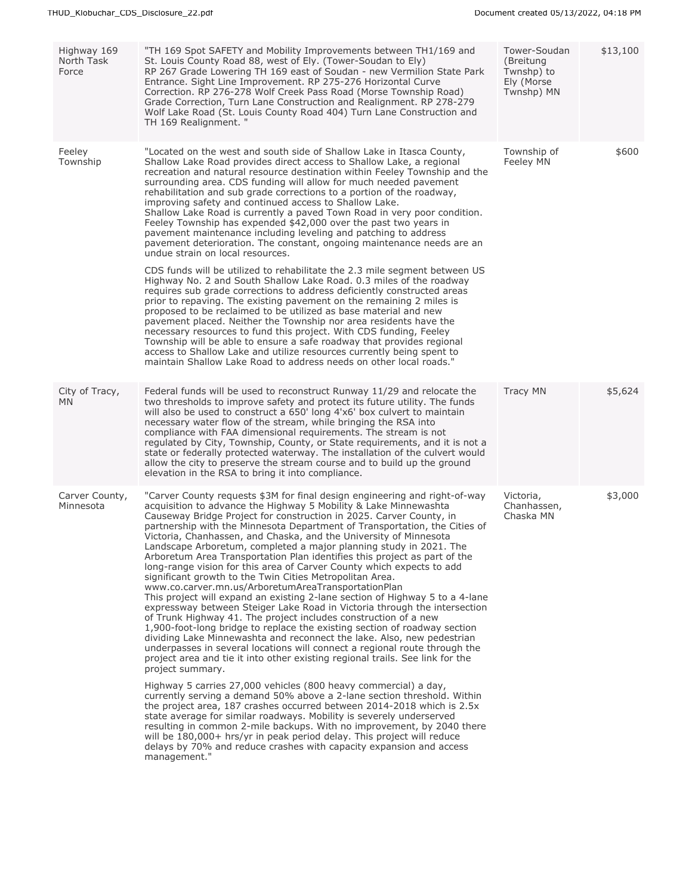| Highway 169 North Task Force | "TH 169 Spot SAFETY and Mobility Improvements between TH1/169 and St. Louis County Road 88, west of Ely. (Tower-Soudan to Ely)<br>RP 267 Grade Lowering TH 169 east of Soudan - new Vermilion State Park Entrance. Sight Line Improvement. RP 275-276 Horizontal Curve Correction. RP 276-278 Wolf Creek Pass Road (Morse Township Road) Grade Correction, Turn Lane Construction and Realignment. RP 278-279 Wolf Lake Road (St. Louis County Road 404) Turn Lane Construction and TH 169 Realignment. " | Tower-Soudan (Breitung Twnshp) to Ely (Morse Twnshp) MN | $13,100 |
|---|---|---|---|
| Feeley Township | "Located on the west and south side of Shallow Lake in Itasca County, Shallow Lake Road provides direct access to Shallow Lake, a regional recreation and natural resource destination within Feeley Township and the surrounding area. CDS funding will allow for much needed pavement rehabilitation and sub grade corrections to a portion of the roadway, improving safety and continued access to Shallow Lake.<br>Shallow Lake Road is currently a paved Town Road in very poor condition. Feeley Township has expended $42,000 over the past two years in pavement maintenance including leveling and patching to address pavement deterioration. The constant, ongoing maintenance needs are an undue strain on local resources.<br><br>CDS funds will be utilized to rehabilitate the 2.3 mile segment between US Highway No. 2 and South Shallow Lake Road. 0.3 miles of the roadway requires sub grade corrections to address deficiently constructed areas prior to repaving. The existing pavement on the remaining 2 miles is proposed to be reclaimed to be utilized as base material and new pavement placed. Neither the Township nor area residents have the necessary resources to fund this project. With CDS funding, Feeley Township will be able to ensure a safe roadway that provides regional access to Shallow Lake and utilize resources currently being spent to maintain Shallow Lake Road to address needs on other local roads." | Township of Feeley MN | $600 |
| City of Tracy, MN | Federal funds will be used to reconstruct Runway 11/29 and relocate the two thresholds to improve safety and protect its future utility. The funds will also be used to construct a 650' long 4'x6' box culvert to maintain necessary water flow of the stream, while bringing the RSA into compliance with FAA dimensional requirements. The stream is not regulated by City, Township, County, or State requirements, and it is not a state or federally protected waterway. The installation of the culvert would allow the city to preserve the stream course and to build up the ground elevation in the RSA to bring it into compliance. | Tracy MN | $5,624 |
| Carver County, Minnesota | "Carver County requests $3M for final design engineering and right-of-way acquisition to advance the Highway 5 Mobility & Lake Minnewashta Causeway Bridge Project for construction in 2025. Carver County, in partnership with the Minnesota Department of Transportation, the Cities of Victoria, Chanhassen, and Chaska, and the University of Minnesota Landscape Arboretum, completed a major planning study in 2021. The Arboretum Area Transportation Plan identifies this project as part of the long-range vision for this area of Carver County which expects to add significant growth to the Twin Cities Metropolitan Area.<br>www.co.carver.mn.us/ArboretumAreaTransportationPlan<br>This project will expand an existing 2-lane section of Highway 5 to a 4-lane expressway between Steiger Lake Road in Victoria through the intersection of Trunk Highway 41. The project includes construction of a new 1,900-foot-long bridge to replace the existing section of roadway section dividing Lake Minnewashta and reconnect the lake. Also, new pedestrian underpasses in several locations will connect a regional route through the project area and tie it into other existing regional trails. See link for the project summary.<br><br>Highway 5 carries 27,000 vehicles (800 heavy commercial) a day, currently serving a demand 50% above a 2-lane section threshold. Within the project area, 187 crashes occurred between 2014-2018 which is 2.5x state average for similar roadways. Mobility is severely underserved resulting in common 2-mile backups. With no improvement, by 2040 there will be 180,000+ hrs/yr in peak period delay. This project will reduce delays by 70% and reduce crashes with capacity expansion and access management." | Victoria, Chanhassen, Chaska MN | $3,000 |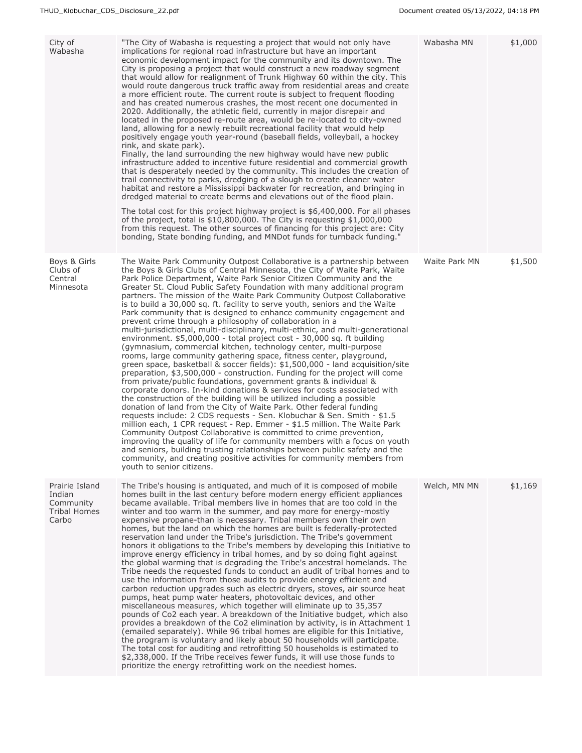| City of Wabasha | "The City of Wabasha is requesting a project that would not only have implications for regional road infrastructure but have an important economic development impact for the community and its downtown. The City is proposing a project that would construct a new roadway segment that would allow for realignment of Trunk Highway 60 within the city. This would route dangerous truck traffic away from residential areas and create a more efficient route. The current route is subject to frequent flooding and has created numerous crashes, the most recent one documented in 2020. Additionally, the athletic field, currently in major disrepair and located in the proposed re-route area, would be re-located to city-owned land, allowing for a newly rebuilt recreational facility that would help positively engage youth year-round (baseball fields, volleyball, a hockey rink, and skate park).<br>Finally, the land surrounding the new highway would have new public infrastructure added to incentive future residential and commercial growth that is desperately needed by the community. This includes the creation of trail connectivity to parks, dredging of a slough to create cleaner water habitat and restore a Mississippi backwater for recreation, and bringing in dredged material to create berms and elevations out of the flood plain.<br><br>The total cost for this project highway project is $6,400,000. For all phases of the project, total is $10,800,000. The City is requesting $1,000,000 from this request. The other sources of financing for this project are: City bonding, State bonding funding, and MNDot funds for turnback funding." | Wabasha MN | $1,000 |
|---|---|---|---|
| Boys & Girls Clubs of Central Minnesota | The Waite Park Community Outpost Collaborative is a partnership between the Boys & Girls Clubs of Central Minnesota, the City of Waite Park, Waite Park Police Department, Waite Park Senior Citizen Community and the Greater St. Cloud Public Safety Foundation with many additional program partners. The mission of the Waite Park Community Outpost Collaborative is to build a 30,000 sq. ft. facility to serve youth, seniors and the Waite Park community that is designed to enhance community engagement and prevent crime through a philosophy of collaboration in a multi-jurisdictional, multi-disciplinary, multi-ethnic, and multi-generational environment. $5,000,000 - total project cost - 30,000 sq. ft building (gymnasium, commercial kitchen, technology center, multi-purpose rooms, large community gathering space, fitness center, playground, green space, basketball & soccer fields): $1,500,000 - land acquisition/site preparation, $3,500,000 - construction. Funding for the project will come from private/public foundations, government grants & individual & corporate donors. In-kind donations & services for costs associated with the construction of the building will be utilized including a possible donation of land from the City of Waite Park. Other federal funding requests include: 2 CDS requests - Sen. Klobuchar & Sen. Smith - $1.5 million each, 1 CPR request - Rep. Emmer - $1.5 million. The Waite Park Community Outpost Collaborative is committed to crime prevention, improving the quality of life for community members with a focus on youth and seniors, building trusting relationships between public safety and the community, and creating positive activities for community members from youth to senior citizens. | Waite Park MN | $1,500 |
| Prairie Island Indian Community Tribal Homes Carbo | The Tribe's housing is antiquated, and much of it is composed of mobile homes built in the last century before modern energy efficient appliances became available. Tribal members live in homes that are too cold in the winter and too warm in the summer, and pay more for energy-mostly expensive propane-than is necessary. Tribal members own their own homes, but the land on which the homes are built is federally-protected reservation land under the Tribe's jurisdiction. The Tribe's government honors it obligations to the Tribe's members by developing this Initiative to improve energy efficiency in tribal homes, and by so doing fight against the global warming that is degrading the Tribe's ancestral homelands. The Tribe needs the requested funds to conduct an audit of tribal homes and to use the information from those audits to provide energy efficient and carbon reduction upgrades such as electric dryers, stoves, air source heat pumps, heat pump water heaters, photovoltaic devices, and other miscellaneous measures, which together will eliminate up to 35,357 pounds of Co2 each year. A breakdown of the Initiative budget, which also provides a breakdown of the Co2 elimination by activity, is in Attachment 1 (emailed separately). While 96 tribal homes are eligible for this Initiative, the program is voluntary and likely about 50 households will participate. The total cost for auditing and retrofitting 50 households is estimated to $2,338,000. If the Tribe receives fewer funds, it will use those funds to prioritize the energy retrofitting work on the neediest homes. | Welch, MN MN | $1,169 |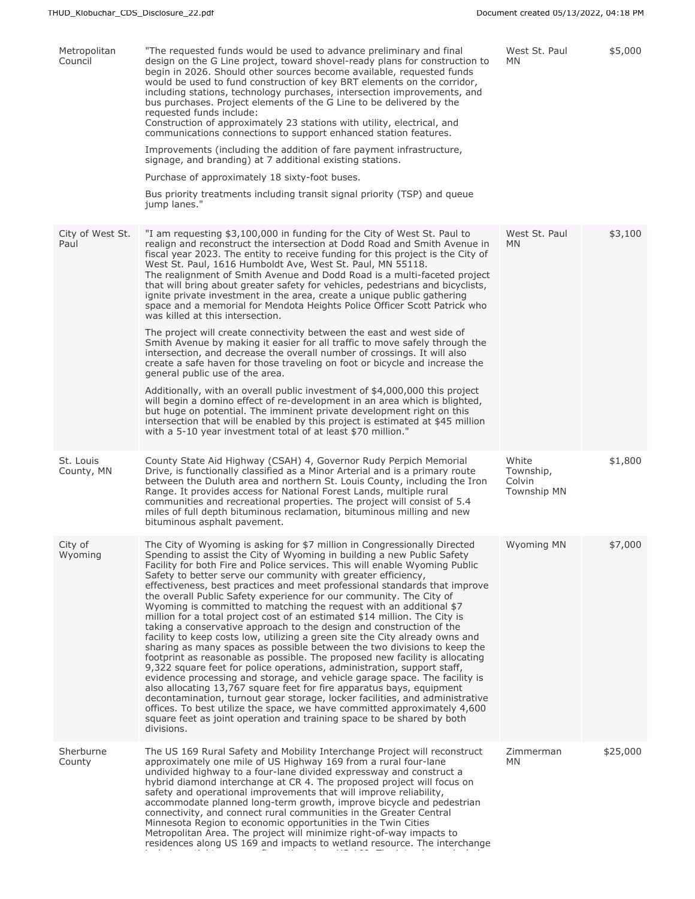| | | | |
|---|---|---|---|
| Metropolitan Council | "The requested funds would be used to advance preliminary and final design on the G Line project, toward shovel-ready plans for construction to begin in 2026. Should other sources become available, requested funds would be used to fund construction of key BRT elements on the corridor, including stations, technology purchases, intersection improvements, and bus purchases. Project elements of the G Line to be delivered by the requested funds include:<br>Construction of approximately 23 stations with utility, electrical, and communications connections to support enhanced station features.<br><br>Improvements (including the addition of fare payment infrastructure, signage, and branding) at 7 additional existing stations.<br><br>Purchase of approximately 18 sixty-foot buses.<br><br>Bus priority treatments including transit signal priority (TSP) and queue jump lanes." | West St. Paul MN | $5,000 |
| City of West St. Paul | "I am requesting $3,100,000 in funding for the City of West St. Paul to realign and reconstruct the intersection at Dodd Road and Smith Avenue in fiscal year 2023. The entity to receive funding for this project is the City of West St. Paul, 1616 Humboldt Ave, West St. Paul, MN 55118.<br>The realignment of Smith Avenue and Dodd Road is a multi-faceted project that will bring about greater safety for vehicles, pedestrians and bicyclists, ignite private investment in the area, create a unique public gathering space and a memorial for Mendota Heights Police Officer Scott Patrick who was killed at this intersection.<br><br>The project will create connectivity between the east and west side of Smith Avenue by making it easier for all traffic to move safely through the intersection, and decrease the overall number of crossings. It will also create a safe haven for those traveling on foot or bicycle and increase the general public use of the area.<br><br>Additionally, with an overall public investment of $4,000,000 this project will begin a domino effect of re-development in an area which is blighted, but huge on potential. The imminent private development right on this intersection that will be enabled by this project is estimated at $45 million with a 5-10 year investment total of at least $70 million." | West St. Paul MN | $3,100 |
| St. Louis County, MN | County State Aid Highway (CSAH) 4, Governor Rudy Perpich Memorial Drive, is functionally classified as a Minor Arterial and is a primary route between the Duluth area and northern St. Louis County, including the Iron Range. It provides access for National Forest Lands, multiple rural communities and recreational properties. The project will consist of 5.4 miles of full depth bituminous reclamation, bituminous milling and new bituminous asphalt pavement. | White Township, Colvin Township MN | $1,800 |
| City of Wyoming | The City of Wyoming is asking for $7 million in Congressionally Directed Spending to assist the City of Wyoming in building a new Public Safety Facility for both Fire and Police services. This will enable Wyoming Public Safety to better serve our community with greater efficiency, effectiveness, best practices and meet professional standards that improve the overall Public Safety experience for our community. The City of Wyoming is committed to matching the request with an additional $7 million for a total project cost of an estimated $14 million. The City is taking a conservative approach to the design and construction of the facility to keep costs low, utilizing a green site the City already owns and sharing as many spaces as possible between the two divisions to keep the footprint as reasonable as possible. The proposed new facility is allocating 9,322 square feet for police operations, administration, support staff, evidence processing and storage, and vehicle garage space. The facility is also allocating 13,767 square feet for fire apparatus bays, equipment decontamination, turnout gear storage, locker facilities, and administrative offices. To best utilize the space, we have committed approximately 4,600 square feet as joint operation and training space to be shared by both divisions. | Wyoming MN | $7,000 |
| Sherburne County | The US 169 Rural Safety and Mobility Interchange Project will reconstruct approximately one mile of US Highway 169 from a rural four-lane undivided highway to a four-lane divided expressway and construct a hybrid diamond interchange at CR 4. The proposed project will focus on safety and operational improvements that will improve reliability, accommodate planned long-term growth, improve bicycle and pedestrian connectivity, and connect rural communities in the Greater Central Minnesota Region to economic opportunities in the Twin Cities Metropolitan Area. The project will minimize right-of-way impacts to residences along US 169 and impacts to wetland resource. The interchange | Zimmerman MN | $25,000 |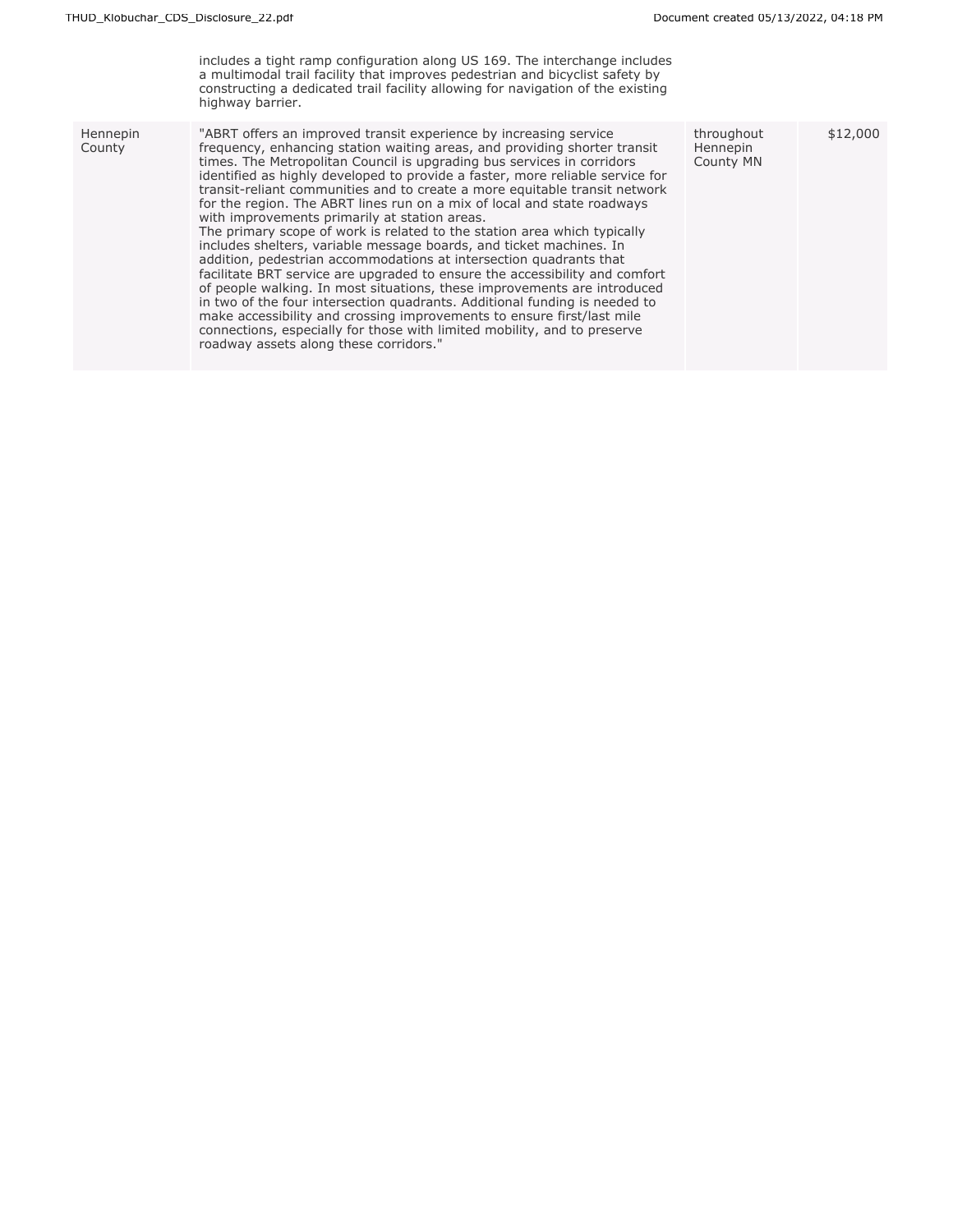| | | | |
|---|---|---|---|
| | includes a tight ramp configuration along US 169. The interchange includes a multimodal trail facility that improves pedestrian and bicyclist safety by constructing a dedicated trail facility allowing for navigation of the existing highway barrier. | | |
| Hennepin County | "ABRT offers an improved transit experience by increasing service frequency, enhancing station waiting areas, and providing shorter transit times. The Metropolitan Council is upgrading bus services in corridors identified as highly developed to provide a faster, more reliable service for transit-reliant communities and to create a more equitable transit network for the region. The ABRT lines run on a mix of local and state roadways with improvements primarily at station areas.<br>The primary scope of work is related to the station area which typically includes shelters, variable message boards, and ticket machines. In addition, pedestrian accommodations at intersection quadrants that facilitate BRT service are upgraded to ensure the accessibility and comfort of people walking. In most situations, these improvements are introduced in two of the four intersection quadrants. Additional funding is needed to make accessibility and crossing improvements to ensure first/last mile connections, especially for those with limited mobility, and to preserve roadway assets along these corridors." | throughout Hennepin County MN | $12,000 |